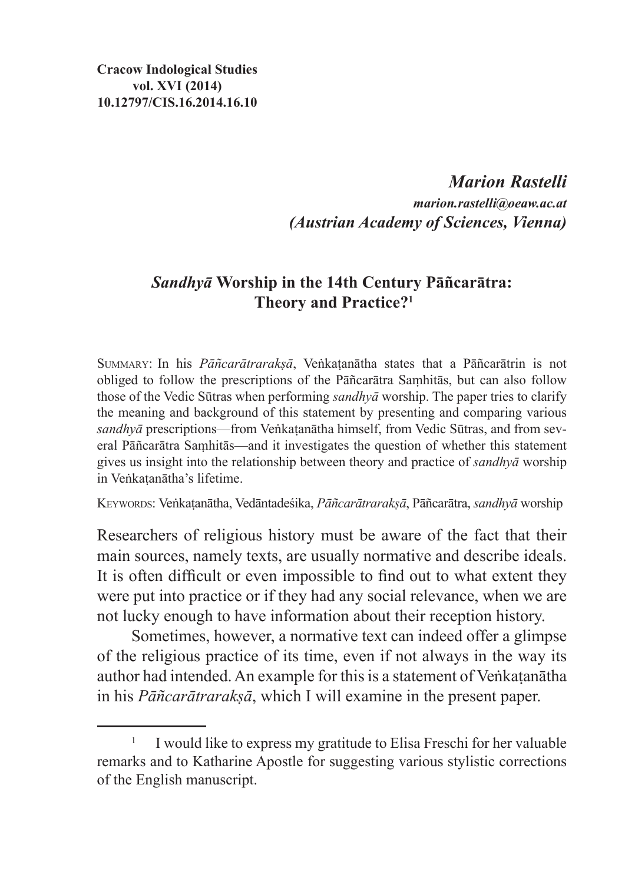**Cracow Indological Studies**
**vol. XVI (2014)**
**10.12797/CIS.16.2014.16.10**

***Marion Rastelli***
***marion.rastelli@oeaw.ac.at***
***(Austrian Academy of Sciences, Vienna)***

# *Sandhyā* Worship in the 14th Century Pāñcarātra: Theory and Practice?[1]

Summary: In his *Pāñcarātrarakṣā*, Veṅkaṭanātha states that a Pāñcarātrin is not obliged to follow the prescriptions of the Pāñcarātra Saṃhitās, but can also follow those of the Vedic Sūtras when performing *sandhyā* worship. The paper tries to clarify the meaning and background of this statement by presenting and comparing various *sandhyā* prescriptions—from Veṅkaṭanātha himself, from Vedic Sūtras, and from several Pāñcarātra Saṃhitās—and it investigates the question of whether this statement gives us insight into the relationship between theory and practice of *sandhyā* worship in Veṅkaṭanātha's lifetime.

Keywords: Veṅkaṭanātha, Vedāntadeśika, *Pāñcarātrarakṣā*, Pāñcarātra, *sandhyā* worship

Researchers of religious history must be aware of the fact that their main sources, namely texts, are usually normative and describe ideals. It is often difficult or even impossible to find out to what extent they were put into practice or if they had any social relevance, when we are not lucky enough to have information about their reception history.

Sometimes, however, a normative text can indeed offer a glimpse of the religious practice of its time, even if not always in the way its author had intended. An example for this is a statement of Veṅkaṭanātha in his *Pāñcarātrarakṣā*, which I will examine in the present paper.

[1] I would like to express my gratitude to Elisa Freschi for her valuable remarks and to Katharine Apostle for suggesting various stylistic corrections of the English manuscript.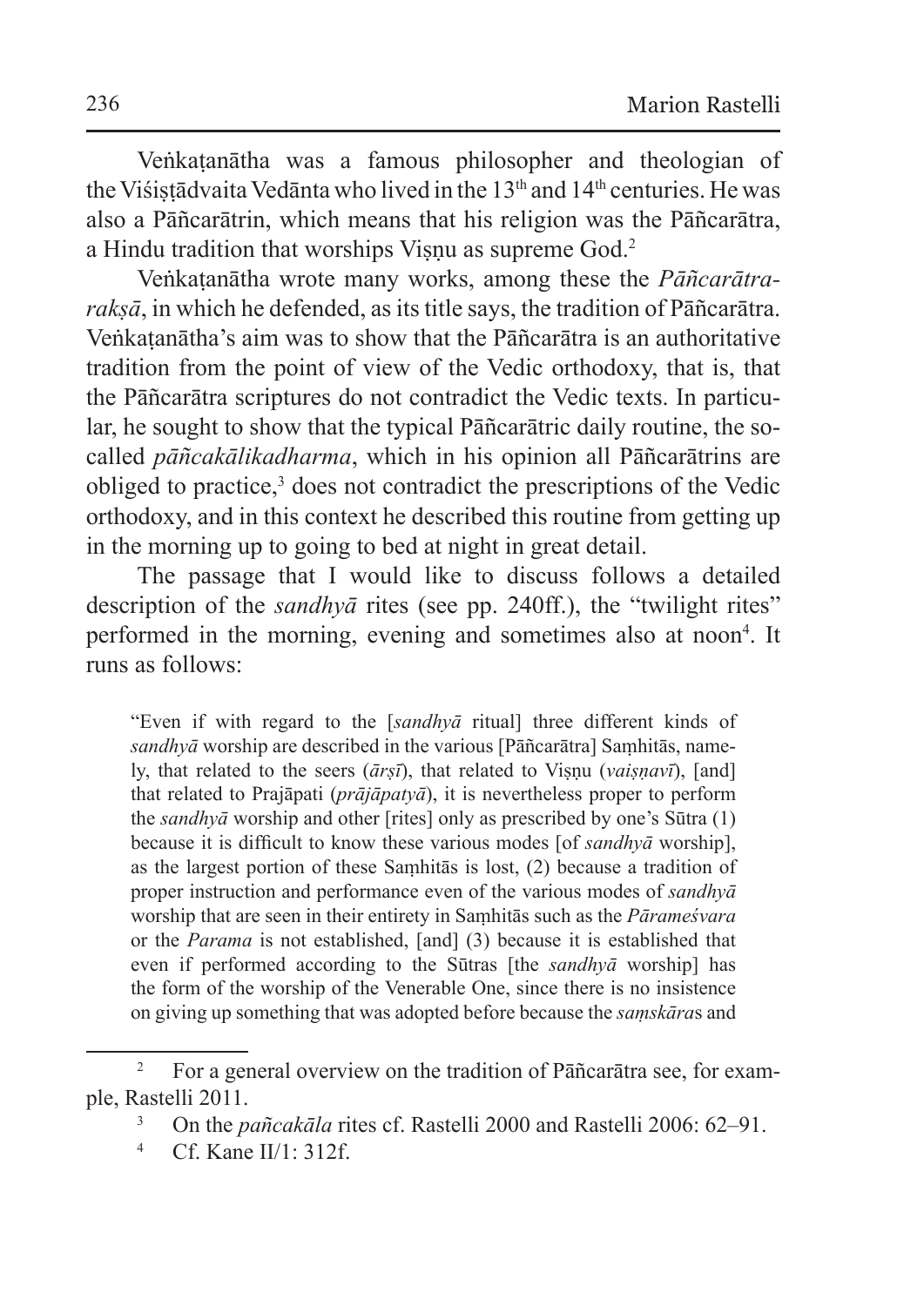Veṅkaṭanātha was a famous philosopher and theologian of the Viśiṣṭādvaita Vedānta who lived in the 13th and 14th centuries. He was also a Pāñcarātrin, which means that his religion was the Pāñcarātra, a Hindu tradition that worships Viṣṇu as supreme God.[2]

Veṅkaṭanātha wrote many works, among these the *Pāñcarātra-rakṣā*, in which he defended, as its title says, the tradition of Pāñcarātra. Veṅkaṭanātha's aim was to show that the Pāñcarātra is an authoritative tradition from the point of view of the Vedic orthodoxy, that is, that the Pāñcarātra scriptures do not contradict the Vedic texts. In particular, he sought to show that the typical Pāñcarātric daily routine, the so-called *pāñcakālikadharma*, which in his opinion all Pāñcarātrins are obliged to practice,[3] does not contradict the prescriptions of the Vedic orthodoxy, and in this context he described this routine from getting up in the morning up to going to bed at night in great detail.

The passage that I would like to discuss follows a detailed description of the *sandhyā* rites (see pp. 240ff.), the "twilight rites" performed in the morning, evening and sometimes also at noon[4]. It runs as follows:

> "Even if with regard to the [*sandhyā* ritual] three different kinds of *sandhyā* worship are described in the various [Pāñcarātra] Saṃhitās, namely, that related to the seers (*ārṣī*), that related to Viṣṇu (*vaiṣṇavī*), [and] that related to Prajāpati (*prājāpatyā*), it is nevertheless proper to perform the *sandhyā* worship and other [rites] only as prescribed by one's Sūtra (1) because it is difficult to know these various modes [of *sandhyā* worship], as the largest portion of these Saṃhitās is lost, (2) because a tradition of proper instruction and performance even of the various modes of *sandhyā* worship that are seen in their entirety in Saṃhitās such as the *Pārameśvara* or the *Parama* is not established, [and] (3) because it is established that even if performed according to the Sūtras [the *sandhyā* worship] has the form of the worship of the Venerable One, since there is no insistence on giving up something that was adopted before because the *saṃskāra*s and

---

[2] For a general overview on the tradition of Pāñcarātra see, for example, Rastelli 2011.

[3] On the *pañcakāla* rites cf. Rastelli 2000 and Rastelli 2006: 62–91.

[4] Cf. Kane II/1: 312f.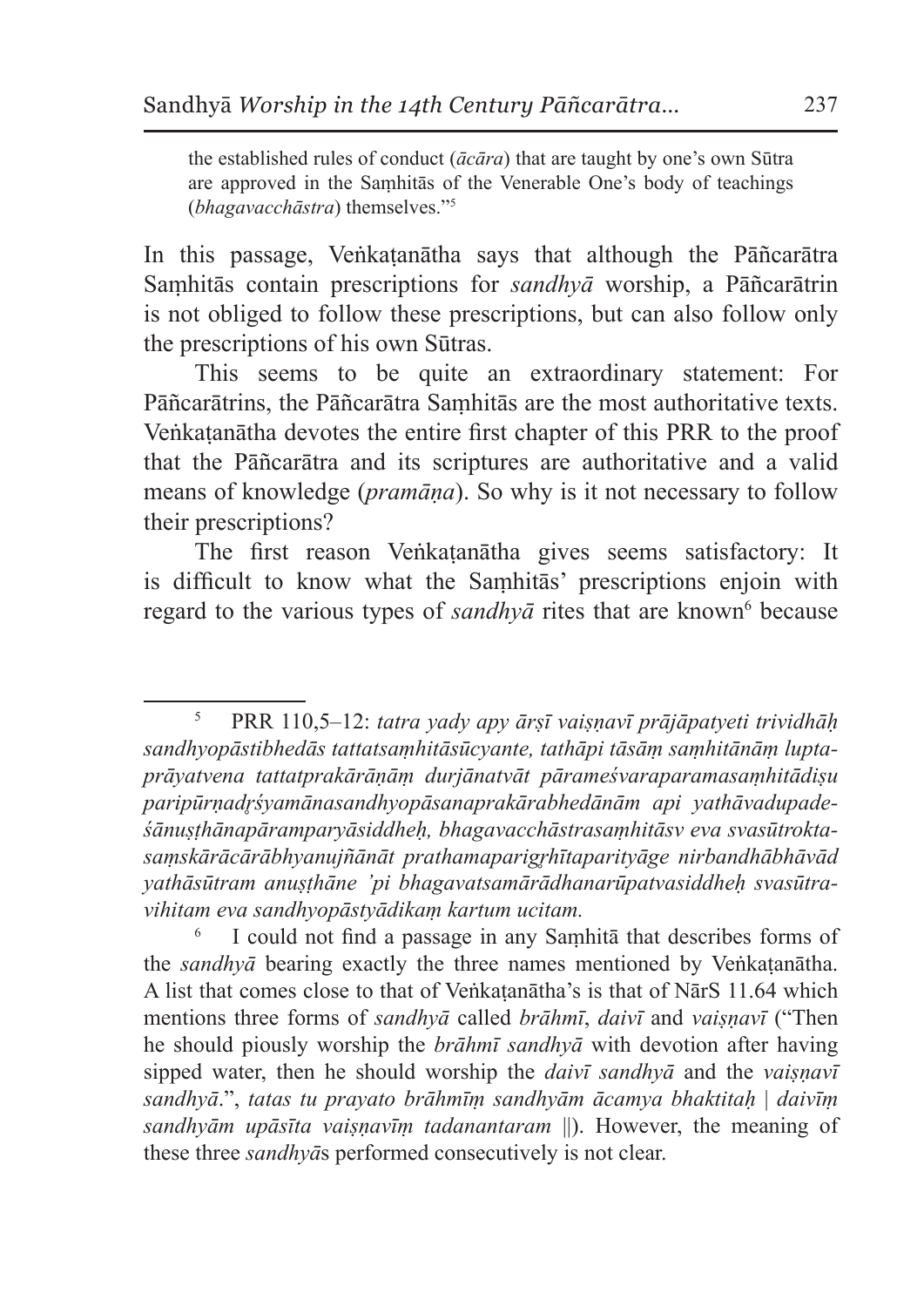the established rules of conduct (*ācāra*) that are taught by one's own Sūtra are approved in the Saṃhitās of the Venerable One's body of teachings (*bhagavacchāstra*) themselves."[5]

In this passage, Veṅkaṭanātha says that although the Pāñcarātra Saṃhitās contain prescriptions for *sandhyā* worship, a Pāñcarātrin is not obliged to follow these prescriptions, but can also follow only the prescriptions of his own Sūtras.

This seems to be quite an extraordinary statement: For Pāñcarātrins, the Pāñcarātra Saṃhitās are the most authoritative texts. Veṅkaṭanātha devotes the entire first chapter of this PRR to the proof that the Pāñcarātra and its scriptures are authoritative and a valid means of knowledge (*pramāṇa*). So why is it not necessary to follow their prescriptions?

The first reason Veṅkaṭanātha gives seems satisfactory: It is difficult to know what the Saṃhitās' prescriptions enjoin with regard to the various types of *sandhyā* rites that are known[6] because

---

[5] PRR 110,5–12: *tatra yady apy ārṣī vaiṣṇavī prājāpatyeti trividhāḥ sandhyopāstibhedās tattatsaṃhitāsūcyante, tathāpi tāsāṃ saṃhitānāṃ lupta-prāyatvena tattatprakārāṇāṃ durjānatvāt pārameśvaraparamasaṃhitādiṣu paripūrṇadṛśyamānasandhyopāsanaprakārabhedānām api yathāvadupade-śānuṣṭhānapāramparyāsiddheḥ, bhagavacchāstrasaṃhitāsv eva svasūtrokta-saṃskārācārābhyanujñānāt prathamaparigṛhītaparityāge nirbandhābhāvād yathāsūtram anuṣṭhāne 'pi bhagavatsamārādhanarūpatvasiddheḥ svasūtra-vihitam eva sandhyopāstyādikaṃ kartum ucitam.*

[6] I could not find a passage in any Saṃhitā that describes forms of the *sandhyā* bearing exactly the three names mentioned by Veṅkaṭanātha. A list that comes close to that of Veṅkaṭanātha's is that of NārS 11.64 which mentions three forms of *sandhyā* called *brāhmī*, *daivī* and *vaiṣṇavī* ("Then he should piously worship the *brāhmī sandhyā* with devotion after having sipped water, then he should worship the *daivī sandhyā* and the *vaiṣṇavī sandhyā*.", *tatas tu prayato brāhmīṃ sandhyām ācamya bhaktitaḥ | daivīṃ sandhyām upāsīta vaiṣṇavīṃ tadanantaram* ||). However, the meaning of these three *sandhyā*s performed consecutively is not clear.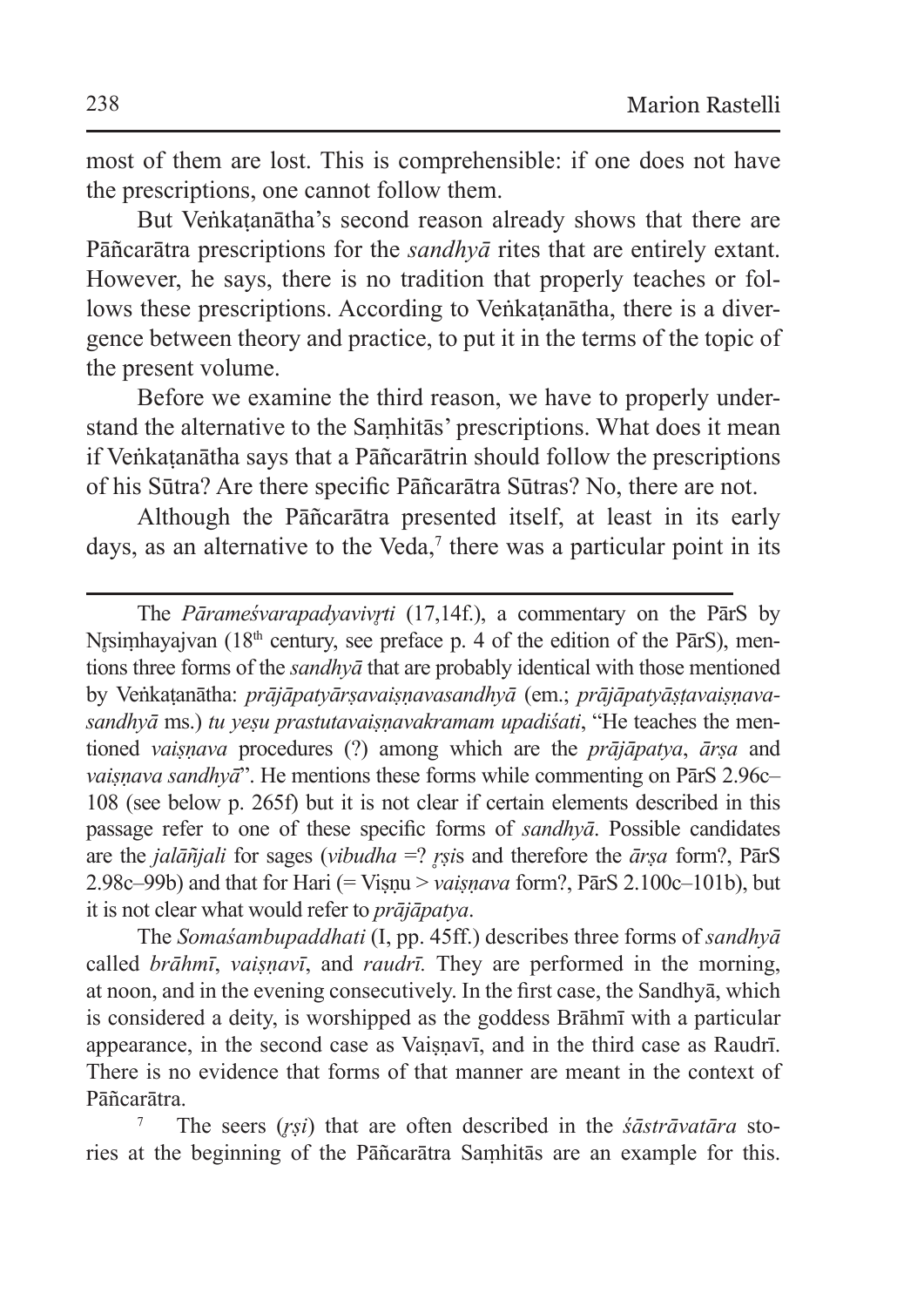most of them are lost. This is comprehensible: if one does not have the prescriptions, one cannot follow them.

But Veṅkaṭanātha's second reason already shows that there are Pāñcarātra prescriptions for the *sandhyā* rites that are entirely extant. However, he says, there is no tradition that properly teaches or follows these prescriptions. According to Veṅkaṭanātha, there is a divergence between theory and practice, to put it in the terms of the topic of the present volume.

Before we examine the third reason, we have to properly understand the alternative to the Saṃhitās' prescriptions. What does it mean if Veṅkaṭanātha says that a Pāñcarātrin should follow the prescriptions of his Sūtra? Are there specific Pāñcarātra Sūtras? No, there are not.

Although the Pāñcarātra presented itself, at least in its early days, as an alternative to the Veda,[7] there was a particular point in its

---

The *Pārameśvarapadyavivṛti* (17,14f.), a commentary on the PārS by Nṛsiṃhayajvan (18th century, see preface p. 4 of the edition of the PārS), mentions three forms of the *sandhyā* that are probably identical with those mentioned by Veṅkaṭanātha: *prājāpatyārṣavaiṣṇavasandhyā* (em.; *prājāpatyāṣṭavaiṣṇavasandhyā* ms.) *tu yeṣu prastutavaiṣṇavakramam upadiśati*, "He teaches the mentioned *vaiṣṇava* procedures (?) among which are the *prājāpatya*, *ārṣa* and *vaiṣṇava sandhyā*". He mentions these forms while commenting on PārS 2.96c–108 (see below p. 265f) but it is not clear if certain elements described in this passage refer to one of these specific forms of *sandhyā*. Possible candidates are the *jalāñjali* for sages (*vibudha* =? *ṛṣi*s and therefore the *ārṣa* form?, PārS 2.98c–99b) and that for Hari (= Viṣṇu > *vaiṣṇava* form?, PārS 2.100c–101b), but it is not clear what would refer to *prājāpatya*.

The *Somaśambupaddhati* (I, pp. 45ff.) describes three forms of *sandhyā* called *brāhmī*, *vaiṣṇavī*, and *raudrī.* They are performed in the morning, at noon, and in the evening consecutively. In the first case, the Sandhyā, which is considered a deity, is worshipped as the goddess Brāhmī with a particular appearance, in the second case as Vaiṣṇavī, and in the third case as Raudrī. There is no evidence that forms of that manner are meant in the context of Pāñcarātra.

[7] The seers (*ṛṣi*) that are often described in the *śāstrāvatāra* stories at the beginning of the Pāñcarātra Saṃhitās are an example for this.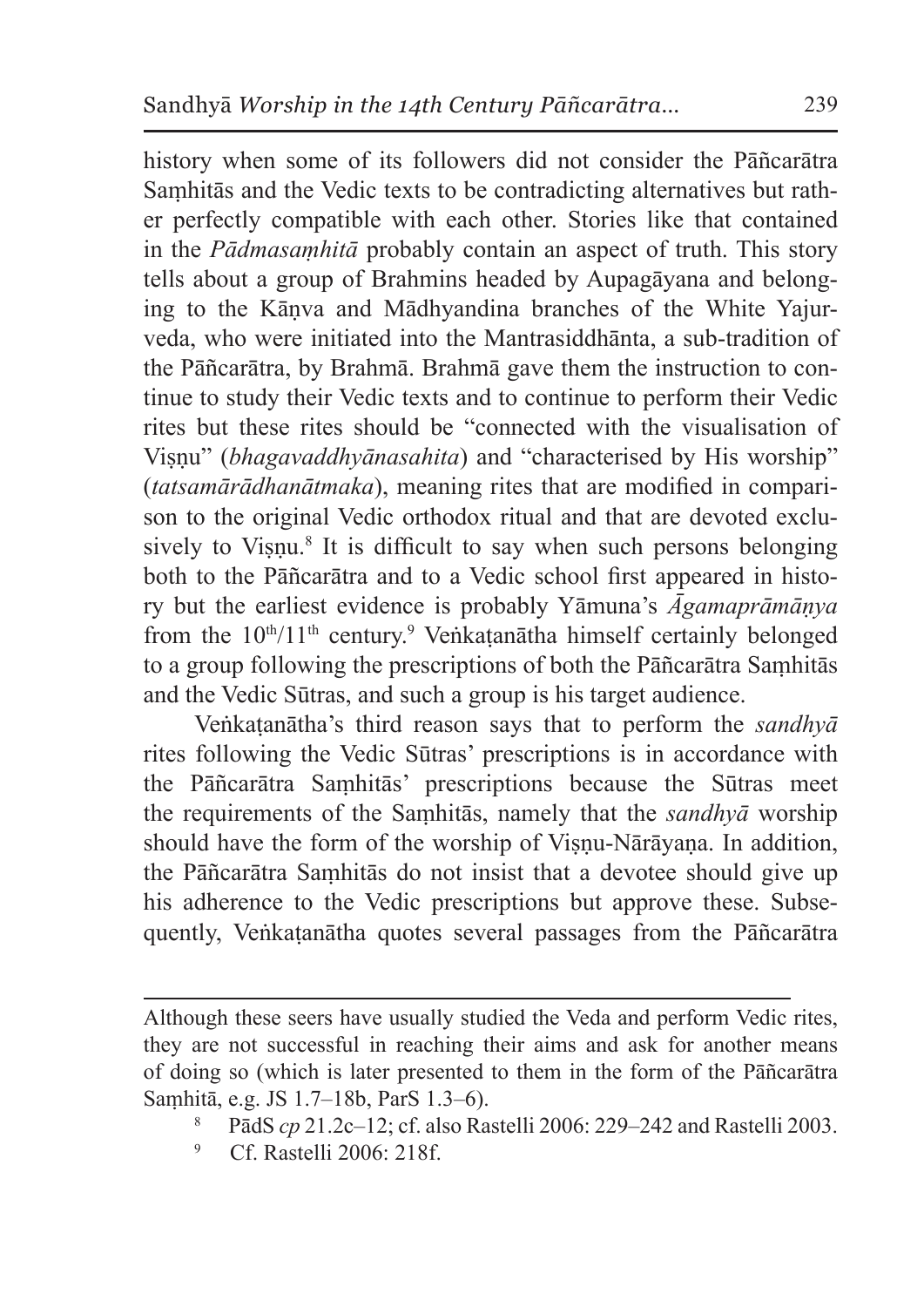history when some of its followers did not consider the Pāñcarātra Saṃhitās and the Vedic texts to be contradicting alternatives but rather perfectly compatible with each other. Stories like that contained in the *Pādmasaṃhitā* probably contain an aspect of truth. This story tells about a group of Brahmins headed by Aupagāyana and belonging to the Kāṇva and Mādhyandina branches of the White Yajurveda, who were initiated into the Mantrasiddhānta, a sub-tradition of the Pāñcarātra, by Brahmā. Brahmā gave them the instruction to continue to study their Vedic texts and to continue to perform their Vedic rites but these rites should be "connected with the visualisation of Viṣṇu" (*bhagavaddhyānasahita*) and "characterised by His worship" (*tatsamārādhanātmaka*), meaning rites that are modified in comparison to the original Vedic orthodox ritual and that are devoted exclusively to Viṣṇu.[8] It is difficult to say when such persons belonging both to the Pāñcarātra and to a Vedic school first appeared in history but the earliest evidence is probably Yāmuna's *Āgamaprāmāṇya* from the 10th/11th century.[9] Veṅkaṭanātha himself certainly belonged to a group following the prescriptions of both the Pāñcarātra Saṃhitās and the Vedic Sūtras, and such a group is his target audience.

Veṅkaṭanātha's third reason says that to perform the *sandhyā* rites following the Vedic Sūtras' prescriptions is in accordance with the Pāñcarātra Saṃhitās' prescriptions because the Sūtras meet the requirements of the Saṃhitās, namely that the *sandhyā* worship should have the form of the worship of Viṣṇu-Nārāyaṇa. In addition, the Pāñcarātra Saṃhitās do not insist that a devotee should give up his adherence to the Vedic prescriptions but approve these. Subsequently, Veṅkaṭanātha quotes several passages from the Pāñcarātra

---

Although these seers have usually studied the Veda and perform Vedic rites, they are not successful in reaching their aims and ask for another means of doing so (which is later presented to them in the form of the Pāñcarātra Saṃhitā, e.g. JS 1.7–18b, ParS 1.3–6).

[8] PādS *cp* 21.2c–12; cf. also Rastelli 2006: 229–242 and Rastelli 2003.

[9] Cf. Rastelli 2006: 218f.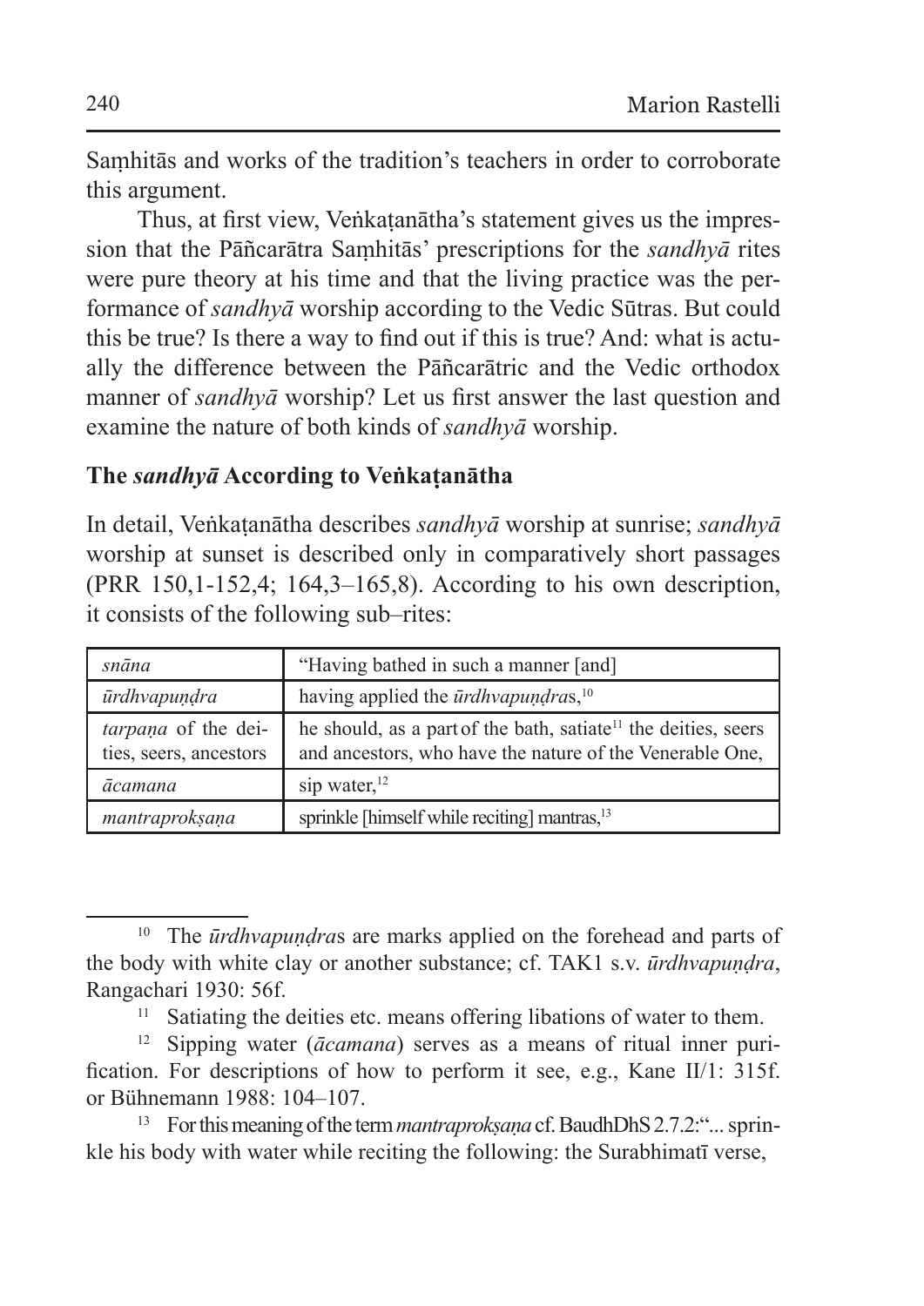Saṃhitās and works of the tradition's teachers in order to corroborate this argument.

Thus, at first view, Veṅkaṭanātha's statement gives us the impression that the Pāñcarātra Saṃhitās' prescriptions for the *sandhyā* rites were pure theory at his time and that the living practice was the performance of *sandhyā* worship according to the Vedic Sūtras. But could this be true? Is there a way to find out if this is true? And: what is actually the difference between the Pāñcarātric and the Vedic orthodox manner of *sandhyā* worship? Let us first answer the last question and examine the nature of both kinds of *sandhyā* worship.

## The *sandhyā* According to Veṅkaṭanātha

In detail, Veṅkaṭanātha describes *sandhyā* worship at sunrise; *sandhyā* worship at sunset is described only in comparatively short passages (PRR 150,1-152,4; 164,3–165,8). According to his own description, it consists of the following sub–rites:

| | |
|---|---|
| *snāna* | "Having bathed in such a manner [and] |
| *ūrdhvapuṇḍra* | having applied the *ūrdhvapuṇḍra*s,[10] |
| *tarpaṇa* of the deities, seers, ancestors | he should, as a part of the bath, satiate[11] the deities, seers and ancestors, who have the nature of the Venerable One, |
| *ācamana* | sip water,[12] |
| *mantraprokṣaṇa* | sprinkle [himself while reciting] mantras,[13] |

[10] The *ūrdhvapuṇḍra*s are marks applied on the forehead and parts of the body with white clay or another substance; cf. TAK1 s.v. *ūrdhvapuṇḍra*, Rangachari 1930: 56f.

[11] Satiating the deities etc. means offering libations of water to them.

[12] Sipping water (*ācamana*) serves as a means of ritual inner purification. For descriptions of how to perform it see, e.g., Kane II/1: 315f. or Bühnemann 1988: 104–107.

[13] For this meaning of the term *mantraprokṣaṇa* cf. BaudhDhS 2.7.2:"... sprinkle his body with water while reciting the following: the Surabhimatī verse,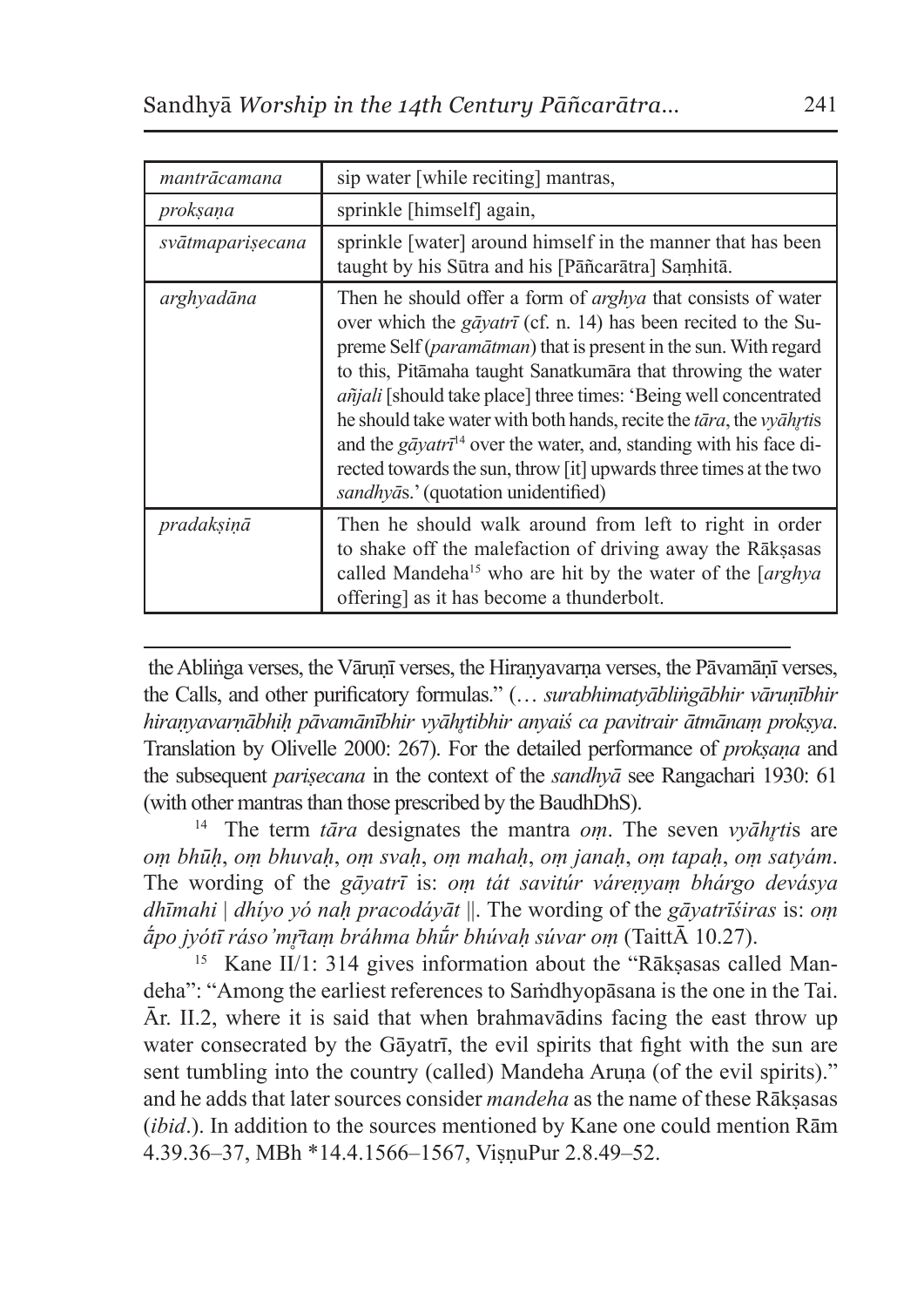| | |
|---|---|
| *mantrācamana* | sip water [while reciting] mantras, |
| *prokṣaṇa* | sprinkle [himself] again, |
| *svātmapariṣecana* | sprinkle [water] around himself in the manner that has been taught by his Sūtra and his [Pāñcarātra] Saṃhitā. |
| *arghyadāna* | Then he should offer a form of *arghya* that consists of water over which the *gāyatrī* (cf. n. 14) has been recited to the Supreme Self (*paramātman*) that is present in the sun. With regard to this, Pitāmaha taught Sanatkumāra that throwing the water *añjali* [should take place] three times: 'Being well concentrated he should take water with both hands, recite the *tāra*, the *vyāhṛti*s and the *gāyatrī*[14] over the water, and, standing with his face directed towards the sun, throw [it] upwards three times at the two *sandhyā*s.' (quotation unidentified) |
| *pradakṣiṇā* | Then he should walk around from left to right in order to shake off the malefaction of driving away the Rākṣasas called Mandeha[15] who are hit by the water of the [*arghya* offering] as it has become a thunderbolt. |

the Abliṅga verses, the Vāruṇī verses, the Hiraṇyavarṇa verses, the Pāvamāṇī verses, the Calls, and other purificatory formulas." (… *surabhimatyābliṅgābhir vāruṇībhir hiraṇyavarṇābhiḥ pāvamānībhir vyāhṛtibhir anyaiś ca pavitrair ātmānaṃ prokṣya*. Translation by Olivelle 2000: 267). For the detailed performance of *prokṣaṇa* and the subsequent *pariṣecana* in the context of the *sandhyā* see Rangachari 1930: 61 (with other mantras than those prescribed by the BaudhDhS).

[14] The term *tāra* designates the mantra *oṃ*. The seven *vyāhṛti*s are *oṃ bhūḥ*, *oṃ bhuvaḥ*, *oṃ svaḥ*, *oṃ mahaḥ*, *oṃ janaḥ*, *oṃ tapaḥ*, *oṃ satyám*. The wording of the *gāyatrī* is: *oṃ tát savitúr váreṇyaṃ bhárgo devásya dhīmahi | dhíyo yó naḥ pracodáyāt ||*. The wording of the *gāyatrīśiras* is: *oṃ ā́po jyótī ráso'mṛ́taṃ bráhma bhū́r bhúvaḥ súvar oṃ* (TaittĀ 10.27).

[15] Kane II/1: 314 gives information about the "Rākṣasas called Mandeha": "Among the earliest references to Saṁdhyopāsana is the one in the Tai. Ār. II.2, where it is said that when brahmavādins facing the east throw up water consecrated by the Gāyatrī, the evil spirits that fight with the sun are sent tumbling into the country (called) Mandeha Aruṇa (of the evil spirits)." and he adds that later sources consider *mandeha* as the name of these Rākṣasas (*ibid*.). In addition to the sources mentioned by Kane one could mention Rām 4.39.36–37, MBh *14.4.1566–1567, ViṣṇuPur 2.8.49–52.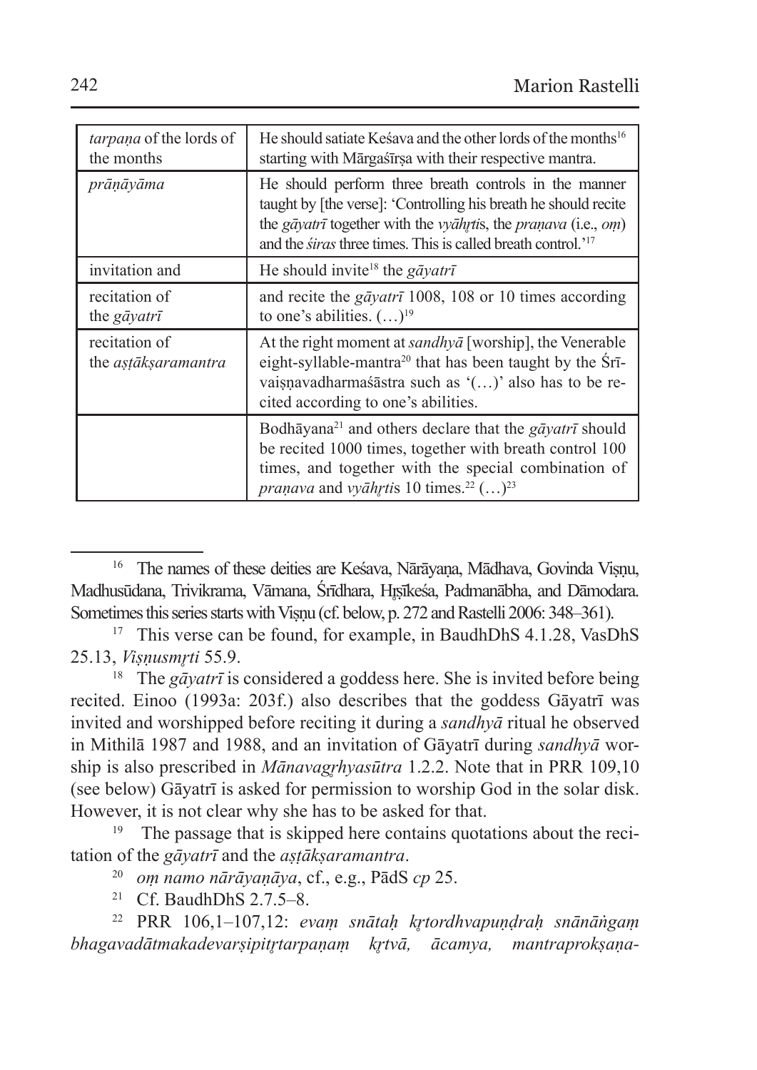| | |
|---|---|
| *tarpaṇa* of the lords of the months | He should satiate Keśava and the other lords of the months[16] starting with Mārgaśīrṣa with their respective mantra. |
| *prāṇāyāma* | He should perform three breath controls in the manner taught by [the verse]: 'Controlling his breath he should recite the *gāyatrī* together with the *vyāhṛti*s, the *praṇava* (i.e., *oṃ*) and the *śiras* three times. This is called breath control.'[17] |
| invitation and | He should invite[18] the *gāyatrī* |
| recitation of the *gāyatrī* | and recite the *gāyatrī* 1008, 108 or 10 times according to one's abilities. (…)[19] |
| recitation of the *aṣṭākṣaramantra* | At the right moment at *sandhyā* [worship], the Venerable eight-syllable-mantra[20] that has been taught by the Śrīvaiṣṇavadharmaśāstra such as '(…)' also has to be recited according to one's abilities. |
| | Bodhāyana[21] and others declare that the *gāyatrī* should be recited 1000 times, together with breath control 100 times, and together with the special combination of *praṇava* and *vyāhṛti*s 10 times.[22] (…)[23] |

[16] The names of these deities are Keśava, Nārāyaṇa, Mādhava, Govinda Viṣṇu, Madhusūdana, Trivikrama, Vāmana, Śrīdhara, Hṛṣīkeśa, Padmanābha, and Dāmodara. Sometimes this series starts with Viṣṇu (cf. below, p. 272 and Rastelli 2006: 348–361).

[17] This verse can be found, for example, in BaudhDhS 4.1.28, VasDhS 25.13, *Viṣṇusmṛti* 55.9.

[18] The *gāyatrī* is considered a goddess here. She is invited before being recited. Einoo (1993a: 203f.) also describes that the goddess Gāyatrī was invited and worshipped before reciting it during a *sandhyā* ritual he observed in Mithilā 1987 and 1988, and an invitation of Gāyatrī during *sandhyā* worship is also prescribed in *Mānavagṛhyasūtra* 1.2.2. Note that in PRR 109,10 (see below) Gāyatrī is asked for permission to worship God in the solar disk. However, it is not clear why she has to be asked for that.

[19] The passage that is skipped here contains quotations about the recitation of the *gāyatrī* and the *aṣṭākṣaramantra*.

[20] *oṃ namo nārāyaṇāya*, cf., e.g., PādS *cp* 25.

[21] Cf. BaudhDhS 2.7.5–8.

[22] PRR 106,1–107,12: *evaṃ snātaḥ kṛtordhvapuṇḍraḥ snānāṅgaṃ bhagavadātmakadevarṣipitṛtarpaṇaṃ kṛtvā, ācamya, mantraprokṣaṇa-*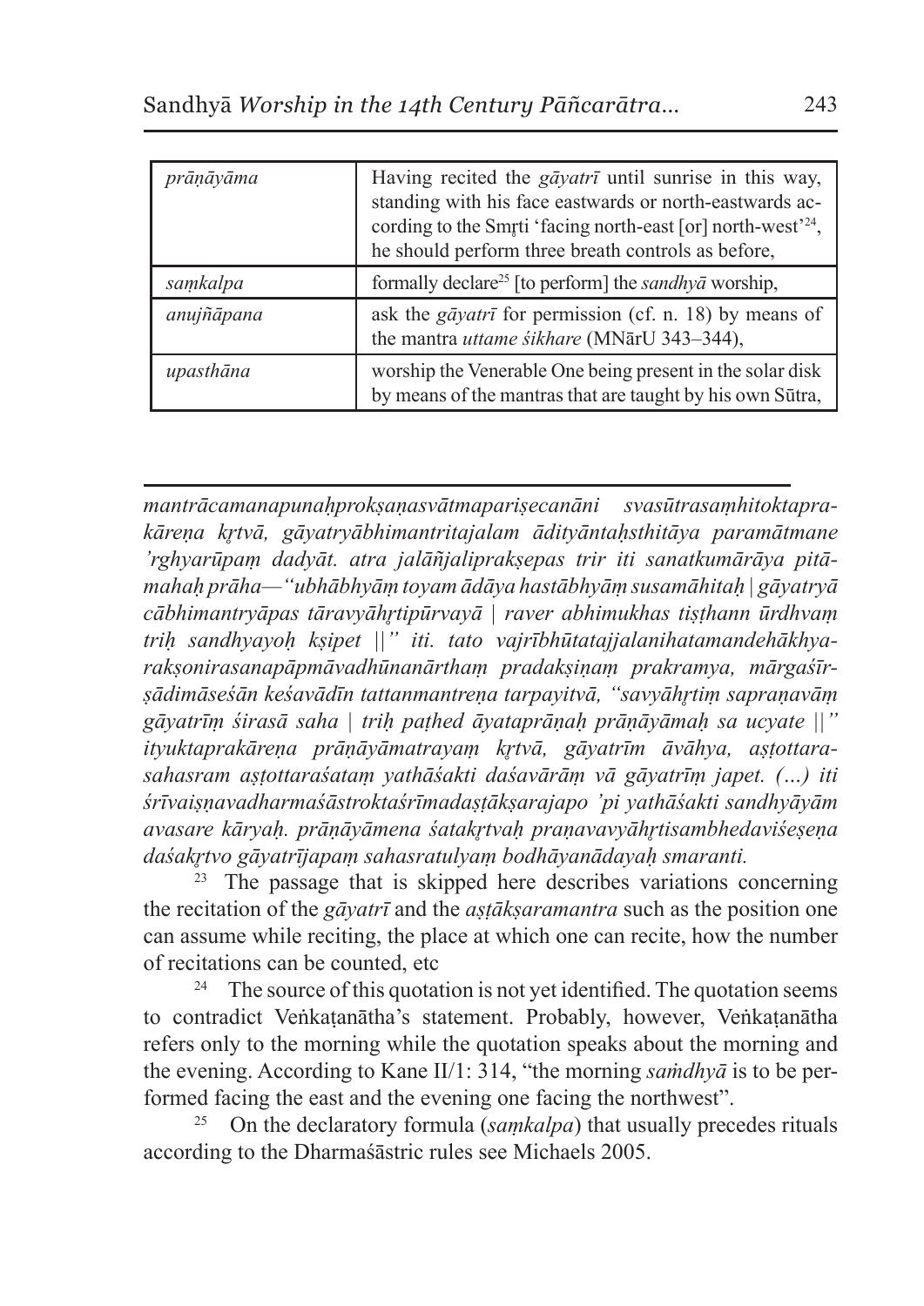| | |
|---|---|
| *prāṇāyāma* | Having recited the *gāyatrī* until sunrise in this way, standing with his face eastwards or north-eastwards according to the Smṛti 'facing north-east [or] north-west'[24], he should perform three breath controls as before, |
| *saṃkalpa* | formally declare[25] [to perform] the *sandhyā* worship, |
| *anujñāpana* | ask the *gāyatrī* for permission (cf. n. 18) by means of the mantra *uttame śikhare* (MNārU 343–344), |
| *upasthāna* | worship the Venerable One being present in the solar disk by means of the mantras that are taught by his own Sūtra, |

*mantrācamanapunaḥprokṣaṇasvātmapariṣecanāni svasūtrasaṃhitoktaprakāreṇa kṛtvā, gāyatryābhimantritajalam ādityāntaḥsthitāya paramātmane 'rghyarūpaṃ dadyāt. atra jalāñjaliprakṣepas trir iti sanatkumārāya pitāmahaḥ prāha—"ubhābhyāṃ toyam ādāya hastābhyāṃ susamāhitaḥ | gāyatryā cābhimantryāpas tāravyāhṛtipūrvayā | raver abhimukhas tiṣṭhann ūrdhvaṃ triḥ sandhyayoḥ kṣipet ||" iti. tato vajrībhūtatajjalanihatamandehākhyarakṣonirasanapāpmāvadhūnanārthaṃ pradakṣiṇaṃ prakramya, mārgaśīrṣādimāseśān keśavādīn tattanmantreṇa tarpayitvā, "savyāhṛtiṃ sapraṇavāṃ gāyatrīṃ śirasā saha | triḥ paṭhed āyataprāṇaḥ prāṇāyāmaḥ sa ucyate ||" ityuktaprakāreṇa prāṇāyāmatrayaṃ kṛtvā, gāyatrīm āvāhya, aṣṭottarasahasram aṣṭottaraśataṃ yathāśakti daśavārāṃ vā gāyatrīṃ japet. (…) iti śrīvaiṣṇavadharmaśāstroktaśrīmadaṣṭākṣarajapo 'pi yathāśakti sandhyāyām avasare kāryaḥ. prāṇāyāmena śatakṛtvaḥ praṇavavyāhṛtisambhedaviśeṣeṇa daśakṛtvo gāyatrījapaṃ sahasratulyaṃ bodhāyanādayaḥ smaranti.*

[23] The passage that is skipped here describes variations concerning the recitation of the *gāyatrī* and the *aṣṭākṣaramantra* such as the position one can assume while reciting, the place at which one can recite, how the number of recitations can be counted, etc

[24] The source of this quotation is not yet identified. The quotation seems to contradict Veṅkaṭanātha's statement. Probably, however, Veṅkaṭanātha refers only to the morning while the quotation speaks about the morning and the evening. According to Kane II/1: 314, "the morning *saṁdhyā* is to be performed facing the east and the evening one facing the northwest".

[25] On the declaratory formula (*saṃkalpa*) that usually precedes rituals according to the Dharmaśāstric rules see Michaels 2005.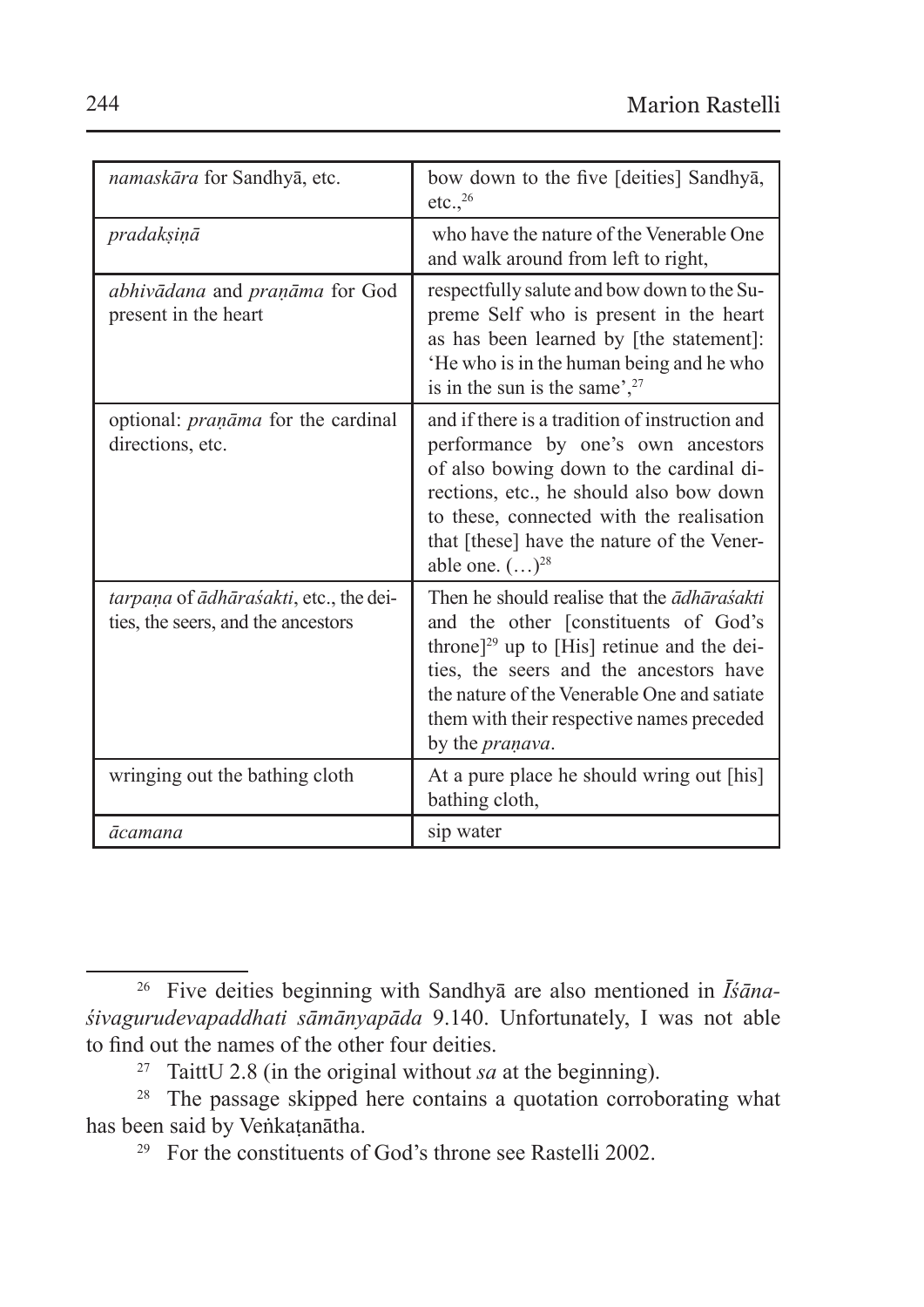| *namaskāra* for Sandhyā, etc. | bow down to the five [deities] Sandhyā, etc.,[26] |
|---|---|
| *pradakṣiṇā* | who have the nature of the Venerable One and walk around from left to right, |
| *abhivādana* and *praṇāma* for God present in the heart | respectfully salute and bow down to the Supreme Self who is present in the heart as has been learned by [the statement]: 'He who is in the human being and he who is in the sun is the same',[27] |
| optional: *praṇāma* for the cardinal directions, etc. | and if there is a tradition of instruction and performance by one's own ancestors of also bowing down to the cardinal directions, etc., he should also bow down to these, connected with the realisation that [these] have the nature of the Venerable one. (…)[28] |
| *tarpaṇa* of *ādhāraśakti*, etc., the deities, the seers, and the ancestors | Then he should realise that the *ādhāraśakti* and the other [constituents of God's throne][29] up to [His] retinue and the deities, the seers and the ancestors have the nature of the Venerable One and satiate them with their respective names preceded by the *praṇava*. |
| wringing out the bathing cloth | At a pure place he should wring out [his] bathing cloth, |
| *ācamana* | sip water |

---

[26] Five deities beginning with Sandhyā are also mentioned in *Īśānaśivagurudevapaddhati sāmānyapāda* 9.140. Unfortunately, I was not able to find out the names of the other four deities.

[27] TaittU 2.8 (in the original without *sa* at the beginning).

[28] The passage skipped here contains a quotation corroborating what has been said by Veṅkaṭanātha.

[29] For the constituents of God's throne see Rastelli 2002.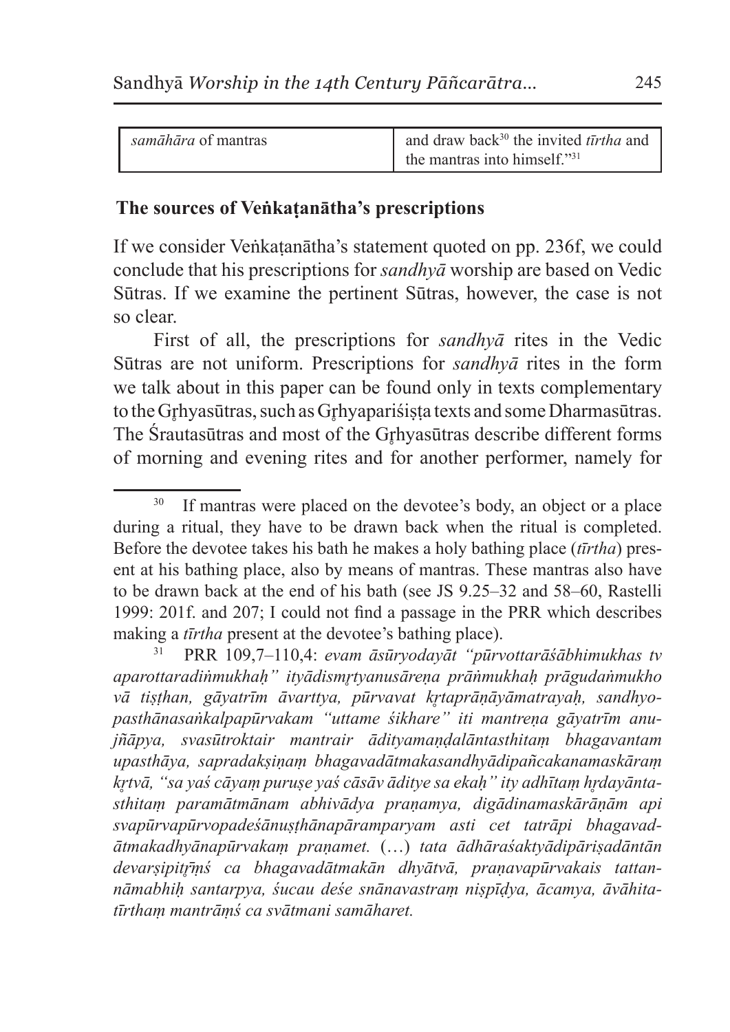| *samāhāra* of mantras | and draw back[30] the invited *tīrtha* and the mantras into himself."[31] |
|---|---|

## The sources of Veṅkaṭanātha's prescriptions

If we consider Veṅkaṭanātha's statement quoted on pp. 236f, we could conclude that his prescriptions for *sandhyā* worship are based on Vedic Sūtras. If we examine the pertinent Sūtras, however, the case is not so clear.

First of all, the prescriptions for *sandhyā* rites in the Vedic Sūtras are not uniform. Prescriptions for *sandhyā* rites in the form we talk about in this paper can be found only in texts complementary to the Gṛhyasūtras, such as Gṛhyapariśiṣṭa texts and some Dharmasūtras. The Śrautasūtras and most of the Gṛhyasūtras describe different forms of morning and evening rites and for another performer, namely for

---

[30] If mantras were placed on the devotee's body, an object or a place during a ritual, they have to be drawn back when the ritual is completed. Before the devotee takes his bath he makes a holy bathing place (*tīrtha*) present at his bathing place, also by means of mantras. These mantras also have to be drawn back at the end of his bath (see JS 9.25–32 and 58–60, Rastelli 1999: 201f. and 207; I could not find a passage in the PRR which describes making a *tīrtha* present at the devotee's bathing place).

[31] PRR 109,7–110,4: *evam āsūryodayāt "pūrvottarāśābhimukhas tv aparottaradiṅmukhaḥ" ityādismṛtyanusāreṇa prāṅmukhaḥ prāgudaṅmukho vā tiṣṭhan, gāyatrīm āvarttya, pūrvavat kṛtaprāṇāyāmatrayaḥ, sandhyopasthānasaṅkalpapūrvakam "uttame śikhare" iti mantreṇa gāyatrīm anujñāpya, svasūtroktair mantrair ādityamaṇḍalāntasthitaṃ bhagavantam upasthāya, sapradakṣiṇaṃ bhagavadātmakasandhyādipañcakanamaskāraṃ kṛtvā, "sa yaś cāyaṃ puruṣe yaś cāsāv āditye sa ekaḥ" ity adhītaṃ hṛdayāntasthitaṃ paramātmānam abhivādya praṇamya, digādinamaskārāṇām api svapūrvapūrvopadeśānuṣṭhānapāramparyam asti cet tatrāpi bhagavadātmakadhyānapūrvakaṃ praṇamet.* (…) *tata ādhāraśaktyādipāriṣadāntān devarṣipitṝṃś ca bhagavadātmakān dhyātvā, praṇavapūrvakais tattannāmabhiḥ santarpya, śucau deśe snānavastraṃ niṣpīḍya, ācamya, āvāhitatīrthaṃ mantrāṃś ca svātmani samāharet.*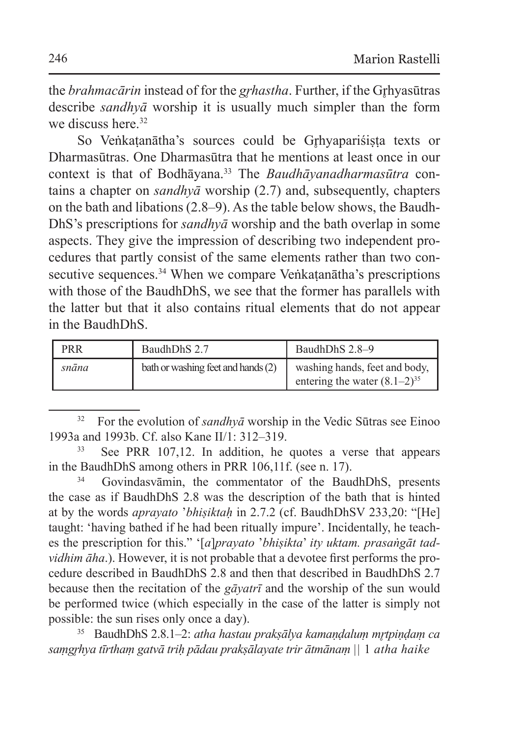the *brahmacārin* instead of for the *gṛhastha*. Further, if the Gṛhyasūtras describe *sandhyā* worship it is usually much simpler than the form we discuss here.[32]

So Veṅkaṭanātha's sources could be Gṛhyapariśiṣṭa texts or Dharmasūtras. One Dharmasūtra that he mentions at least once in our context is that of Bodhāyana.[33] The *Baudhāyanadharmasūtra* contains a chapter on *sandhyā* worship (2.7) and, subsequently, chapters on the bath and libations (2.8–9). As the table below shows, the BaudhDhS's prescriptions for *sandhyā* worship and the bath overlap in some aspects. They give the impression of describing two independent procedures that partly consist of the same elements rather than two consecutive sequences.[34] When we compare Veṅkaṭanātha's prescriptions with those of the BaudhDhS, we see that the former has parallels with the latter but that it also contains ritual elements that do not appear in the BaudhDhS.

| PRR | BaudhDhS 2.7 | BaudhDhS 2.8–9 |
|---|---|---|
| *snāna* | bath or washing feet and hands (2) | washing hands, feet and body, entering the water (8.1–2)[35] |

[32] For the evolution of *sandhyā* worship in the Vedic Sūtras see Einoo 1993a and 1993b. Cf. also Kane II/1: 312–319.

[33] See PRR 107,12. In addition, he quotes a verse that appears in the BaudhDhS among others in PRR 106,11f. (see n. 17).

[34] Govindasvāmin, the commentator of the BaudhDhS, presents the case as if BaudhDhS 2.8 was the description of the bath that is hinted at by the words *aprayato 'bhiṣiktaḥ* in 2.7.2 (cf. BaudhDhSV 233,20: "[He] taught: 'having bathed if he had been ritually impure'. Incidentally, he teaches the prescription for this." '[*a*]*prayato 'bhiṣikta' ity uktam. prasaṅgāt tadvidhim āha*.). However, it is not probable that a devotee first performs the procedure described in BaudhDhS 2.8 and then that described in BaudhDhS 2.7 because then the recitation of the *gāyatrī* and the worship of the sun would be performed twice (which especially in the case of the latter is simply not possible: the sun rises only once a day).

[35] BaudhDhS 2.8.1–2: *atha hastau prakṣālya kamaṇḍaluṃ mṛtpiṇḍaṃ ca saṃgṛhya tīrthaṃ gatvā triḥ pādau prakṣālayate trir ātmānaṃ* || 1 *atha haike*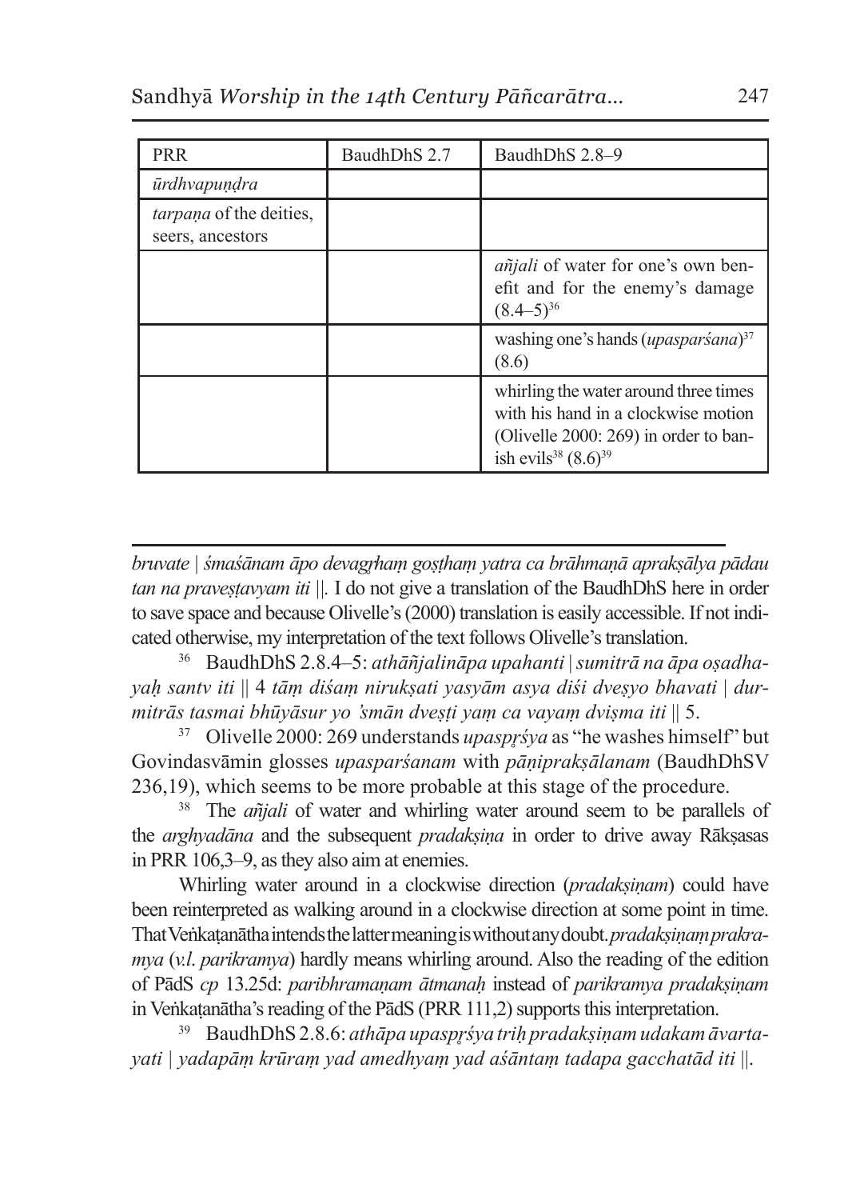| PRR | BaudhDhS 2.7 | BaudhDhS 2.8–9 |
|---|---|---|
| *ūrdhvapuṇḍra* | | |
| *tarpaṇa* of the deities, seers, ancestors | | |
| | | *añjali* of water for one's own benefit and for the enemy's damage (8.4–5)[36] |
| | | washing one's hands (*upasparśana*)[37] (8.6) |
| | | whirling the water around three times with his hand in a clockwise motion (Olivelle 2000: 269) in order to banish evils[38] (8.6)[39] |

---

*bruvate | śmaśānam āpo devagṛhaṃ goṣṭhaṃ yatra ca brāhmaṇā aprakṣālya pādau tan na praveṣṭavyam iti ||*. I do not give a translation of the BaudhDhS here in order to save space and because Olivelle's (2000) translation is easily accessible. If not indicated otherwise, my interpretation of the text follows Olivelle's translation.

[36] BaudhDhS 2.8.4–5: *athāñjalināpa upahanti | sumitrā na āpa oṣadhayaḥ santv iti || 4 tāṃ diśaṃ nirukṣati yasyām asya diśi dveṣyo bhavati | durmitrās tasmai bhūyāsur yo 'smān dveṣṭi yaṃ ca vayaṃ dviṣma iti || 5.*

[37] Olivelle 2000: 269 understands *upaspṛśya* as "he washes himself" but Govindasvāmin glosses *upasparśanam* with *pāṇiprakṣālanam* (BaudhDhSV 236,19), which seems to be more probable at this stage of the procedure.

[38] The *añjali* of water and whirling water around seem to be parallels of the *arghyadāna* and the subsequent *pradakṣiṇa* in order to drive away Rākṣasas in PRR 106,3–9, as they also aim at enemies.

Whirling water around in a clockwise direction (*pradakṣiṇam*) could have been reinterpreted as walking around in a clockwise direction at some point in time. That Veṅkaṭanātha intends the latter meaning is without any doubt. *pradakṣiṇaṃ prakramya* (*v.l. parikramya*) hardly means whirling around. Also the reading of the edition of PādS *cp* 13.25d: *paribhramaṇam ātmanaḥ* instead of *parikramya pradakṣiṇam* in Veṅkaṭanātha's reading of the PādS (PRR 111,2) supports this interpretation.

[39] BaudhDhS 2.8.6: *athāpa upaspṛśya triḥ pradakṣiṇam udakam āvartayati | yadapāṃ krūraṃ yad amedhyaṃ yad aśāntaṃ tadapa gacchatād iti ||.*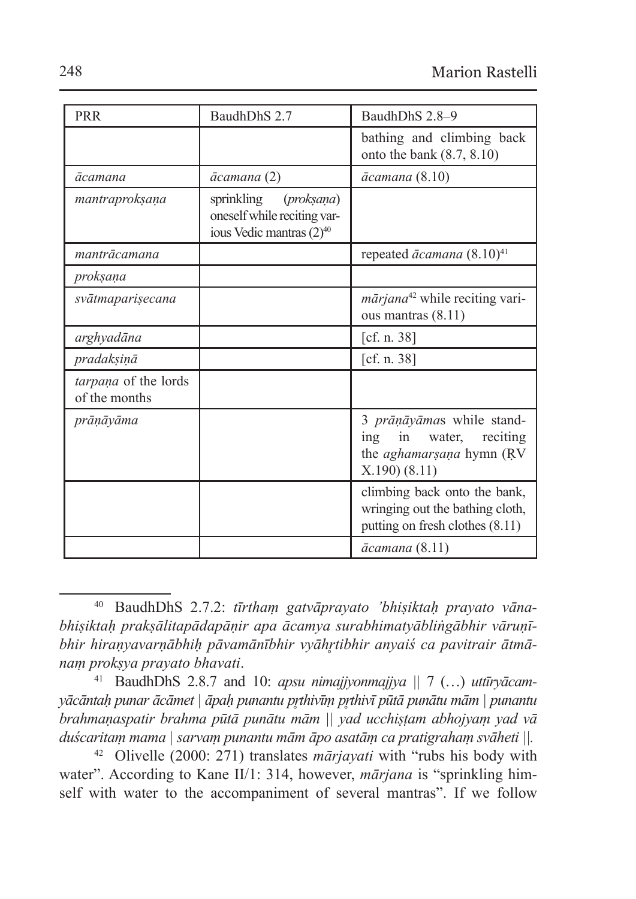| PRR | BaudhDhS 2.7 | BaudhDhS 2.8–9 |
|---|---|---|
| | | bathing and climbing back onto the bank (8.7, 8.10) |
| *ācamana* | *ācamana* (2) | *ācamana* (8.10) |
| *mantraprokṣaṇa* | sprinkling (*prokṣaṇa*) oneself while reciting various Vedic mantras (2)[40] | |
| *mantrācamana* | | repeated *ācamana* (8.10)[41] |
| *prokṣaṇa* | | |
| *svātmapariṣecana* | | *mārjana*[42] while reciting various mantras (8.11) |
| *arghyadāna* | | [cf. n. 38] |
| *pradakṣiṇā* | | [cf. n. 38] |
| *tarpaṇa* of the lords of the months | | |
| *prāṇāyāma* | | 3 *prāṇāyāma*s while standing in water, reciting the *aghamarṣaṇa* hymn (ṚV X.190) (8.11) |
| | | climbing back onto the bank, wringing out the bathing cloth, putting on fresh clothes (8.11) |
| | | *ācamana* (8.11) |

---

[40] BaudhDhS 2.7.2: *tīrthaṃ gatvāprayato 'bhiṣiktaḥ prayato vānabhiṣiktaḥ prakṣālitapādapāṇir apa ācamya surabhimatyābliṅgābhir vāruṇībhir hiraṇyavarṇābhiḥ pāvamānībhir vyāhr̥tibhir anyaiś ca pavitrair ātmānaṃ prokṣya prayato bhavati*.

[41] BaudhDhS 2.8.7 and 10: *apsu nimajjyonmajjya* || 7 (…) *uttīryācamyācāntaḥ punar ācāmet | āpaḥ punantu pr̥thivīṃ pr̥thivī pūtā punātu mām | punantu brahmaṇaspatir brahma pūtā punātu mām || yad ucchiṣṭam abhojyaṃ yad vā duścaritaṃ mama | sarvaṃ punantu mām āpo asatāṃ ca pratigrahaṃ svāheti ||*.

[42] Olivelle (2000: 271) translates *mārjayati* with "rubs his body with water". According to Kane II/1: 314, however, *mārjana* is "sprinkling himself with water to the accompaniment of several mantras". If we follow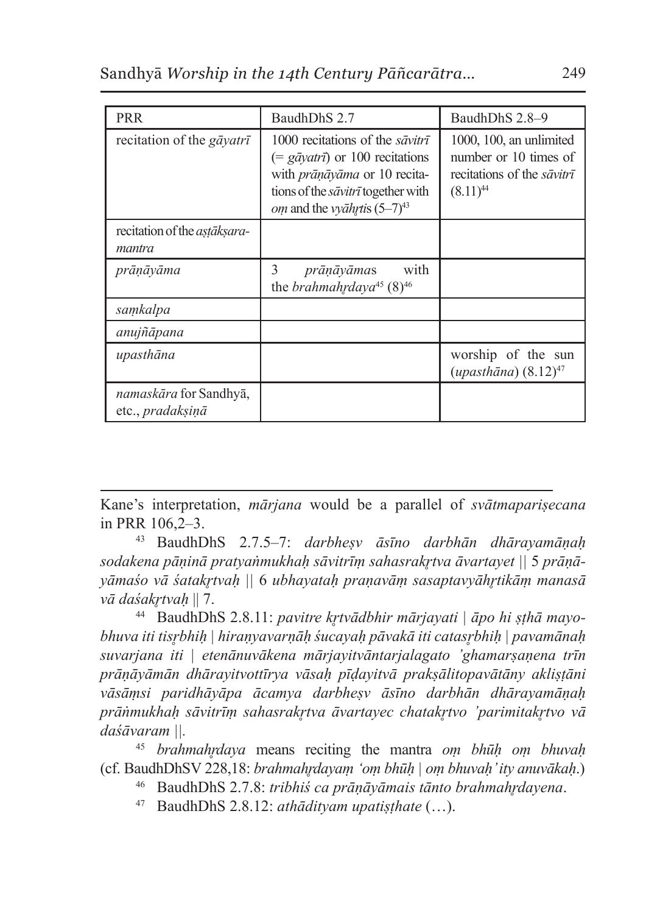| PRR | BaudhDhS 2.7 | BaudhDhS 2.8–9 |
|---|---|---|
| recitation of the *gāyatrī* | 1000 recitations of the *sāvitrī* (= *gāyatrī*) or 100 recitations with *prāṇāyāma* or 10 recitations of the *sāvitrī* together with *oṃ* and the *vyāhṛti*s (5–7)[43] | 1000, 100, an unlimited number or 10 times of recitations of the *sāvitrī* (8.11)[44] |
| recitation of the *aṣṭākṣara-mantra* | | |
| *prāṇāyāma* | 3 *prāṇāyāma*s with the *brahmahṛdaya*[45] (8)[46] | |
| *saṃkalpa* | | |
| *anujñāpana* | | |
| *upasthāna* | | worship of the sun (*upasthāna*) (8.12)[47] |
| *namaskāra* for Sandhyā, etc., *pradakṣiṇā* | | |

---

Kane's interpretation, *mārjana* would be a parallel of *svātmapariṣecana* in PRR 106,2–3.

[43] BaudhDhS 2.7.5–7: *darbheṣv āsīno darbhān dhārayamāṇaḥ sodakena pāṇinā pratyaṅmukhaḥ sāvitrīṃ sahasrakṛtva āvartayet* || 5 *prāṇāyāmaśo vā śatakṛtvaḥ* || 6 *ubhayataḥ praṇavāṃ sasaptavyāhṛtikāṃ manasā vā daśakṛtvaḥ* || 7.

[44] BaudhDhS 2.8.11: *pavitre kṛtvādbhir mārjayati* | *āpo hi ṣṭhā mayobhuva iti tisṛbhiḥ* | *hiraṇyavarṇāḥ śucayaḥ pāvakā iti catasṛbhiḥ* | *pavamānaḥ suvarjana iti* | *etenānuvākena mārjayitvāntarjalagato 'ghamarṣaṇena trīn prāṇāyāmān dhārayitvottīrya vāsaḥ pīḍayitvā prakṣālitopavātāny akliṣṭāni vāsāṃsi paridhāyāpa ācamya darbheṣv āsīno darbhān dhārayamāṇaḥ prāṅmukhaḥ sāvitrīṃ sahasrakṛtva āvartayec chatakṛtvo 'parimitakṛtvo vā daśāvaram* ||.

[45] *brahmahṛdaya* means reciting the mantra *oṃ bhūḥ oṃ bhuvaḥ* (cf. BaudhDhSV 228,18: *brahmahṛdayaṃ 'oṃ bhūḥ | oṃ bhuvaḥ' ity anuvākaḥ*.)

[46] BaudhDhS 2.7.8: *tribhiś ca prāṇāyāmais tānto brahmahṛdayena*.

[47] BaudhDhS 2.8.12: *athādityam upatiṣṭhate* (…).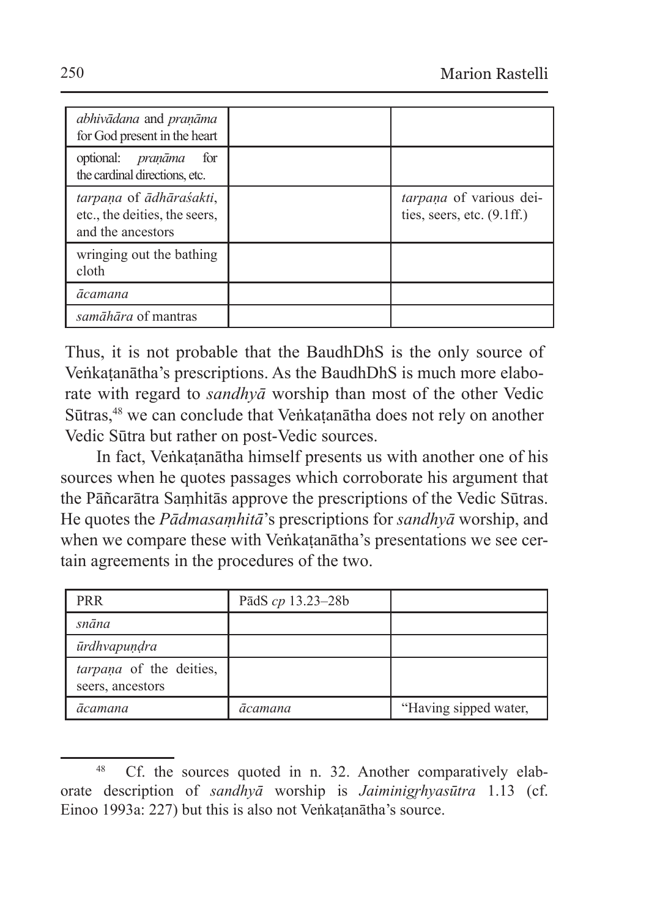| | | |
|---|---|---|
| *abhivādana* and *praṇāma* for God present in the heart | | |
| optional: *praṇāma* for the cardinal directions, etc. | | |
| *tarpaṇa* of *ādhāraśakti*, etc., the deities, the seers, and the ancestors | | *tarpaṇa* of various deities, seers, etc. (9.1ff.) |
| wringing out the bathing cloth | | |
| *ācamana* | | |
| *samāhāra* of mantras | | |

Thus, it is not probable that the BaudhDhS is the only source of Veṅkaṭanātha's prescriptions. As the BaudhDhS is much more elaborate with regard to *sandhyā* worship than most of the other Vedic Sūtras,[48] we can conclude that Veṅkaṭanātha does not rely on another Vedic Sūtra but rather on post-Vedic sources.

In fact, Veṅkaṭanātha himself presents us with another one of his sources when he quotes passages which corroborate his argument that the Pāñcarātra Saṃhitās approve the prescriptions of the Vedic Sūtras. He quotes the *Pādmasaṃhitā*'s prescriptions for *sandhyā* worship, and when we compare these with Veṅkaṭanātha's presentations we see certain agreements in the procedures of the two.

| PRR | PādS *cp* 13.23–28b | |
|---|---|---|
| *snāna* | | |
| *ūrdhvapuṇḍra* | | |
| *tarpaṇa* of the deities, seers, ancestors | | |
| *ācamana* | *ācamana* | "Having sipped water, |

[48] Cf. the sources quoted in n. 32. Another comparatively elaborate description of *sandhyā* worship is *Jaiminigṛhyasūtra* 1.13 (cf. Einoo 1993a: 227) but this is also not Veṅkaṭanātha's source.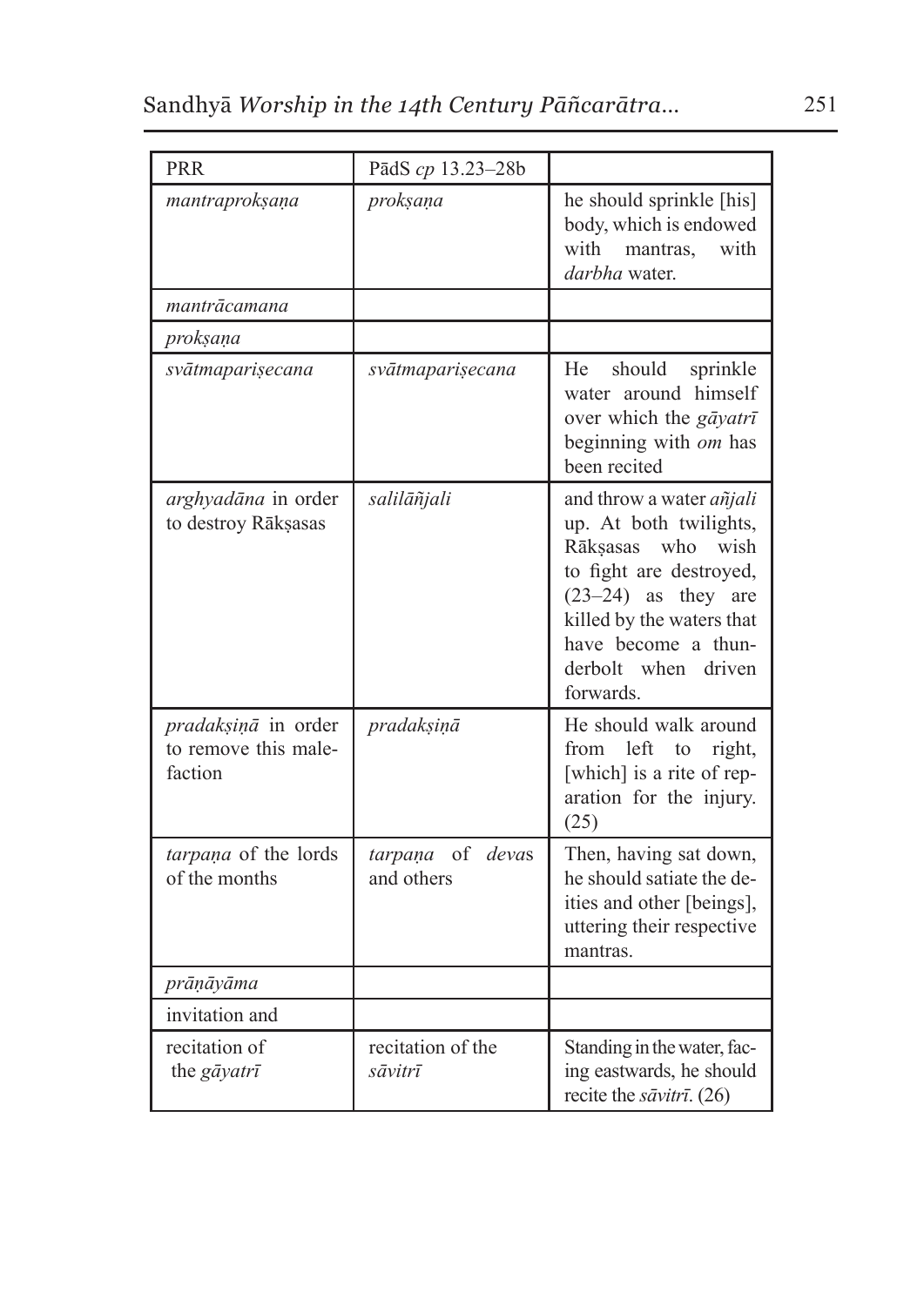| PRR | PādS *cp* 13.23–28b | |
|---|---|---|
| *mantraprokṣaṇa* | *prokṣaṇa* | he should sprinkle [his] body, which is endowed with mantras, with *darbha* water. |
| *mantrācamana* | | |
| *prokṣaṇa* | | |
| *svātmapariṣecana* | *svātmapariṣecana* | He should sprinkle water around himself over which the *gāyatrī* beginning with *om* has been recited |
| *arghyadāna* in order to destroy Rākṣasas | *salilāñjali* | and throw a water *añjali* up. At both twilights, Rākṣasas who wish to fight are destroyed, (23–24) as they are killed by the waters that have become a thunderbolt when driven forwards. |
| *pradakṣiṇā* in order to remove this malefaction | *pradakṣiṇā* | He should walk around from left to right, [which] is a rite of reparation for the injury. (25) |
| *tarpaṇa* of the lords of the months | *tarpaṇa* of *deva*s and others | Then, having sat down, he should satiate the deities and other [beings], uttering their respective mantras. |
| *prāṇāyāma* | | |
| invitation and | | |
| recitation of the *gāyatrī* | recitation of the *sāvitrī* | Standing in the water, facing eastwards, he should recite the *sāvitrī*. (26) |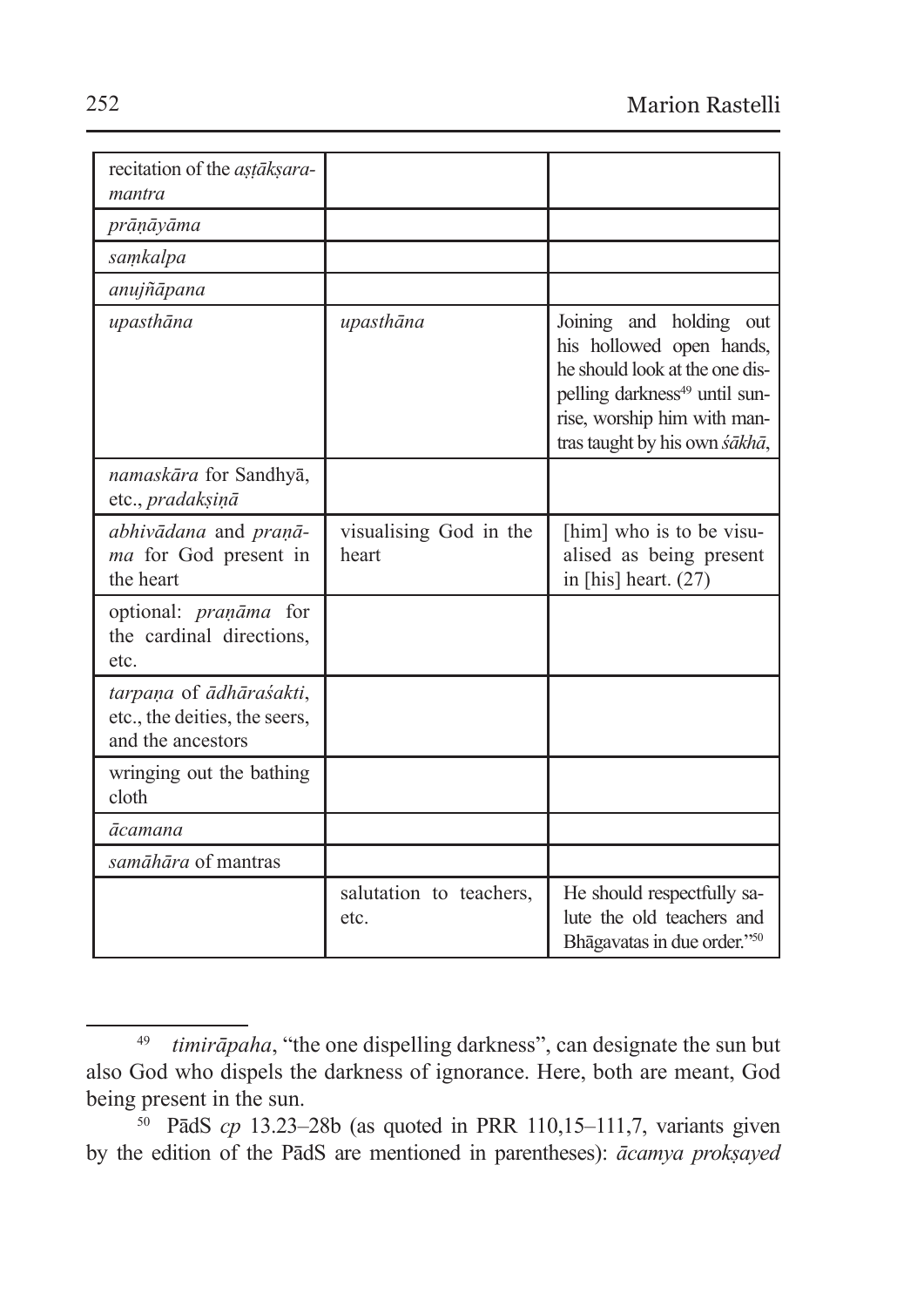| | | |
|---|---|---|
| recitation of the *aṣṭākṣara-mantra* | | |
| *prāṇāyāma* | | |
| *saṃkalpa* | | |
| *anujñāpana* | | |
| *upasthāna* | *upasthāna* | Joining and holding out his hollowed open hands, he should look at the one dispelling darkness[49] until sunrise, worship him with mantras taught by his own *śākhā*, |
| *namaskāra* for Sandhyā, etc., *pradakṣiṇā* | | |
| *abhivādana* and *praṇāma* for God present in the heart | visualising God in the heart | [him] who is to be visualised as being present in [his] heart. (27) |
| optional: *praṇāma* for the cardinal directions, etc. | | |
| *tarpaṇa* of *ādhāraśakti*, etc., the deities, the seers, and the ancestors | | |
| wringing out the bathing cloth | | |
| *ācamana* | | |
| *samāhāra* of mantras | | |
| | salutation to teachers, etc. | He should respectfully salute the old teachers and Bhāgavatas in due order."[50] |

---

[49] *timirāpaha*, "the one dispelling darkness", can designate the sun but also God who dispels the darkness of ignorance. Here, both are meant, God being present in the sun.

[50] PādS *cp* 13.23–28b (as quoted in PRR 110,15–111,7, variants given by the edition of the PādS are mentioned in parentheses): *ācamya prokṣayed*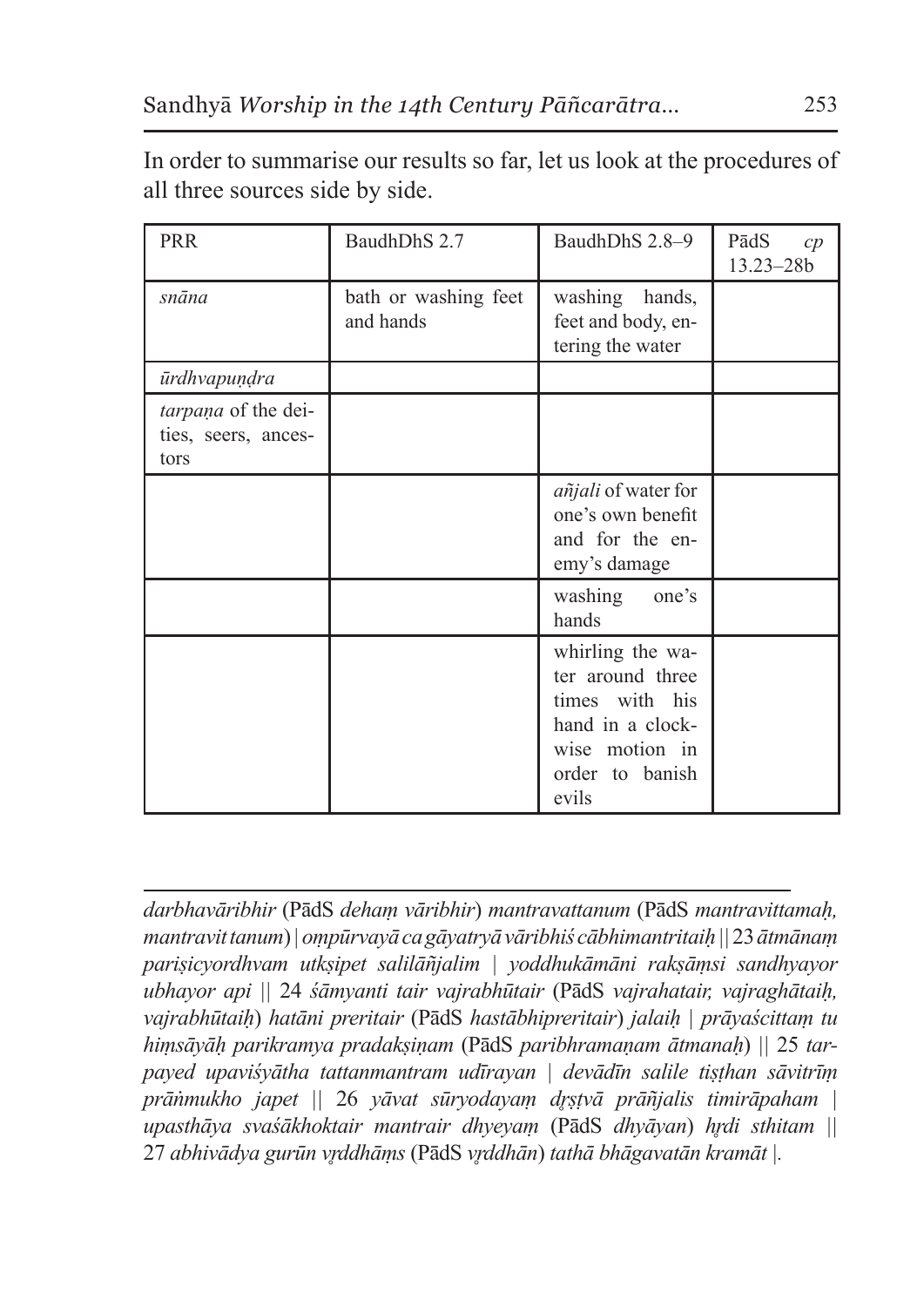In order to summarise our results so far, let us look at the procedures of all three sources side by side.

| PRR | BaudhDhS 2.7 | BaudhDhS 2.8–9 | PādS *cp* 13.23–28b |
|---|---|---|---|
| *snāna* | bath or washing feet and hands | washing hands, feet and body, entering the water | |
| *ūrdhvapuṇḍra* | | | |
| *tarpaṇa* of the deities, seers, ancestors | | | |
| | | *añjali* of water for one's own benefit and for the enemy's damage | |
| | | washing one's hands | |
| | | whirling the water around three times with his hand in a clockwise motion in order to banish evils | |

---

*darbhavāribhir* (PādS *dehaṃ vāribhir*) *mantravattanum* (PādS *mantravittamaḥ, mantravit tanum*) | *oṃpūrvayā ca gāyatryā vāribhiś cābhimantritaiḥ* || 23 *ātmānaṃ pariṣicyordhvam utkṣipet salilāñjalim* | *yoddhukāmāni rakṣāṃsi sandhyayor ubhayor api* || 24 *śāmyanti tair vajrabhūtair* (PādS *vajrahatair, vajraghātaiḥ, vajrabhūtaiḥ*) *hatāni preritair* (PādS *hastābhipreritair*) *jalaiḥ* | *prāyaścittaṃ tu hiṃsāyāḥ parikramya pradakṣiṇam* (PādS *paribhramaṇam ātmanaḥ*) || 25 *tarpayed upaviśyātha tattanmantram udīrayan* | *devādīn salile tiṣṭhan sāvitrīṃ prāṅmukho japet* || 26 *yāvat sūryodayaṃ dṛṣṭvā prāñjalis timirāpaham* | *upasthāya svaśākhoktair mantrair dhyeyaṃ* (PādS *dhyāyan*) *hṛdi sthitam* || 27 *abhivādya gurūn vṛddhāṃs* (PādS *vṛddhān*) *tathā bhāgavatān kramāt* |.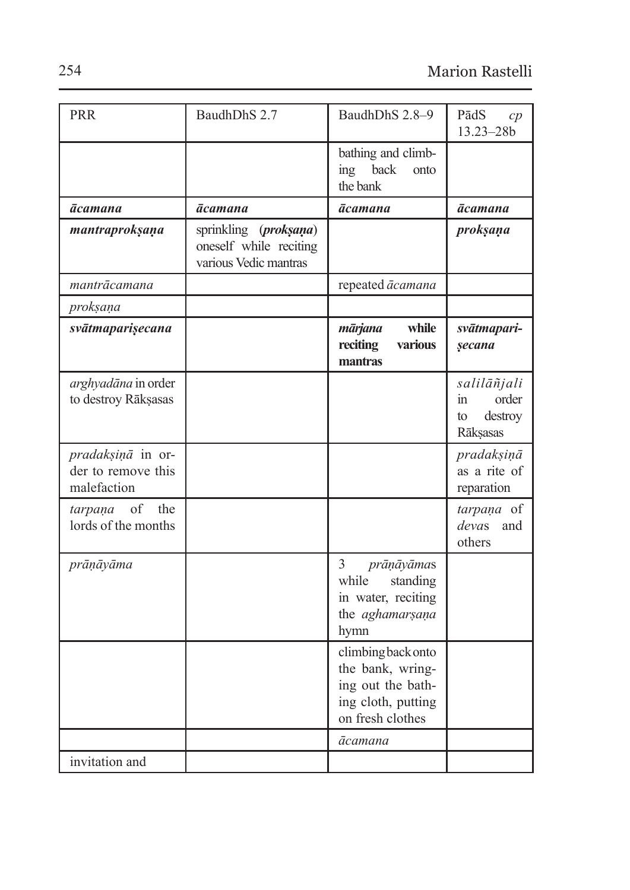| PRR | BaudhDhS 2.7 | BaudhDhS 2.8–9 | PādS *cp* 13.23–28b |
|---|---|---|---|
| | | bathing and climbing back onto the bank | |
| ***ācamana*** | ***ācamana*** | ***ācamana*** | ***ācamana*** |
| ***mantraprokṣaṇa*** | sprinkling (***prokṣaṇa***) oneself while reciting various Vedic mantras | | ***prokṣaṇa*** |
| *mantrācamana* | | repeated *ācamana* | |
| *prokṣaṇa* | | | |
| ***svātmapariṣecana*** | | ***mārjana* while reciting various mantras** | ***svātmapariṣecana*** |
| *arghyadāna* in order to destroy Rākṣasas | | | *salilāñjali* in order to destroy Rākṣasas |
| *pradakṣiṇā* in order to remove this malefaction | | | *pradakṣiṇā* as a rite of reparation |
| *tarpaṇa* of the lords of the months | | | *tarpaṇa* of *deva*s and others |
| *prāṇāyāma* | | 3 *prāṇāyāma*s while standing in water, reciting the *aghamarṣaṇa* hymn | |
| | | climbing back onto the bank, wringing out the bathing cloth, putting on fresh clothes | |
| | | *ācamana* | |
| invitation and | | | |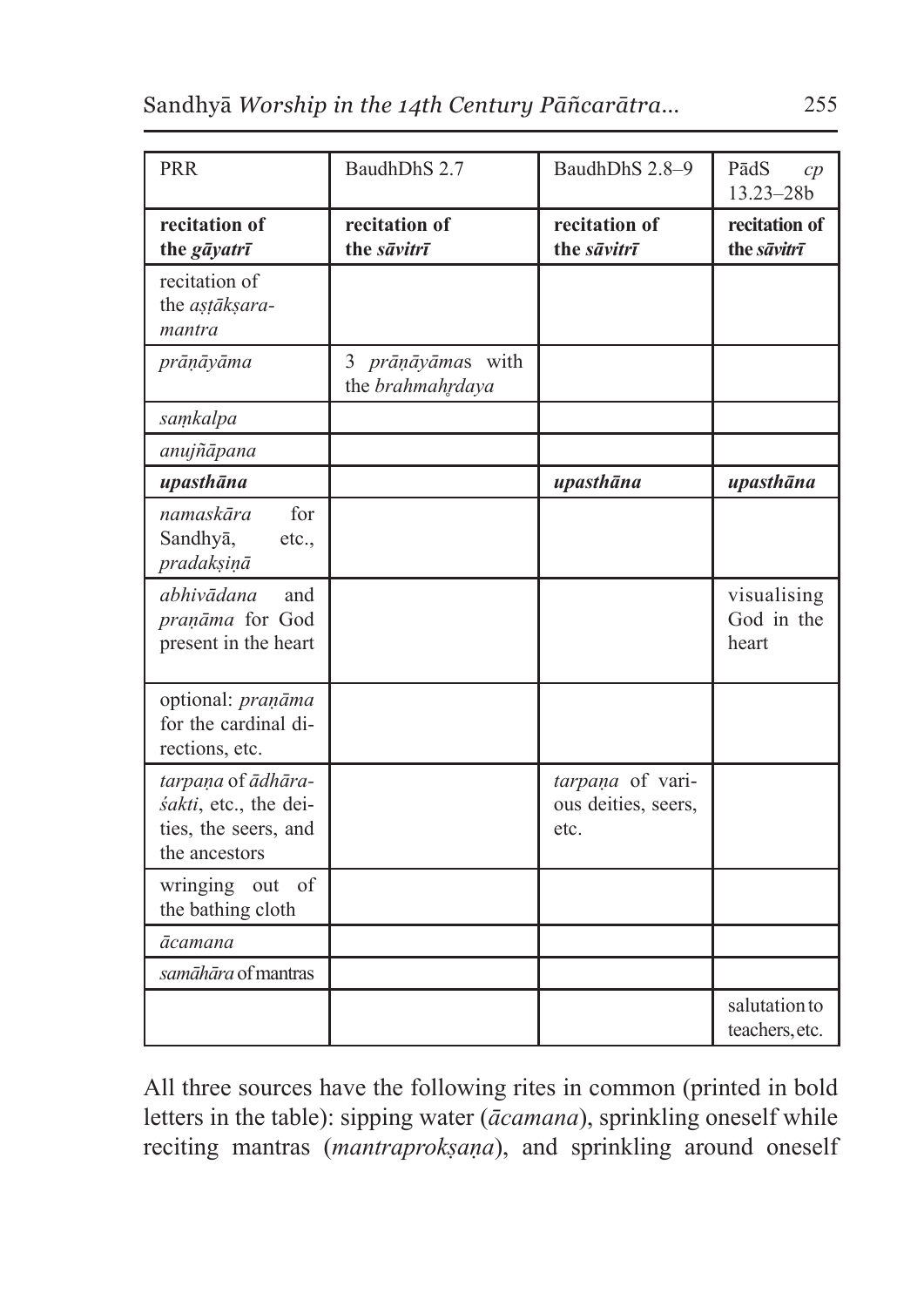| PRR | BaudhDhS 2.7 | BaudhDhS 2.8–9 | PādS *cp* 13.23–28b |
|---|---|---|---|
| **recitation of the *gāyatrī*** | **recitation of the *sāvitrī*** | **recitation of the *sāvitrī*** | **recitation of the *sāvitrī*** |
| recitation of the *aṣṭākṣara-mantra* | | | |
| *prāṇāyāma* | 3 *prāṇāyāma*s with the *brahmahṛdaya* | | |
| *saṃkalpa* | | | |
| *anujñāpana* | | | |
| ***upasthāna*** | | ***upasthāna*** | ***upasthāna*** |
| *namaskāra* for Sandhyā, etc., *pradakṣiṇā* | | | |
| *abhivādana* and *praṇāma* for God present in the heart | | | visualising God in the heart |
| optional: *praṇāma* for the cardinal directions, etc. | | | |
| *tarpaṇa* of *ādhāraśakti*, etc., the deities, the seers, and the ancestors | | *tarpaṇa* of various deities, seers, etc. | |
| wringing out of the bathing cloth | | | |
| *ācamana* | | | |
| *samāhāra* of mantras | | | |
| | | | salutation to teachers, etc. |

All three sources have the following rites in common (printed in bold letters in the table): sipping water (*ācamana*), sprinkling oneself while reciting mantras (*mantraprokṣaṇa*), and sprinkling around oneself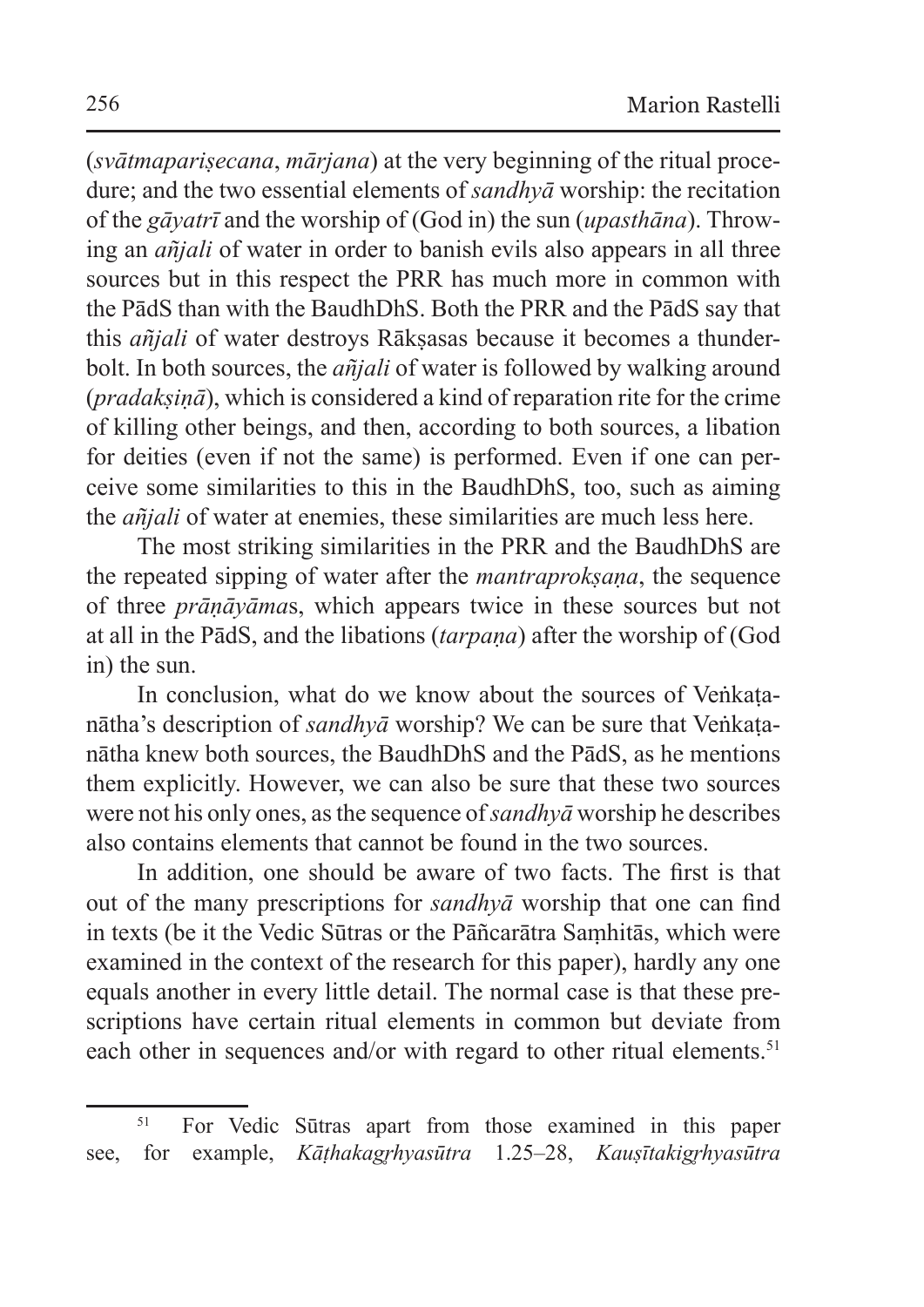(*svātmapariṣecana*, *mārjana*) at the very beginning of the ritual procedure; and the two essential elements of *sandhyā* worship: the recitation of the *gāyatrī* and the worship of (God in) the sun (*upasthāna*). Throwing an *añjali* of water in order to banish evils also appears in all three sources but in this respect the PRR has much more in common with the PādS than with the BaudhDhS. Both the PRR and the PādS say that this *añjali* of water destroys Rākṣasas because it becomes a thunderbolt. In both sources, the *añjali* of water is followed by walking around (*pradakṣiṇā*), which is considered a kind of reparation rite for the crime of killing other beings, and then, according to both sources, a libation for deities (even if not the same) is performed. Even if one can perceive some similarities to this in the BaudhDhS, too, such as aiming the *añjali* of water at enemies, these similarities are much less here.

The most striking similarities in the PRR and the BaudhDhS are the repeated sipping of water after the *mantraprokṣaṇa*, the sequence of three *prāṇāyāma*s, which appears twice in these sources but not at all in the PādS, and the libations (*tarpaṇa*) after the worship of (God in) the sun.

In conclusion, what do we know about the sources of Veṅkaṭanātha's description of *sandhyā* worship? We can be sure that Veṅkaṭanātha knew both sources, the BaudhDhS and the PādS, as he mentions them explicitly. However, we can also be sure that these two sources were not his only ones, as the sequence of *sandhyā* worship he describes also contains elements that cannot be found in the two sources.

In addition, one should be aware of two facts. The first is that out of the many prescriptions for *sandhyā* worship that one can find in texts (be it the Vedic Sūtras or the Pāñcarātra Saṃhitās, which were examined in the context of the research for this paper), hardly any one equals another in every little detail. The normal case is that these prescriptions have certain ritual elements in common but deviate from each other in sequences and/or with regard to other ritual elements.[51]

[51] For Vedic Sūtras apart from those examined in this paper see, for example, *Kāṭhakagṛhyasūtra* 1.25–28, *Kauṣītakigṛhyasūtra*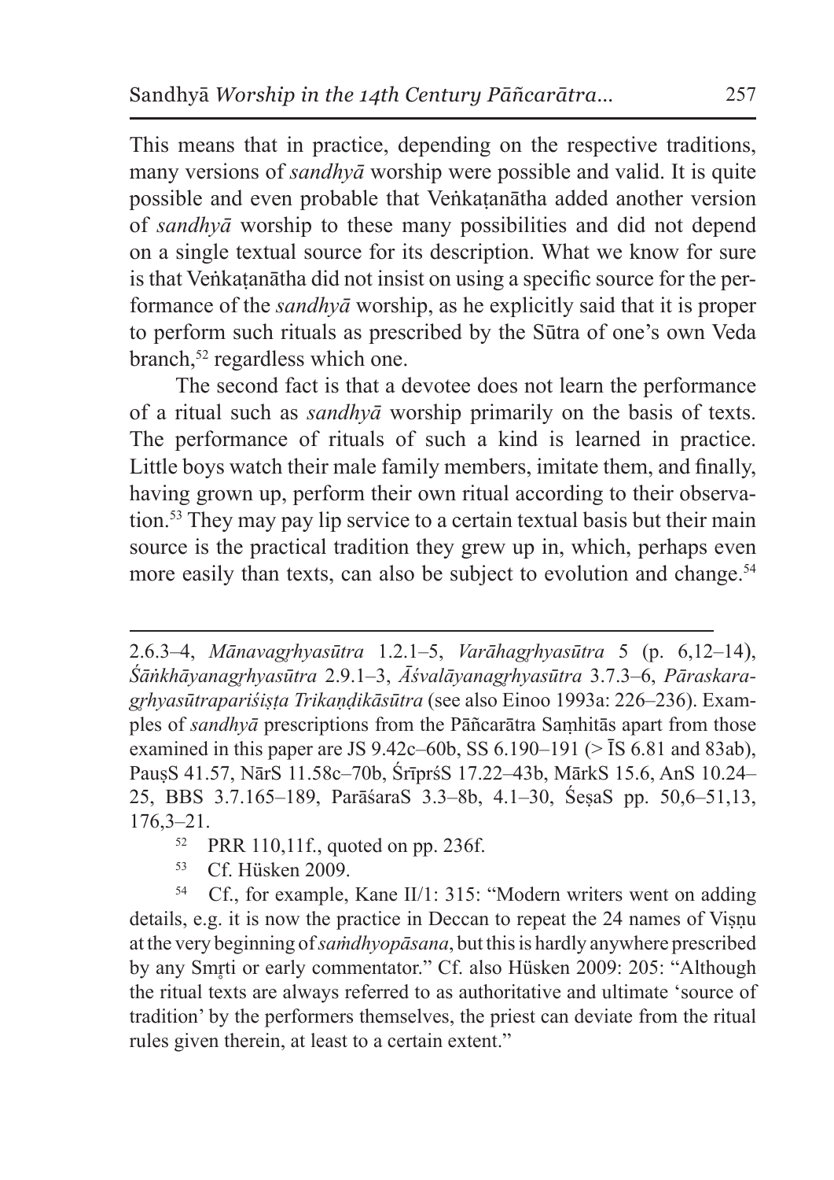This means that in practice, depending on the respective traditions, many versions of *sandhyā* worship were possible and valid. It is quite possible and even probable that Veṅkaṭanātha added another version of *sandhyā* worship to these many possibilities and did not depend on a single textual source for its description. What we know for sure is that Veṅkaṭanātha did not insist on using a specific source for the performance of the *sandhyā* worship, as he explicitly said that it is proper to perform such rituals as prescribed by the Sūtra of one's own Veda branch,[52] regardless which one.

The second fact is that a devotee does not learn the performance of a ritual such as *sandhyā* worship primarily on the basis of texts. The performance of rituals of such a kind is learned in practice. Little boys watch their male family members, imitate them, and finally, having grown up, perform their own ritual according to their observation.[53] They may pay lip service to a certain textual basis but their main source is the practical tradition they grew up in, which, perhaps even more easily than texts, can also be subject to evolution and change.[54]

---

2.6.3–4, *Mānavagṛhyasūtra* 1.2.1–5, *Varāhagṛhyasūtra* 5 (p. 6,12–14), *Śāṅkhāyanagṛhyasūtra* 2.9.1–3, *Āśvalāyanagṛhyasūtra* 3.7.3–6, *Pāraskaragṛhyasūtrapariśiṣṭa Trikaṇḍikāsūtra* (see also Einoo 1993a: 226–236). Examples of *sandhyā* prescriptions from the Pāñcarātra Saṃhitās apart from those examined in this paper are JS 9.42c–60b, SS 6.190–191 (> ĪS 6.81 and 83ab), PauṣS 41.57, NārS 11.58c–70b, ŚrīprśS 17.22–43b, MārkS 15.6, AnS 10.24–25, BBS 3.7.165–189, ParāśaraS 3.3–8b, 4.1–30, ŚeṣaS pp. 50,6–51,13, 176,3–21.

[52] PRR 110,11f., quoted on pp. 236f.

[53] Cf. Hüsken 2009.

[54] Cf., for example, Kane II/1: 315: "Modern writers went on adding details, e.g. it is now the practice in Deccan to repeat the 24 names of Viṣṇu at the very beginning of *saṁdhyopāsana*, but this is hardly anywhere prescribed by any Smṛti or early commentator." Cf. also Hüsken 2009: 205: "Although the ritual texts are always referred to as authoritative and ultimate 'source of tradition' by the performers themselves, the priest can deviate from the ritual rules given therein, at least to a certain extent."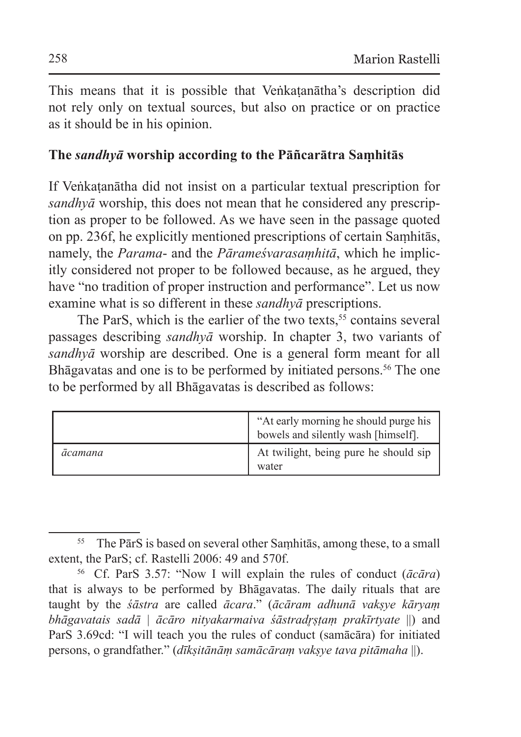This means that it is possible that Veṅkaṭanātha's description did not rely only on textual sources, but also on practice or on practice as it should be in his opinion.

## The *sandhyā* worship according to the Pāñcarātra Saṃhitās

If Veṅkaṭanātha did not insist on a particular textual prescription for *sandhyā* worship, this does not mean that he considered any prescription as proper to be followed. As we have seen in the passage quoted on pp. 236f, he explicitly mentioned prescriptions of certain Saṃhitās, namely, the *Parama*- and the *Pārameśvarasaṃhitā*, which he implicitly considered not proper to be followed because, as he argued, they have "no tradition of proper instruction and performance". Let us now examine what is so different in these *sandhyā* prescriptions.

The ParS, which is the earlier of the two texts,[55] contains several passages describing *sandhyā* worship. In chapter 3, two variants of *sandhyā* worship are described. One is a general form meant for all Bhāgavatas and one is to be performed by initiated persons.[56] The one to be performed by all Bhāgavatas is described as follows:

| | |
|---|---|
| | "At early morning he should purge his bowels and silently wash [himself]. |
| *ācamana* | At twilight, being pure he should sip water |

---

[55] The PārS is based on several other Saṃhitās, among these, to a small extent, the ParS; cf. Rastelli 2006: 49 and 570f.

[56] Cf. ParS 3.57: "Now I will explain the rules of conduct (*ācāra*) that is always to be performed by Bhāgavatas. The daily rituals that are taught by the *śāstra* are called *ācara*." (*ācāram adhunā vakṣye kāryaṃ bhāgavatais sadā | ācāro nityakarmaiva śāstradṛṣṭaṃ prakīrtyate* ||) and ParS 3.69cd: "I will teach you the rules of conduct (samācāra) for initiated persons, o grandfather." (*dīkṣitānāṃ samācāraṃ vakṣye tava pitāmaha* ||).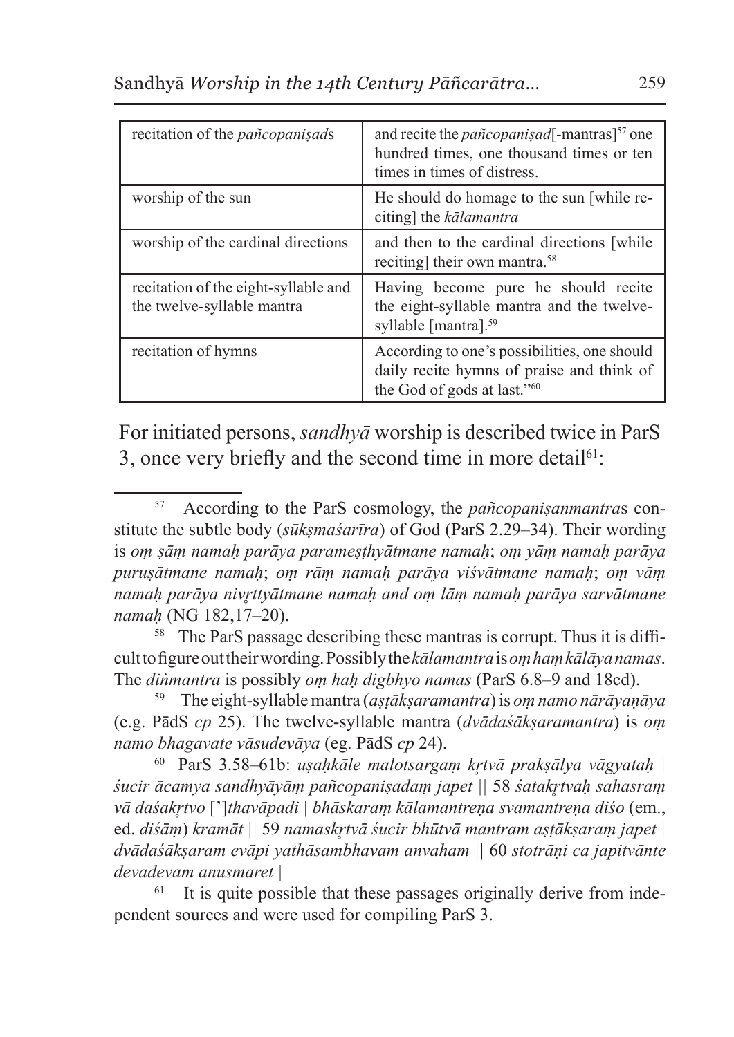| recitation of the *pañcopaniṣad*s | and recite the *pañcopaniṣad*[-mantras][57] one hundred times, one thousand times or ten times in times of distress. |
|---|---|
| worship of the sun | He should do homage to the sun [while reciting] the *kālamantra* |
| worship of the cardinal directions | and then to the cardinal directions [while reciting] their own mantra.[58] |
| recitation of the eight-syllable and the twelve-syllable mantra | Having become pure he should recite the eight-syllable mantra and the twelve-syllable [mantra].[59] |
| recitation of hymns | According to one's possibilities, one should daily recite hymns of praise and think of the God of gods at last."[60] |

For initiated persons, *sandhyā* worship is described twice in ParS 3, once very briefly and the second time in more detail[61]:

---

[57] According to the ParS cosmology, the *pañcopaniṣanmantra*s constitute the subtle body (*sūkṣmaśarīra*) of God (ParS 2.29–34). Their wording is *oṃ ṣāṃ namaḥ parāya parameṣṭhyātmane namaḥ*; *oṃ yāṃ namaḥ parāya puruṣātmane namaḥ*; *oṃ rāṃ namaḥ parāya viśvātmane namaḥ*; *oṃ vāṃ namaḥ parāya nivṛttyātmane namaḥ and oṃ lāṃ namaḥ parāya sarvātmane namaḥ* (NG 182,17–20).

[58] The ParS passage describing these mantras is corrupt. Thus it is difficult to figure out their wording. Possibly the *kālamantra* is *oṃ haṃ kālāya namas*. The *diṅmantra* is possibly *oṃ haḥ digbhyo namas* (ParS 6.8–9 and 18cd).

[59] The eight-syllable mantra (*aṣṭākṣaramantra*) is *oṃ namo nārāyaṇāya* (e.g. PādS *cp* 25). The twelve-syllable mantra (*dvādaśākṣaramantra*) is *oṃ namo bhagavate vāsudevāya* (eg. PādS *cp* 24).

[60] ParS 3.58–61b: *uṣaḥkāle malotsargaṃ kṛtvā prakṣālya vāgyataḥ | śucir ācamya sandhyāyāṃ pañcopaniṣadaṃ japet || 58 śatakṛtvaḥ sahasraṃ vā daśakṛtvo* [']*thavāpadi | bhāskaraṃ kālamantreṇa svamantreṇa diśo* (em., ed. *diśāṃ*) *kramāt || 59 namaskṛtvā śucir bhūtvā mantram aṣṭākṣaraṃ japet | dvādaśākṣaram evāpi yathāsambhavam anvaham || 60 stotrāṇi ca japitvānte devadevam anusmaret |*

[61] It is quite possible that these passages originally derive from independent sources and were used for compiling ParS 3.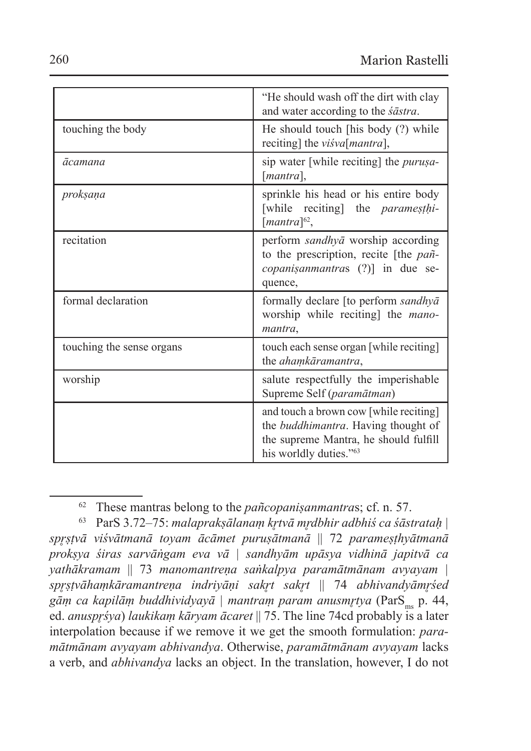| | |
|---|---|
| | "He should wash off the dirt with clay and water according to the *śāstra*. |
| touching the body | He should touch [his body (?) while reciting] the *viśva*[*mantra*], |
| *ācamana* | sip water [while reciting] the *puruṣa*-[*mantra*], |
| *prokṣaṇa* | sprinkle his head or his entire body [while reciting] the *parameṣṭhi*-[*mantra*][62], |
| recitation | perform *sandhyā* worship according to the prescription, recite [the *pañcopaniṣanmantra*s (?)] in due sequence, |
| formal declaration | formally declare [to perform *sandhyā* worship while reciting] the *mano-mantra*, |
| touching the sense organs | touch each sense organ [while reciting] the *ahaṃkāramantra*, |
| worship | salute respectfully the imperishable Supreme Self (*paramātman*) |
| | and touch a brown cow [while reciting] the *buddhimantra*. Having thought of the supreme Mantra, he should fulfill his worldly duties."[63] |

[62] These mantras belong to the *pañcopaniṣanmantra*s; cf. n. 57.

[63] ParS 3.72–75: *malaprakṣālanaṃ kṛtvā mṛdbhir adbhiś ca śāstrataḥ | spṛṣṭvā viśvātmanā toyam ācāmet puruṣātmanā || 72 parameṣṭhyātmanā prokṣya śiras sarvāṅgam eva vā | sandhyām upāsya vidhinā japitvā ca yathākramam || 73 manomantreṇa saṅkalpya paramātmānam avyayam | spṛṣṭvāhaṃkāramantreṇa indriyāṇi sakṛt sakṛt || 74 abhivandyāmṛśed gāṃ ca kapilāṃ buddhividyayā | mantraṃ param anusmṛtya* ($ParS_{ms}$ p. 44, ed. *anuspṛśya*) *laukikaṃ kāryam ācaret* || 75. The line 74cd probably is a later interpolation because if we remove it we get the smooth formulation: *paramātmānam avyayam abhivandya*. Otherwise, *paramātmānam avyayam* lacks a verb, and *abhivandya* lacks an object. In the translation, however, I do not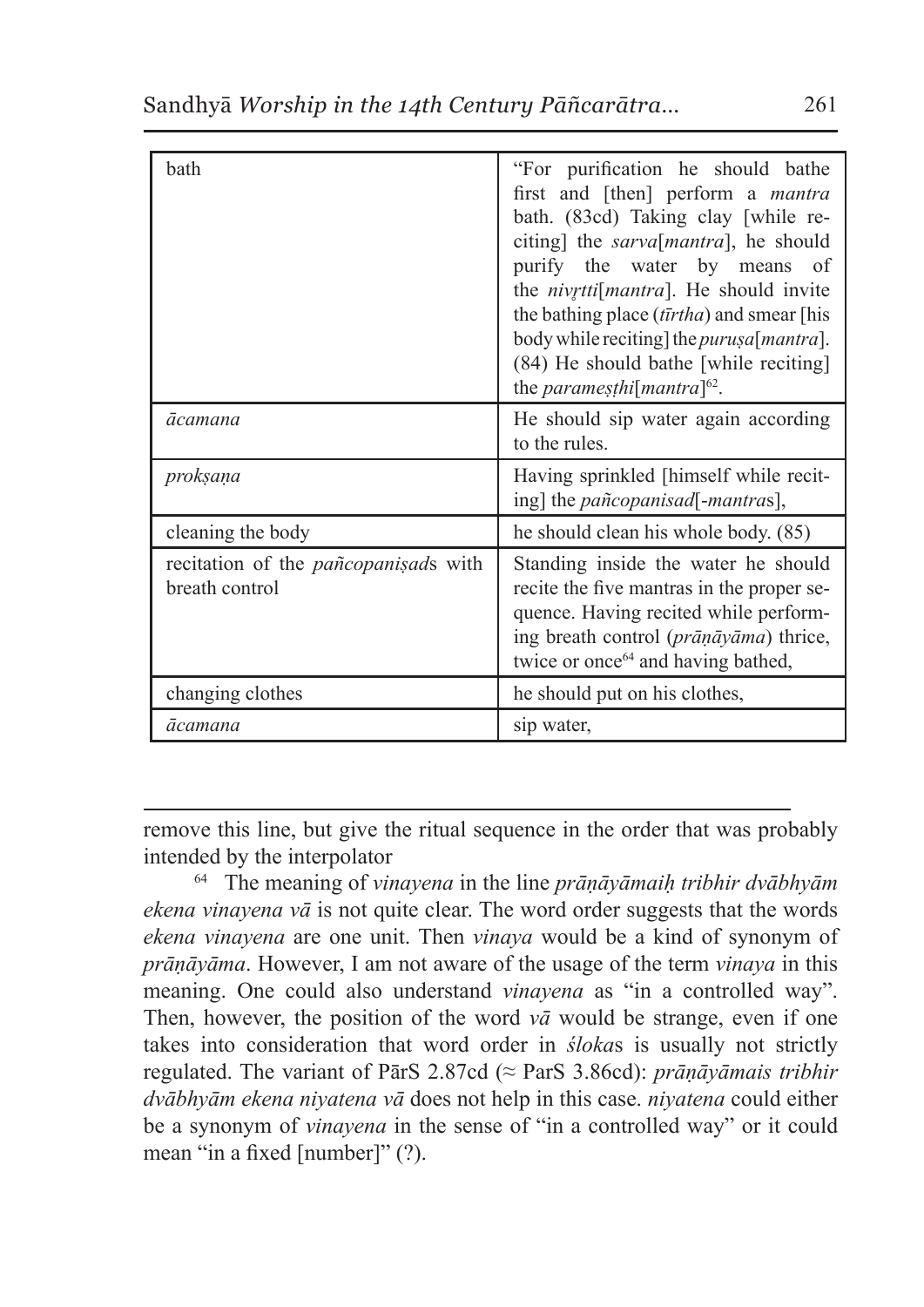| | |
|---|---|
| bath | "For purification he should bathe first and [then] perform a *mantra* bath. (83cd) Taking clay [while reciting] the *sarva*[*mantra*], he should purify the water by means of the *nivṛtti*[*mantra*]. He should invite the bathing place (*tīrtha*) and smear [his body while reciting] the *puruṣa*[*mantra*]. (84) He should bathe [while reciting] the *parameṣṭhi*[*mantra*][62]. |
| *ācamana* | He should sip water again according to the rules. |
| *prokṣaṇa* | Having sprinkled [himself while reciting] the *pañcopanisad*[-*mantra*s], |
| cleaning the body | he should clean his whole body. (85) |
| recitation of the *pañcopaniṣad*s with breath control | Standing inside the water he should recite the five mantras in the proper sequence. Having recited while performing breath control (*prāṇāyāma*) thrice, twice or once[64] and having bathed, |
| changing clothes | he should put on his clothes, |
| *ācamana* | sip water, |

remove this line, but give the ritual sequence in the order that was probably intended by the interpolator

[64] The meaning of *vinayena* in the line *prāṇāyāmaiḥ tribhir dvābhyām ekena vinayena vā* is not quite clear. The word order suggests that the words *ekena vinayena* are one unit. Then *vinaya* would be a kind of synonym of *prāṇāyāma*. However, I am not aware of the usage of the term *vinaya* in this meaning. One could also understand *vinayena* as "in a controlled way". Then, however, the position of the word *vā* would be strange, even if one takes into consideration that word order in *śloka*s is usually not strictly regulated. The variant of PārS 2.87cd (≈ ParS 3.86cd): *prāṇāyāmais tribhir dvābhyām ekena niyatena vā* does not help in this case. *niyatena* could either be a synonym of *vinayena* in the sense of "in a controlled way" or it could mean "in a fixed [number]" (?).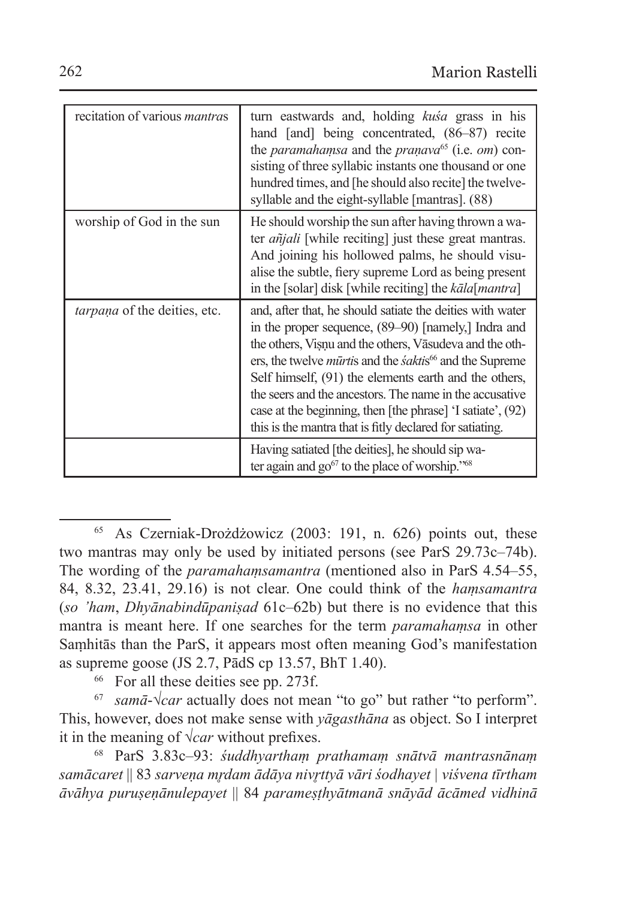| | |
|---|---|
| recitation of various *mantras* | turn eastwards and, holding *kuśa* grass in his hand [and] being concentrated, (86–87) recite the *paramahaṃsa* and the *praṇava*[65] (i.e. *om*) consisting of three syllabic instants one thousand or one hundred times, and [he should also recite] the twelve-syllable and the eight-syllable [mantras]. (88) |
| worship of God in the sun | He should worship the sun after having thrown a water *añjali* [while reciting] just these great mantras. And joining his hollowed palms, he should visualise the subtle, fiery supreme Lord as being present in the [solar] disk [while reciting] the *kāla*[*mantra*] |
| *tarpaṇa* of the deities, etc. | and, after that, he should satiate the deities with water in the proper sequence, (89–90) [namely,] Indra and the others, Viṣṇu and the others, Vāsudeva and the others, the twelve *mūrti*s and the *śakti*s[66] and the Supreme Self himself, (91) the elements earth and the others, the seers and the ancestors. The name in the accusative case at the beginning, then [the phrase] 'I satiate', (92) this is the mantra that is fitly declared for satiating. |
| | Having satiated [the deities], he should sip water again and go[67] to the place of worship."[68] |

[65] As Czerniak-Drożdżowicz (2003: 191, n. 626) points out, these two mantras may only be used by initiated persons (see ParS 29.73c–74b). The wording of the *paramahaṃsamantra* (mentioned also in ParS 4.54–55, 84, 8.32, 23.41, 29.16) is not clear. One could think of the *haṃsamantra* (*so 'ham*, *Dhyānabindūpaniṣad* 61c–62b) but there is no evidence that this mantra is meant here. If one searches for the term *paramahaṃsa* in other Saṃhitās than the ParS, it appears most often meaning God's manifestation as supreme goose (JS 2.7, PādS cp 13.57, BhT 1.40).

[66] For all these deities see pp. 273f.

[67] *samā-√car* actually does not mean "to go" but rather "to perform". This, however, does not make sense with *yāgasthāna* as object. So I interpret it in the meaning of *√car* without prefixes.

[68] ParS 3.83c–93: *śuddhyarthaṃ prathamaṃ snātvā mantrasnānaṃ samācaret* || 83 *sarveṇa mṛdam ādāya nivṛttyā vāri śodhayet* | *viśvena tīrtham āvāhya puruṣeṇānulepayet* || 84 *parameṣṭhyātmanā snāyād ācāmed vidhinā*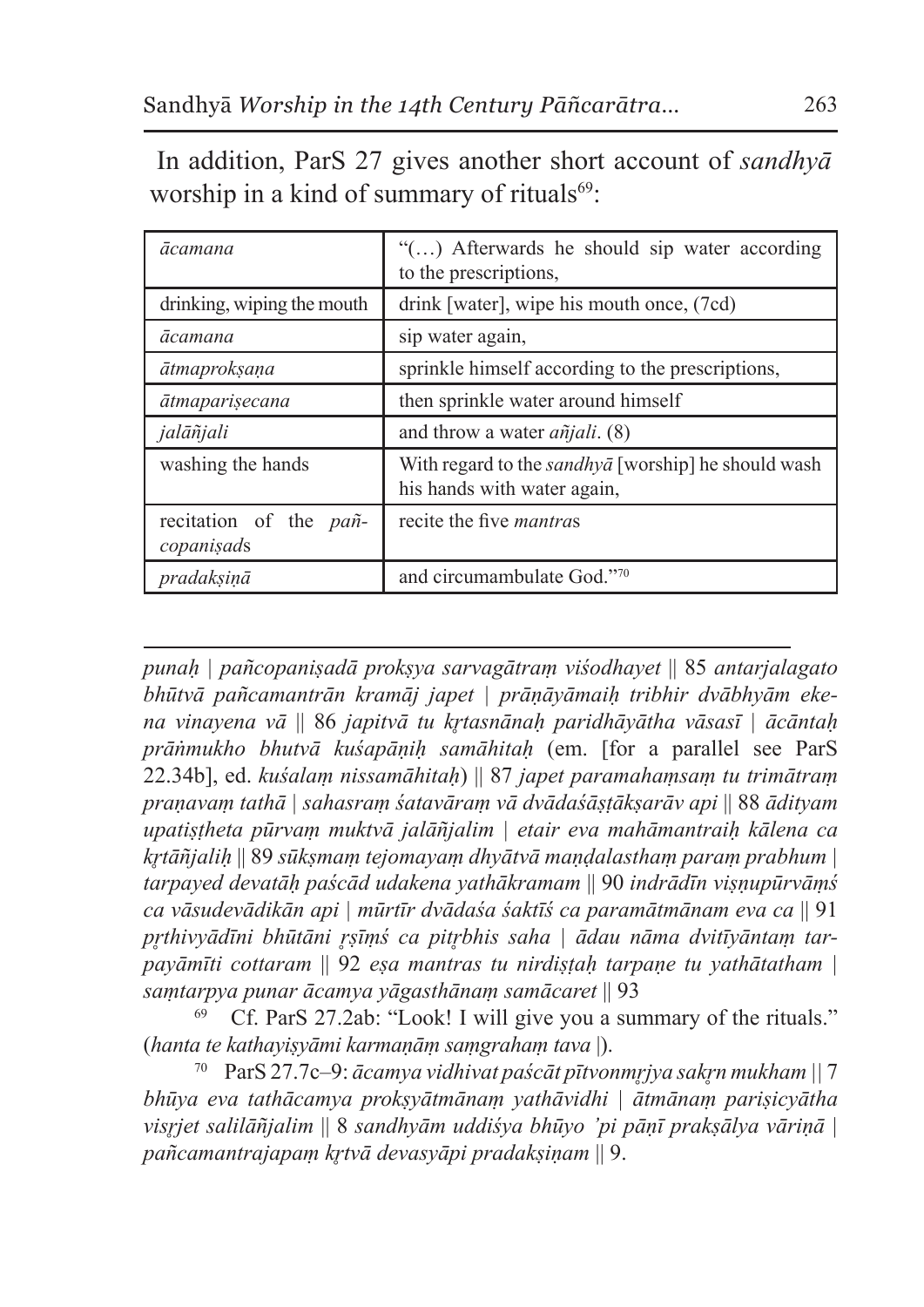In addition, ParS 27 gives another short account of *sandhyā* worship in a kind of summary of rituals[69]:

| | |
|---|---|
| *ācamana* | "(…) Afterwards he should sip water according to the prescriptions, |
| drinking, wiping the mouth | drink [water], wipe his mouth once, (7cd) |
| *ācamana* | sip water again, |
| *ātmaprokṣaṇa* | sprinkle himself according to the prescriptions, |
| *ātmapariṣecana* | then sprinkle water around himself |
| *jalāñjali* | and throw a water *añjali*. (8) |
| washing the hands | With regard to the *sandhyā* [worship] he should wash his hands with water again, |
| recitation of the *pañcopaniṣad*s | recite the five *mantra*s |
| *pradakṣiṇā* | and circumambulate God."[70] |

---

*punaḥ | pañcopaniṣadā prokṣya sarvagātraṃ viśodhayet* || 85 *antarjalagato bhūtvā pañcamantrān kramāj japet | prāṇāyāmaiḥ tribhir dvābhyām ekena vinayena vā* || 86 *japitvā tu kṛtasnānaḥ paridhāyātha vāsasī | ācāntaḥ prāṅmukho bhutvā kuśapāṇiḥ samāhitaḥ* (em. [for a parallel see ParS 22.34b], ed. *kuśalaṃ nissamāhitaḥ*) || 87 *japet paramahaṃsaṃ tu trimātraṃ praṇavaṃ tathā | sahasraṃ śatavāraṃ vā dvādaśāṣṭākṣarāv api* || 88 *ādityam upatiṣṭheta pūrvaṃ muktvā jalāñjalim | etair eva mahāmantraiḥ kālena ca kṛtāñjaliḥ* || 89 *sūkṣmaṃ tejomayaṃ dhyātvā maṇḍalasthaṃ paraṃ prabhum | tarpayed devatāḥ paścād udakena yathākramam* || 90 *indrādīn viṣṇupūrvāṃś ca vāsudevādikān api | mūrtīr dvādaśa śaktīś ca paramātmānam eva ca* || 91 *pṛthivyādīni bhūtāni ṛṣīṃś ca pitṛbhis saha | ādau nāma dvitīyāntaṃ tarpayāmīti cottaram* || 92 *eṣa mantras tu nirdiṣṭaḥ tarpaṇe tu yathātatham | saṃtarpya punar ācamya yāgasthānaṃ samācaret* || 93

[69] Cf. ParS 27.2ab: "Look! I will give you a summary of the rituals." (*hanta te kathayiṣyāmi karmaṇāṃ saṃgrahaṃ tava* |).

[70] ParS 27.7c–9: *ācamya vidhivat paścāt pītvonmṛjya sakṛn mukham* || 7 *bhūya eva tathācamya prokṣyātmānaṃ yathāvidhi | ātmānaṃ pariṣicyātha visṛjet salilāñjalim* || 8 *sandhyām uddiśya bhūyo 'pi pāṇī prakṣālya vāriṇā | pañcamantrajapaṃ kṛtvā devasyāpi pradakṣiṇam* || 9.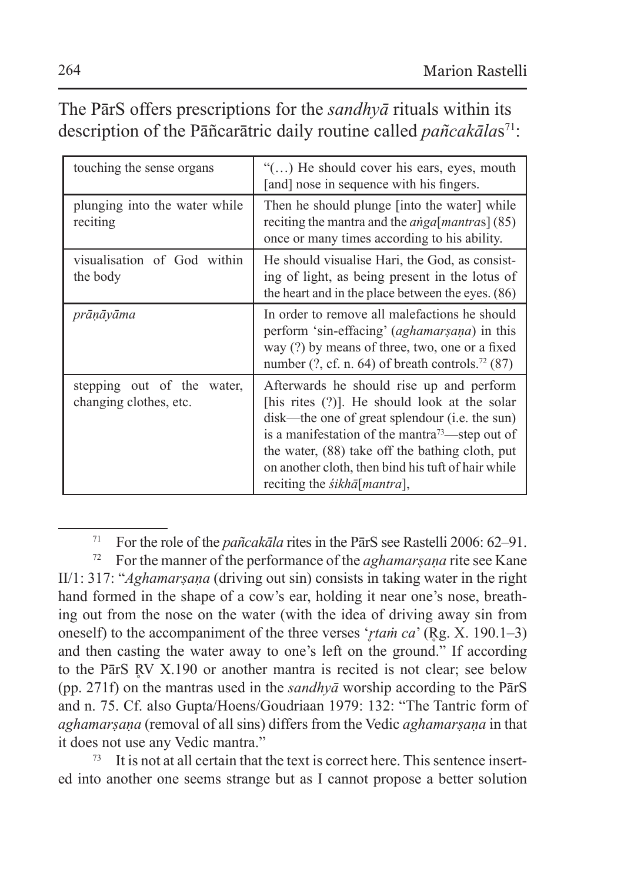The PārS offers prescriptions for the *sandhyā* rituals within its description of the Pāñcarātric daily routine called *pañcakāla*s[71]:

| | |
|---|---|
| touching the sense organs | "(…) He should cover his ears, eyes, mouth [and] nose in sequence with his fingers. |
| plunging into the water while reciting | Then he should plunge [into the water] while reciting the mantra and the *aṅga*[*mantra*s] (85) once or many times according to his ability. |
| visualisation of God within the body | He should visualise Hari, the God, as consisting of light, as being present in the lotus of the heart and in the place between the eyes. (86) |
| *prāṇāyāma* | In order to remove all malefactions he should perform 'sin-effacing' (*aghamarṣaṇa*) in this way (?) by means of three, two, one or a fixed number (?, cf. n. 64) of breath controls.[72] (87) |
| stepping out of the water, changing clothes, etc. | Afterwards he should rise up and perform [his rites (?)]. He should look at the solar disk—the one of great splendour (i.e. the sun) is a manifestation of the mantra[73]—step out of the water, (88) take off the bathing cloth, put on another cloth, then bind his tuft of hair while reciting the *śikhā*[*mantra*], |

[71] For the role of the *pañcakāla* rites in the PārS see Rastelli 2006: 62–91.

[72] For the manner of the performance of the *aghamarṣaṇa* rite see Kane II/1: 317: "*Aghamarṣaṇa* (driving out sin) consists in taking water in the right hand formed in the shape of a cow's ear, holding it near one's nose, breathing out from the nose on the water (with the idea of driving away sin from oneself) to the accompaniment of the three verses '*ṛtaṁ ca*' (Ṛg. X. 190.1–3) and then casting the water away to one's left on the ground." If according to the PārS ṚV X.190 or another mantra is recited is not clear; see below (pp. 271f) on the mantras used in the *sandhyā* worship according to the PārS and n. 75. Cf. also Gupta/Hoens/Goudriaan 1979: 132: "The Tantric form of *aghamarṣaṇa* (removal of all sins) differs from the Vedic *aghamarṣaṇa* in that it does not use any Vedic mantra."

[73] It is not at all certain that the text is correct here. This sentence inserted into another one seems strange but as I cannot propose a better solution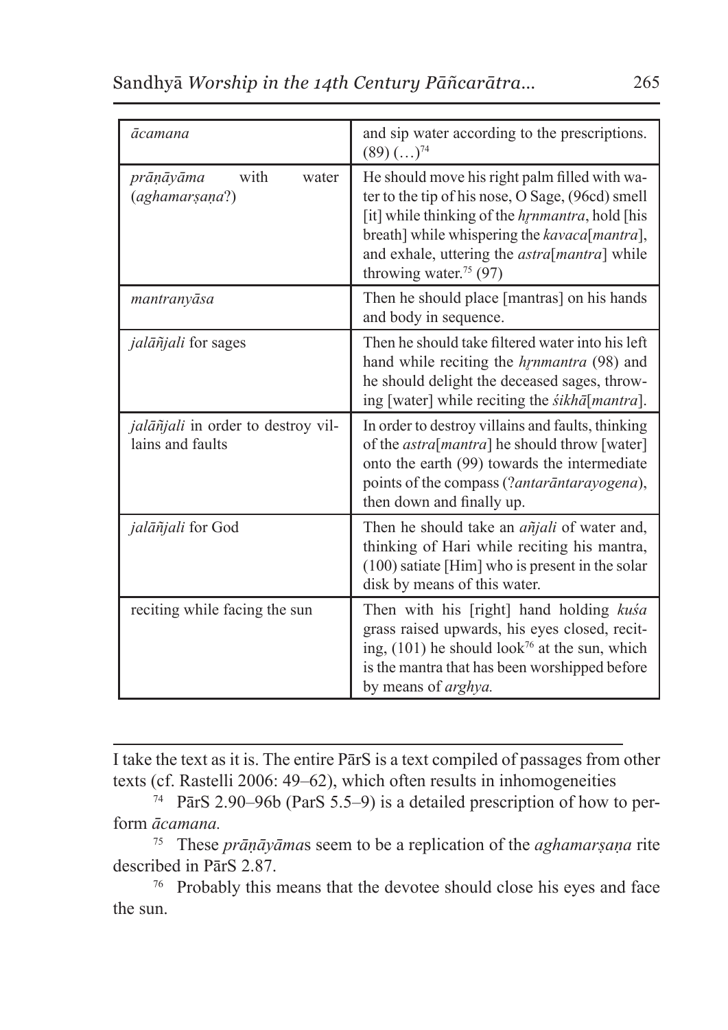| | |
|---|---|
| *ācamana* | and sip water according to the prescriptions. (89) (…)[74] |
| *prāṇāyāma* with water (*aghamarṣaṇa*?) | He should move his right palm filled with water to the tip of his nose, O Sage, (96cd) smell [it] while thinking of the *hṛnmantra*, hold [his breath] while whispering the *kavaca*[*mantra*], and exhale, uttering the *astra*[*mantra*] while throwing water.[75] (97) |
| *mantranyāsa* | Then he should place [mantras] on his hands and body in sequence. |
| *jalāñjali* for sages | Then he should take filtered water into his left hand while reciting the *hṛnmantra* (98) and he should delight the deceased sages, throwing [water] while reciting the *śikhā*[*mantra*]. |
| *jalāñjali* in order to destroy villains and faults | In order to destroy villains and faults, thinking of the *astra*[*mantra*] he should throw [water] onto the earth (99) towards the intermediate points of the compass (?*antarāntarayogena*), then down and finally up. |
| *jalāñjali* for God | Then he should take an *añjali* of water and, thinking of Hari while reciting his mantra, (100) satiate [Him] who is present in the solar disk by means of this water. |
| reciting while facing the sun | Then with his [right] hand holding *kuśa* grass raised upwards, his eyes closed, reciting, (101) he should look[76] at the sun, which is the mantra that has been worshipped before by means of *arghya.* |

I take the text as it is. The entire PārS is a text compiled of passages from other texts (cf. Rastelli 2006: 49–62), which often results in inhomogeneities

[74] PārS 2.90–96b (ParS 5.5–9) is a detailed prescription of how to perform *ācamana.*

[75] These *prāṇāyāma*s seem to be a replication of the *aghamarṣaṇa* rite described in PārS 2.87.

[76] Probably this means that the devotee should close his eyes and face the sun.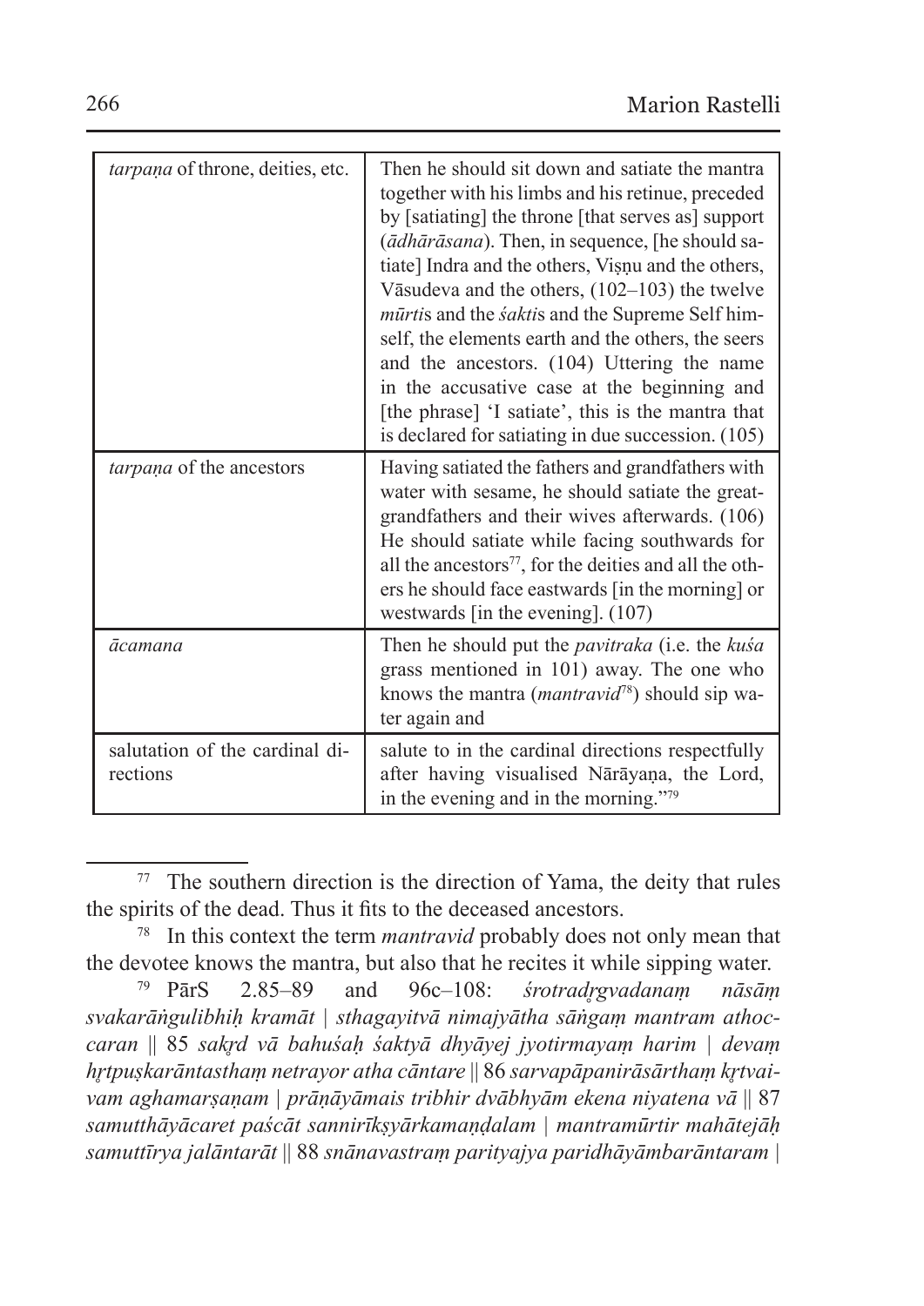| | |
|---|---|
| *tarpaṇa* of throne, deities, etc. | Then he should sit down and satiate the mantra together with his limbs and his retinue, preceded by [satiating] the throne [that serves as] support (*ādhārāsana*). Then, in sequence, [he should satiate] Indra and the others, Viṣṇu and the others, Vāsudeva and the others, (102–103) the twelve *mūrti*s and the *śakti*s and the Supreme Self himself, the elements earth and the others, the seers and the ancestors. (104) Uttering the name in the accusative case at the beginning and [the phrase] 'I satiate', this is the mantra that is declared for satiating in due succession. (105) |
| *tarpaṇa* of the ancestors | Having satiated the fathers and grandfathers with water with sesame, he should satiate the great-grandfathers and their wives afterwards. (106) He should satiate while facing southwards for all the ancestors[77], for the deities and all the others he should face eastwards [in the morning] or westwards [in the evening]. (107) |
| *ācamana* | Then he should put the *pavitraka* (i.e. the *kuśa* grass mentioned in 101) away. The one who knows the mantra (*mantravid*[78]) should sip water again and |
| salutation of the cardinal directions | salute to in the cardinal directions respectfully after having visualised Nārāyaṇa, the Lord, in the evening and in the morning."[79] |

[77] The southern direction is the direction of Yama, the deity that rules the spirits of the dead. Thus it fits to the deceased ancestors.

[78] In this context the term *mantravid* probably does not only mean that the devotee knows the mantra, but also that he recites it while sipping water.

[79] PārS 2.85–89 and 96c–108: *śrotradṛgvadanaṃ nāsāṃ svakarāṅgulibhiḥ kramāt | sthagayitvā nimajyātha sāṅgaṃ mantram athoccaran ||* 85 *sakṛd vā bahuśaḥ śaktyā dhyāyej jyotirmayaṃ harim | devaṃ hṛtpuṣkarāntasthaṃ netrayor atha cāntare ||* 86 *sarvapāpanirāsārthaṃ kṛtvaivam aghamarṣaṇam | prāṇāyāmais tribhir dvābhyām ekena niyatena vā ||* 87 *samutthāyācaret paścāt sannirīkṣyārkamaṇḍalam | mantramūrtir mahātejāḥ samuttīrya jalāntarāt ||* 88 *snānavastraṃ parityajya paridhāyāmbarāntaram |*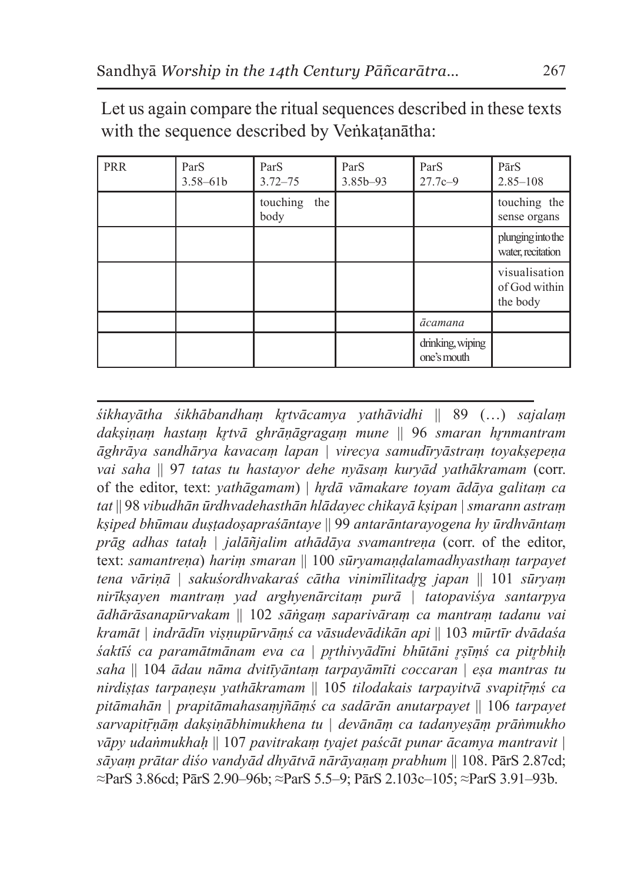Let us again compare the ritual sequences described in these texts with the sequence described by Veṅkaṭanātha:

| PRR | ParS 3.58–61b | ParS 3.72–75 | ParS 3.85b–93 | ParS 27.7c–9 | PārS 2.85–108 |
|---|---|---|---|---|---|
| | | touching the body | | | touching the sense organs |
| | | | | | plunging into the water, recitation |
| | | | | | visualisation of God within the body |
| | | | | *ācamana* | |
| | | | | drinking, wiping one's mouth | |

---

*śikhayātha śikhābandhaṃ kṛtvācamya yathāvidhi* || 89 (…) *sajalaṃ dakṣiṇaṃ hastaṃ kṛtvā ghrāṇāgragaṃ mune* || 96 *smaran hṛnmantram āghrāya sandhārya kavacaṃ lapan* | *virecya samudīryāstraṃ toyakṣepeṇa vai saha* || 97 *tatas tu hastayor dehe nyāsaṃ kuryād yathākramam* (corr. of the editor, text: *yathāgamam*) | *hṛdā vāmakare toyam ādāya galitaṃ ca tat* || 98 *vibudhān ūrdhvadehasthān hlādayec chikayā kṣipan* | *smarann astraṃ kṣiped bhūmau duṣṭadoṣapraśāntaye* || 99 *antarāntarayogena hy ūrdhvāntaṃ prāg adhas tataḥ* | *jalāñjalim athādāya svamantreṇa* (corr. of the editor, text: *samantreṇa*) *hariṃ smaran* || 100 *sūryamaṇḍalamadhyasthaṃ tarpayet tena vāriṇā* | *sakuśordhvakaraś cātha vinimīlitadṛg japan* || 101 *sūryaṃ nirīkṣayen mantraṃ yad arghyenārcitaṃ purā* | *tatopaviśya santarpya ādhārāsanapūrvakam* || 102 *sāṅgaṃ saparivāraṃ ca mantraṃ tadanu vai kramāt* | *indrādīn viṣṇupūrvāṃś ca vāsudevādikān api* || 103 *mūrtīr dvādaśa śaktīś ca paramātmānam eva ca* | *pṛthivyādīni bhūtāni ṛṣīṃś ca pitṛbhiḥ saha* || 104 *ādau nāma dvitīyāntaṃ tarpayāmīti coccaran* | *eṣa mantras tu nirdiṣṭas tarpaṇeṣu yathākramam* || 105 *tilodakais tarpayitvā svapitṝṃś ca pitāmahān* | *prapitāmahasaṃjñāṃś ca sadārān anutarpayet* || 106 *tarpayet sarvapitṝṇāṃ dakṣiṇābhimukhena tu* | *devānāṃ ca tadanyeṣāṃ prāṅmukho vāpy udaṅmukhaḥ* || 107 *pavitrakaṃ tyajet paścāt punar ācamya mantravit* | *sāyaṃ prātar diśo vandyād dhyātvā nārāyaṇaṃ prabhum* || 108. PārS 2.87cd; ≈ParS 3.86cd; PārS 2.90–96b; ≈ParS 5.5–9; PārS 2.103c–105; ≈ParS 3.91–93b.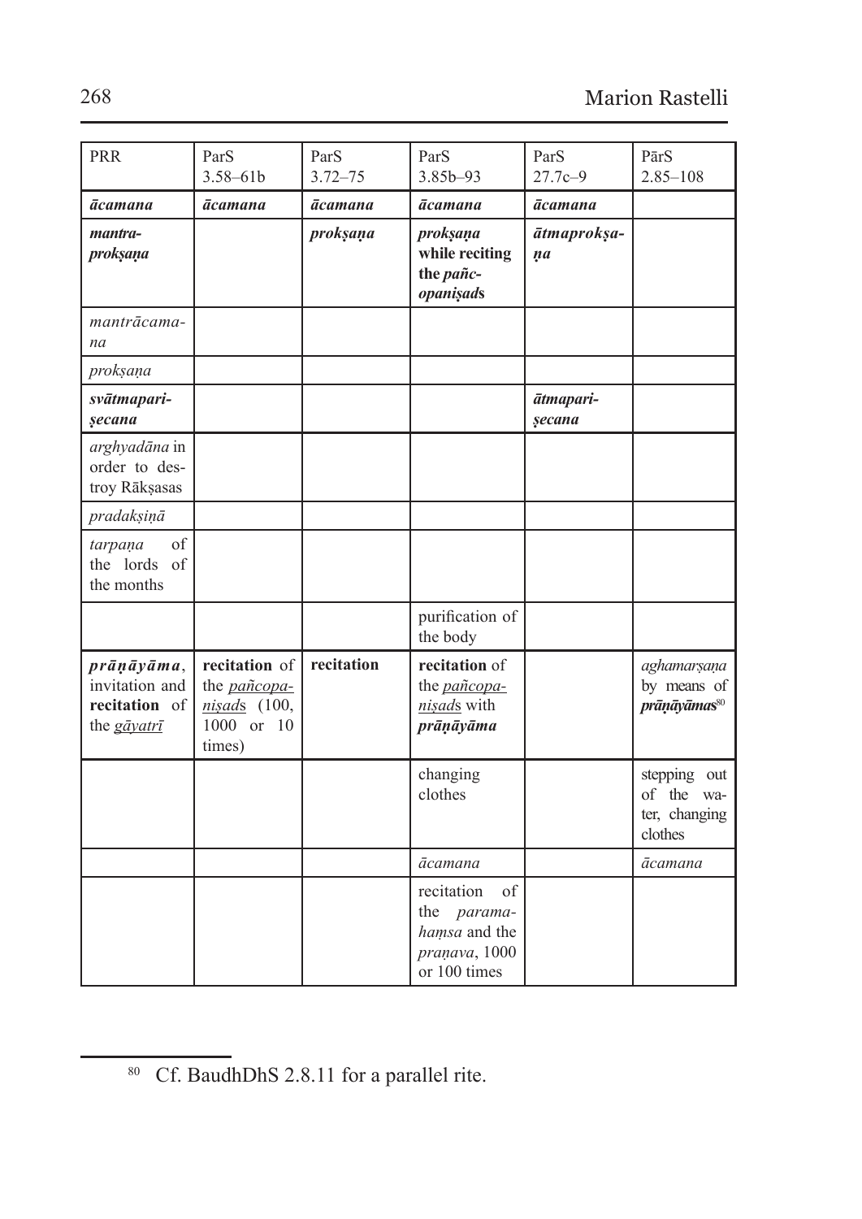| PRR | ParS 3.58–61b | ParS 3.72–75 | ParS 3.85b–93 | ParS 27.7c–9 | PārS 2.85–108 |
|---|---|---|---|---|---|
| ***ācamana*** | ***ācamana*** | ***ācamana*** | ***ācamana*** | ***ācamana*** | |
| ***mantra-prokṣaṇa*** | | ***prokṣaṇa*** | ***prokṣaṇa* while reciting the *pañc-opaniṣad*s** | ***ātmaprokṣa-ṇa*** | |
| *mantrācama-na* | | | | | |
| *prokṣaṇa* | | | | | |
| ***svātmapari-ṣecana*** | | | | ***ātmapari-ṣecana*** | |
| *arghyadāna* in order to destroy Rākṣasas | | | | | |
| *pradakṣiṇā* | | | | | |
| *tarpaṇa* of the lords of the months | | | | | |
| | | | purification of the body | | |
| ***prāṇāyāma***, invitation and **recitation** of the <u>*gāyatrī*</u> | **recitation** of the <u>*pañcopa-niṣad*s</u> (100, 1000 or 10 times) | **recitation** | **recitation** of the <u>*pañcopa-niṣad*s</u> with ***prāṇāyāma*** | | *aghamarṣaṇa* by means of ***prāṇāyāmas***[80] |
| | | | changing clothes | | stepping out of the water, changing clothes |
| | | | *ācamana* | | *ācamana* |
| | | | recitation of the *parama-haṃsa* and the *praṇava*, 1000 or 100 times | | |

[80] Cf. BaudhDhS 2.8.11 for a parallel rite.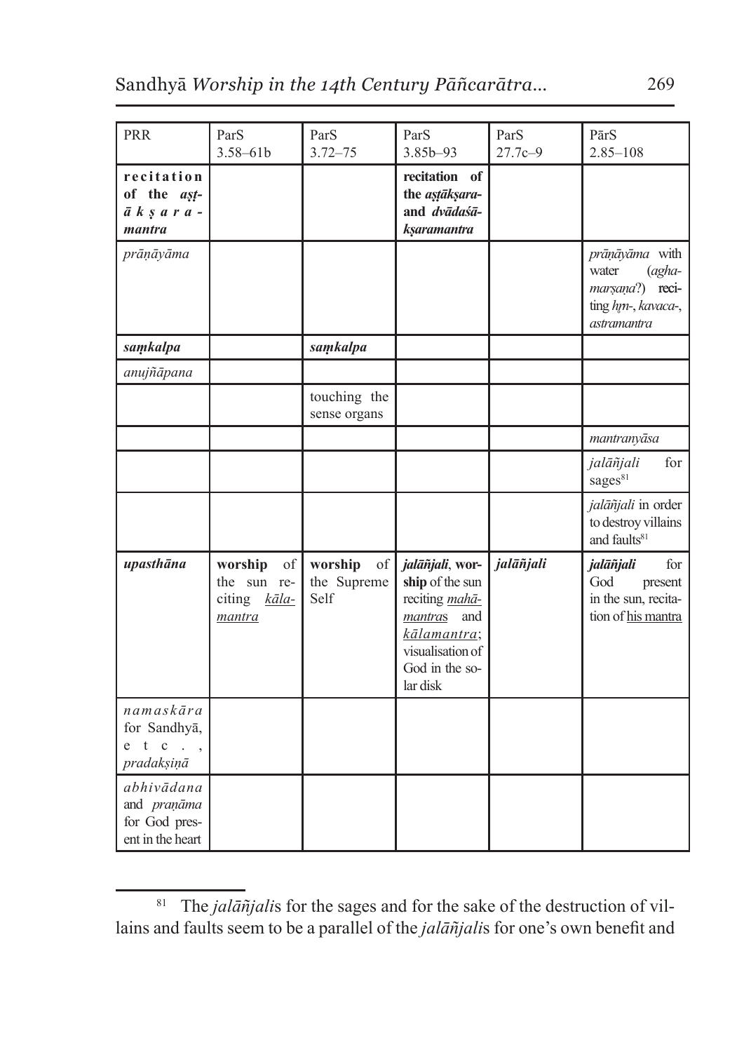| PRR | ParS 3.58–61b | ParS 3.72–75 | ParS 3.85b–93 | ParS 27.7c–9 | PārS 2.85–108 |
|---|---|---|---|---|---|
| **recitation of the *aṣṭ-ākṣara-mantra*** | | | **recitation of the *aṣṭākṣara-* and *dvādaśā-kṣaramantra*** | | |
| *prāṇāyāma* | | | | | *prāṇāyāma* with water (*agha-marṣaṇa*?) **reciting** *hṛn-*, *kavaca-*, *astramantra* |
| ***saṃkalpa*** | | ***saṃkalpa*** | | | |
| *anujñāpana* | | | | | |
| | | touching the sense organs | | | |
| | | | | | *mantranyāsa* |
| | | | | | *jalāñjali* for sages[81] |
| | | | | | *jalāñjali* in order to destroy villains and faults[81] |
| ***upasthāna*** | **worship** of the sun reciting *kāla-mantra* | **worship** of the Supreme Self | ***jalāñjali***, **worship** of the sun reciting *mahā-mantra*s and *kālamantra*; visualisation of God in the solar disk | ***jalāñjali*** | ***jalāñjali*** for God present in the sun, recitation of his mantra |
| *namaskāra* for Sandhyā, etc., *pradakṣiṇā* | | | | | |
| *abhivādana* and *praṇāma* for God present in the heart | | | | | |

[81] The *jalāñjali*s for the sages and for the sake of the destruction of villains and faults seem to be a parallel of the *jalāñjali*s for one's own benefit and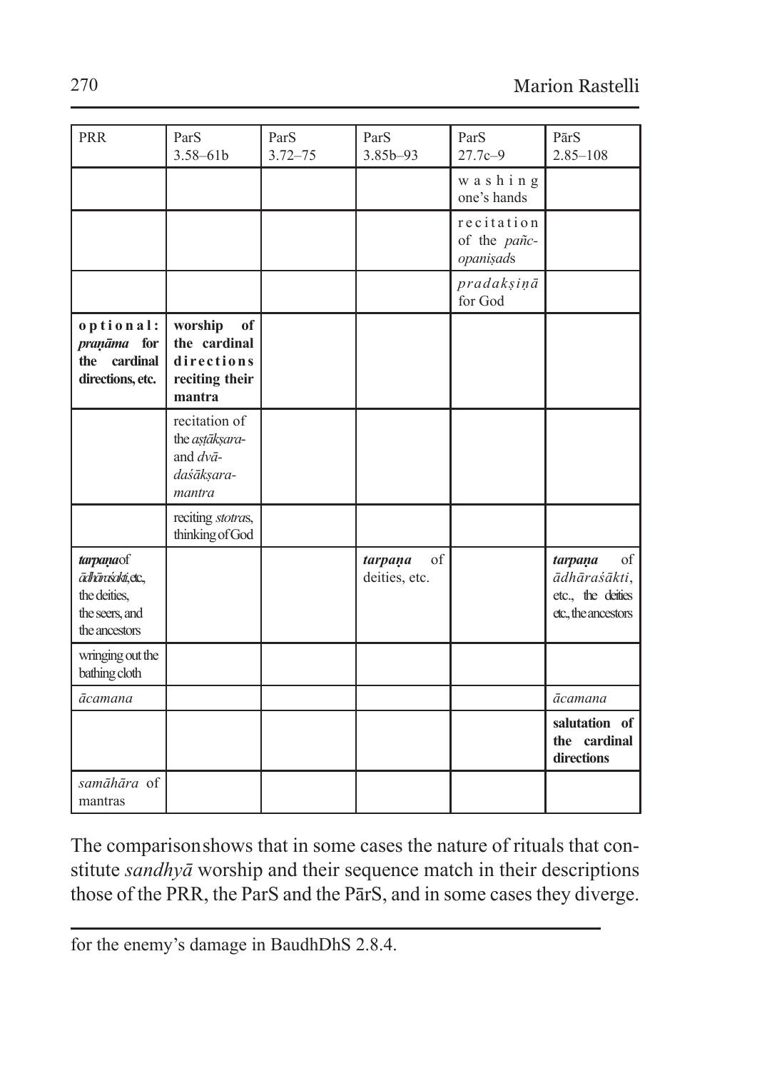| PRR | ParS 3.58–61b | ParS 3.72–75 | ParS 3.85b–93 | ParS 27.7c–9 | PārS 2.85–108 |
|---|---|---|---|---|---|
| | | | | washing one's hands | |
| | | | | recitation of the *pañc-opaniṣad*s | |
| | | | | *pradakṣiṇā* for God | |
| **optional: *praṇāma* for the cardinal directions, etc.** | **worship of the cardinal directions reciting their mantra** | | | | |
| | recitation of the *aṣṭākṣara-* and *dvā-daśākṣara-mantra* | | | | |
| | reciting *stotra*s, thinking of God | | | | |
| ***tarpaṇa*** of *ādhāraśakti*, etc., the deities, the seers, and the ancestors | | | ***tarpaṇa*** of deities, etc. | | ***tarpaṇa*** of *ādhāraśākti*, etc., the deities etc., the ancestors |
| wringing out the bathing cloth | | | | | |
| *ācamana* | | | | | *ācamana* |
| | | | | | **salutation of the cardinal directions** |
| *samāhāra* of mantras | | | | | |

The comparisonshows that in some cases the nature of rituals that constitute *sandhyā* worship and their sequence match in their descriptions those of the PRR, the ParS and the PārS, and in some cases they diverge.

for the enemy's damage in BaudhDhS 2.8.4.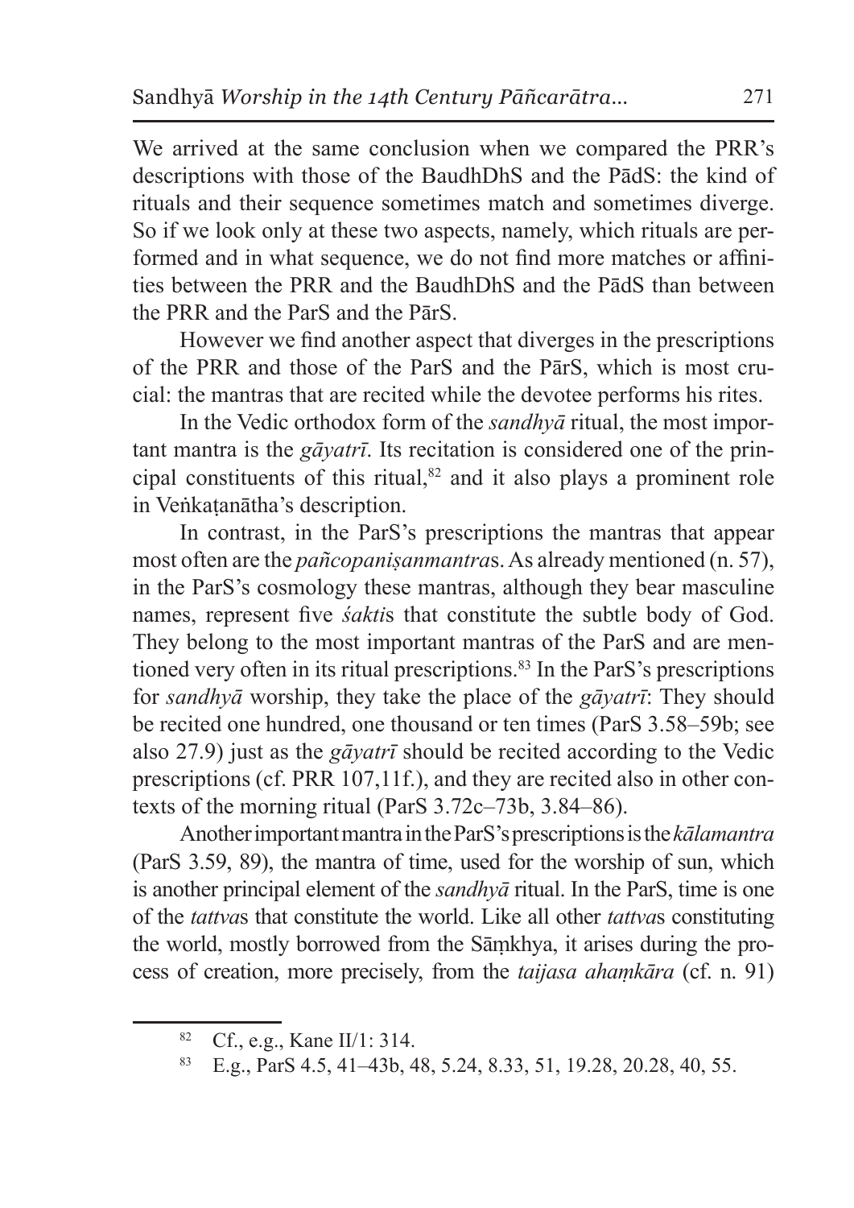We arrived at the same conclusion when we compared the PRR's descriptions with those of the BaudhDhS and the PādS: the kind of rituals and their sequence sometimes match and sometimes diverge. So if we look only at these two aspects, namely, which rituals are performed and in what sequence, we do not find more matches or affinities between the PRR and the BaudhDhS and the PādS than between the PRR and the ParS and the PārS.

However we find another aspect that diverges in the prescriptions of the PRR and those of the ParS and the PārS, which is most crucial: the mantras that are recited while the devotee performs his rites.

In the Vedic orthodox form of the *sandhyā* ritual, the most important mantra is the *gāyatrī*. Its recitation is considered one of the principal constituents of this ritual,[82] and it also plays a prominent role in Veṅkaṭanātha's description.

In contrast, in the ParS's prescriptions the mantras that appear most often are the *pañcopaniṣanmantra*s. As already mentioned (n. 57), in the ParS's cosmology these mantras, although they bear masculine names, represent five *śakti*s that constitute the subtle body of God. They belong to the most important mantras of the ParS and are mentioned very often in its ritual prescriptions.[83] In the ParS's prescriptions for *sandhyā* worship, they take the place of the *gāyatrī*: They should be recited one hundred, one thousand or ten times (ParS 3.58–59b; see also 27.9) just as the *gāyatrī* should be recited according to the Vedic prescriptions (cf. PRR 107,11f.), and they are recited also in other contexts of the morning ritual (ParS 3.72c–73b, 3.84–86).

Another important mantra in the ParS's prescriptions is the *kālamantra* (ParS 3.59, 89), the mantra of time, used for the worship of sun, which is another principal element of the *sandhyā* ritual. In the ParS, time is one of the *tattva*s that constitute the world. Like all other *tattva*s constituting the world, mostly borrowed from the Sāṃkhya, it arises during the process of creation, more precisely, from the *taijasa ahaṃkāra* (cf. n. 91)

---

[82] Cf., e.g., Kane II/1: 314.

[83] E.g., ParS 4.5, 41–43b, 48, 5.24, 8.33, 51, 19.28, 20.28, 40, 55.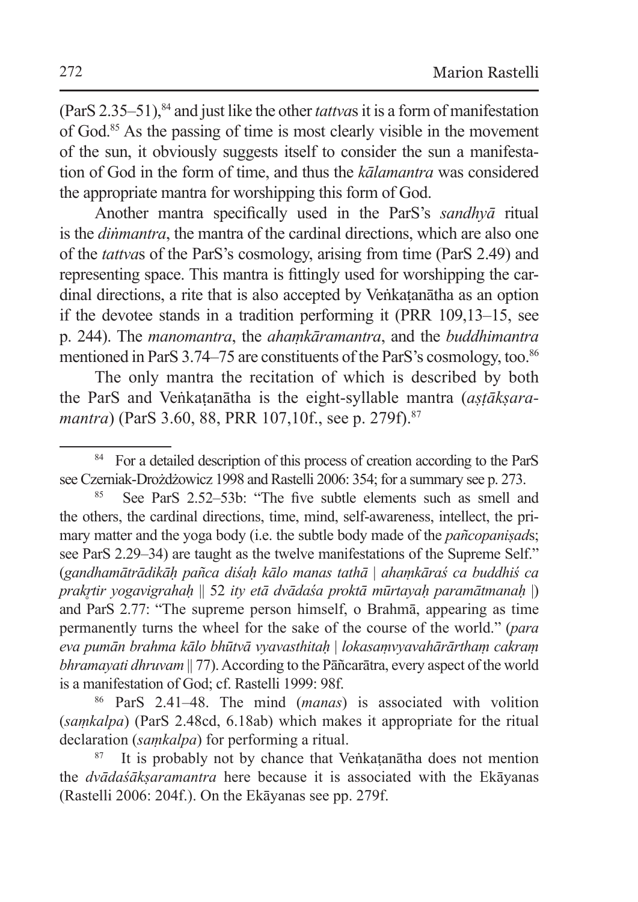(ParS 2.35–51),[84] and just like the other *tattva*s it is a form of manifestation of God.[85] As the passing of time is most clearly visible in the movement of the sun, it obviously suggests itself to consider the sun a manifestation of God in the form of time, and thus the *kālamantra* was considered the appropriate mantra for worshipping this form of God.

Another mantra specifically used in the ParS's *sandhyā* ritual is the *diṅmantra*, the mantra of the cardinal directions, which are also one of the *tattva*s of the ParS's cosmology, arising from time (ParS 2.49) and representing space. This mantra is fittingly used for worshipping the cardinal directions, a rite that is also accepted by Veṅkaṭanātha as an option if the devotee stands in a tradition performing it (PRR 109,13–15, see p. 244). The *manomantra*, the *ahaṃkāramantra*, and the *buddhimantra* mentioned in ParS 3.74–75 are constituents of the ParS's cosmology, too.[86]

The only mantra the recitation of which is described by both the ParS and Veṅkaṭanātha is the eight-syllable mantra (*aṣṭākṣaramantra*) (ParS 3.60, 88, PRR 107,10f., see p. 279f).[87]

---

[84] For a detailed description of this process of creation according to the ParS see Czerniak-Drożdżowicz 1998 and Rastelli 2006: 354; for a summary see p. 273.

[85] See ParS 2.52–53b: "The five subtle elements such as smell and the others, the cardinal directions, time, mind, self-awareness, intellect, the primary matter and the yoga body (i.e. the subtle body made of the *pañcopaniṣad*s; see ParS 2.29–34) are taught as the twelve manifestations of the Supreme Self." (*gandhamātrādikāḥ pañca diśaḥ kālo manas tathā | ahaṃkāraś ca buddhiś ca prakṛtir yogavigrahaḥ* || 52 *ity etā dvādaśa proktā mūrtayaḥ paramātmanaḥ* |) and ParS 2.77: "The supreme person himself, o Brahmā, appearing as time permanently turns the wheel for the sake of the course of the world." (*para eva pumān brahma kālo bhūtvā vyavasthitaḥ | lokasaṃvyavahārārthaṃ cakraṃ bhramayati dhruvam* || 77). According to the Pāñcarātra, every aspect of the world is a manifestation of God; cf. Rastelli 1999: 98f.

[86] ParS 2.41–48. The mind (*manas*) is associated with volition (*saṃkalpa*) (ParS 2.48cd, 6.18ab) which makes it appropriate for the ritual declaration (*saṃkalpa*) for performing a ritual.

[87] It is probably not by chance that Veṅkaṭanātha does not mention the *dvādaśākṣaramantra* here because it is associated with the Ekāyanas (Rastelli 2006: 204f.). On the Ekāyanas see pp. 279f.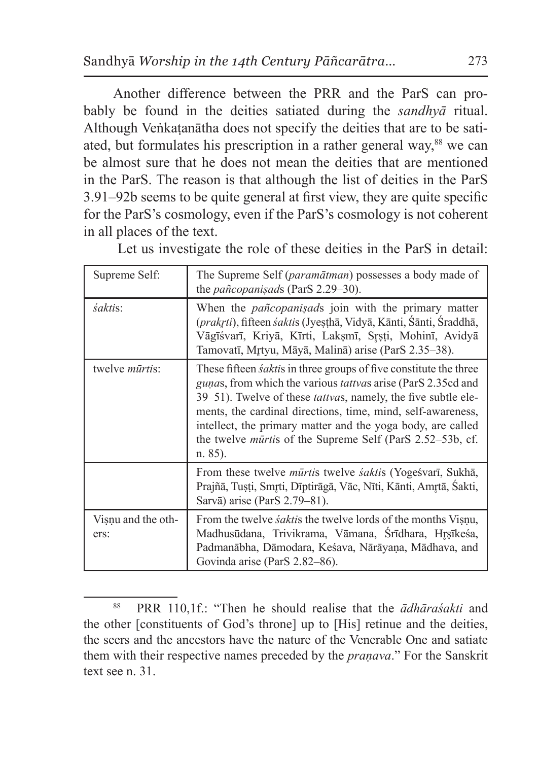Another difference between the PRR and the ParS can probably be found in the deities satiated during the *sandhyā* ritual. Although Veṅkaṭanātha does not specify the deities that are to be satiated, but formulates his prescription in a rather general way,[88] we can be almost sure that he does not mean the deities that are mentioned in the ParS. The reason is that although the list of deities in the ParS 3.91–92b seems to be quite general at first view, they are quite specific for the ParS's cosmology, even if the ParS's cosmology is not coherent in all places of the text.

Let us investigate the role of these deities in the ParS in detail:

| | |
|---|---|
| Supreme Self: | The Supreme Self (*paramātman*) possesses a body made of the *pañcopaniṣad*s (ParS 2.29–30). |
| *śakti*s: | When the *pañcopaniṣad*s join with the primary matter (*prakṛti*), fifteen *śakti*s (Jyeṣṭhā, Vidyā, Kānti, Śānti, Śraddhā, Vāgīśvarī, Kriyā, Kīrti, Lakṣmī, Sṛṣṭi, Mohinī, Avidyā Tamovatī, Mṛtyu, Māyā, Malinā) arise (ParS 2.35–38). |
| twelve *mūrti*s: | These fifteen *śakti*s in three groups of five constitute the three *guṇa*s, from which the various *tattva*s arise (ParS 2.35cd and 39–51). Twelve of these *tattva*s, namely, the five subtle elements, the cardinal directions, time, mind, self-awareness, intellect, the primary matter and the yoga body, are called the twelve *mūrti*s of the Supreme Self (ParS 2.52–53b, cf. n. 85). |
| | From these twelve *mūrti*s twelve *śakti*s (Yogeśvarī, Sukhā, Prajñā, Tuṣṭi, Smṛti, Dīptirāgā, Vāc, Nīti, Kānti, Amṛtā, Śakti, Sarvā) arise (ParS 2.79–81). |
| Viṣṇu and the others: | From the twelve *śakti*s the twelve lords of the months Viṣṇu, Madhusūdana, Trivikrama, Vāmana, Śrīdhara, Hṛṣīkeśa, Padmanābha, Dāmodara, Keśava, Nārāyaṇa, Mādhava, and Govinda arise (ParS 2.82–86). |

[88] PRR 110,1f.: "Then he should realise that the *ādhāraśakti* and the other [constituents of God's throne] up to [His] retinue and the deities, the seers and the ancestors have the nature of the Venerable One and satiate them with their respective names preceded by the *praṇava*." For the Sanskrit text see n. 31.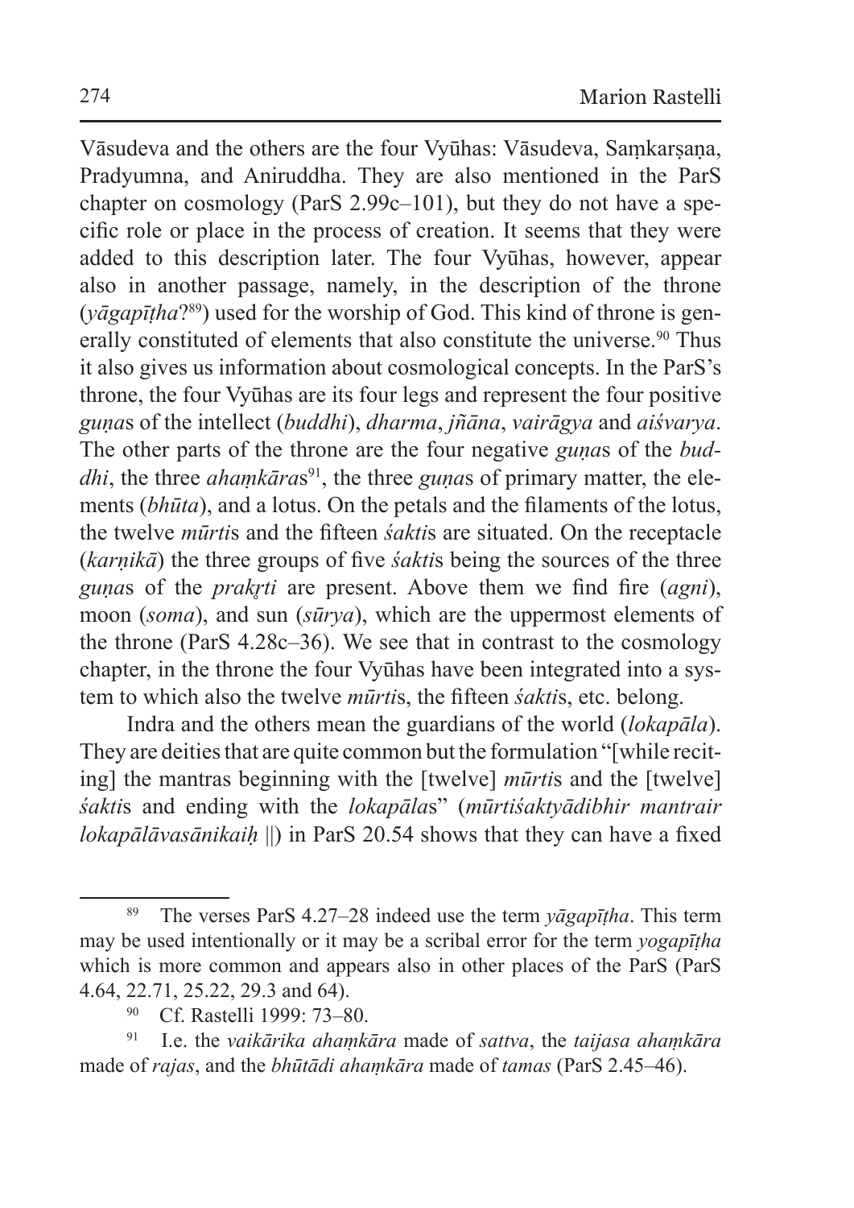Vāsudeva and the others are the four Vyūhas: Vāsudeva, Saṃkarṣaṇa, Pradyumna, and Aniruddha. They are also mentioned in the ParS chapter on cosmology (ParS 2.99c–101), but they do not have a specific role or place in the process of creation. It seems that they were added to this description later. The four Vyūhas, however, appear also in another passage, namely, in the description of the throne (*yāgapīṭha*?[89]) used for the worship of God. This kind of throne is generally constituted of elements that also constitute the universe.[90] Thus it also gives us information about cosmological concepts. In the ParS's throne, the four Vyūhas are its four legs and represent the four positive *guṇa*s of the intellect (*buddhi*), *dharma*, *jñāna*, *vairāgya* and *aiśvarya*. The other parts of the throne are the four negative *guṇa*s of the *buddhi*, the three *ahaṃkāra*s[91], the three *guṇa*s of primary matter, the elements (*bhūta*), and a lotus. On the petals and the filaments of the lotus, the twelve *mūrti*s and the fifteen *śakti*s are situated. On the receptacle (*karṇikā*) the three groups of five *śakti*s being the sources of the three *guṇa*s of the *prakṛti* are present. Above them we find fire (*agni*), moon (*soma*), and sun (*sūrya*), which are the uppermost elements of the throne (ParS 4.28c–36). We see that in contrast to the cosmology chapter, in the throne the four Vyūhas have been integrated into a system to which also the twelve *mūrti*s, the fifteen *śakti*s, etc. belong.

Indra and the others mean the guardians of the world (*lokapāla*). They are deities that are quite common but the formulation "[while reciting] the mantras beginning with the [twelve] *mūrti*s and the [twelve] *śakti*s and ending with the *lokapāla*s" (*mūrtiśaktyādibhir mantrair lokapālāvasānikaiḥ* ||) in ParS 20.54 shows that they can have a fixed

---

[89] The verses ParS 4.27–28 indeed use the term *yāgapīṭha*. This term may be used intentionally or it may be a scribal error for the term *yogapīṭha* which is more common and appears also in other places of the ParS (ParS 4.64, 22.71, 25.22, 29.3 and 64).

[90] Cf. Rastelli 1999: 73–80.

[91] I.e. the *vaikārika ahaṃkāra* made of *sattva*, the *taijasa ahaṃkāra* made of *rajas*, and the *bhūtādi ahaṃkāra* made of *tamas* (ParS 2.45–46).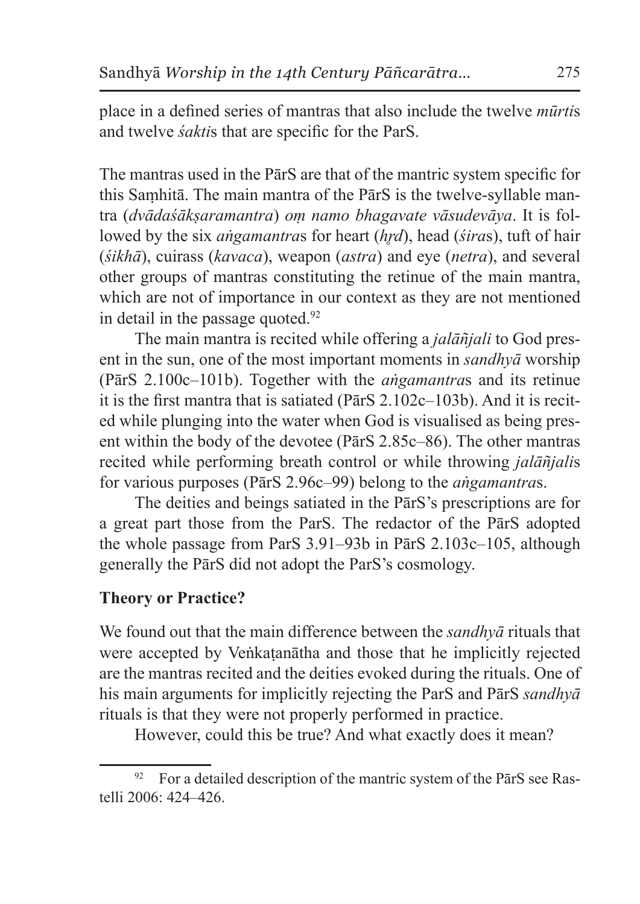place in a defined series of mantras that also include the twelve *mūrti*s and twelve *śakti*s that are specific for the ParS.

The mantras used in the PārS are that of the mantric system specific for this Saṃhitā. The main mantra of the PārS is the twelve-syllable mantra (*dvādaśākṣaramantra*) *oṃ namo bhagavate vāsudevāya*. It is followed by the six *aṅgamantra*s for heart (*hṛd*), head (*śira*s), tuft of hair (*śikhā*), cuirass (*kavaca*), weapon (*astra*) and eye (*netra*), and several other groups of mantras constituting the retinue of the main mantra, which are not of importance in our context as they are not mentioned in detail in the passage quoted.[92]

The main mantra is recited while offering a *jalāñjali* to God present in the sun, one of the most important moments in *sandhyā* worship (PārS 2.100c–101b). Together with the *aṅgamantra*s and its retinue it is the first mantra that is satiated (PārS 2.102c–103b). And it is recited while plunging into the water when God is visualised as being present within the body of the devotee (PārS 2.85c–86). The other mantras recited while performing breath control or while throwing *jalāñjali*s for various purposes (PārS 2.96c–99) belong to the *aṅgamantra*s.

The deities and beings satiated in the PārS's prescriptions are for a great part those from the ParS. The redactor of the PārS adopted the whole passage from ParS 3.91–93b in PārS 2.103c–105, although generally the PārS did not adopt the ParS's cosmology.

## Theory or Practice?

We found out that the main difference between the *sandhyā* rituals that were accepted by Veṅkaṭanātha and those that he implicitly rejected are the mantras recited and the deities evoked during the rituals. One of his main arguments for implicitly rejecting the ParS and PārS *sandhyā* rituals is that they were not properly performed in practice.

However, could this be true? And what exactly does it mean?

---

[92] For a detailed description of the mantric system of the PārS see Rastelli 2006: 424–426.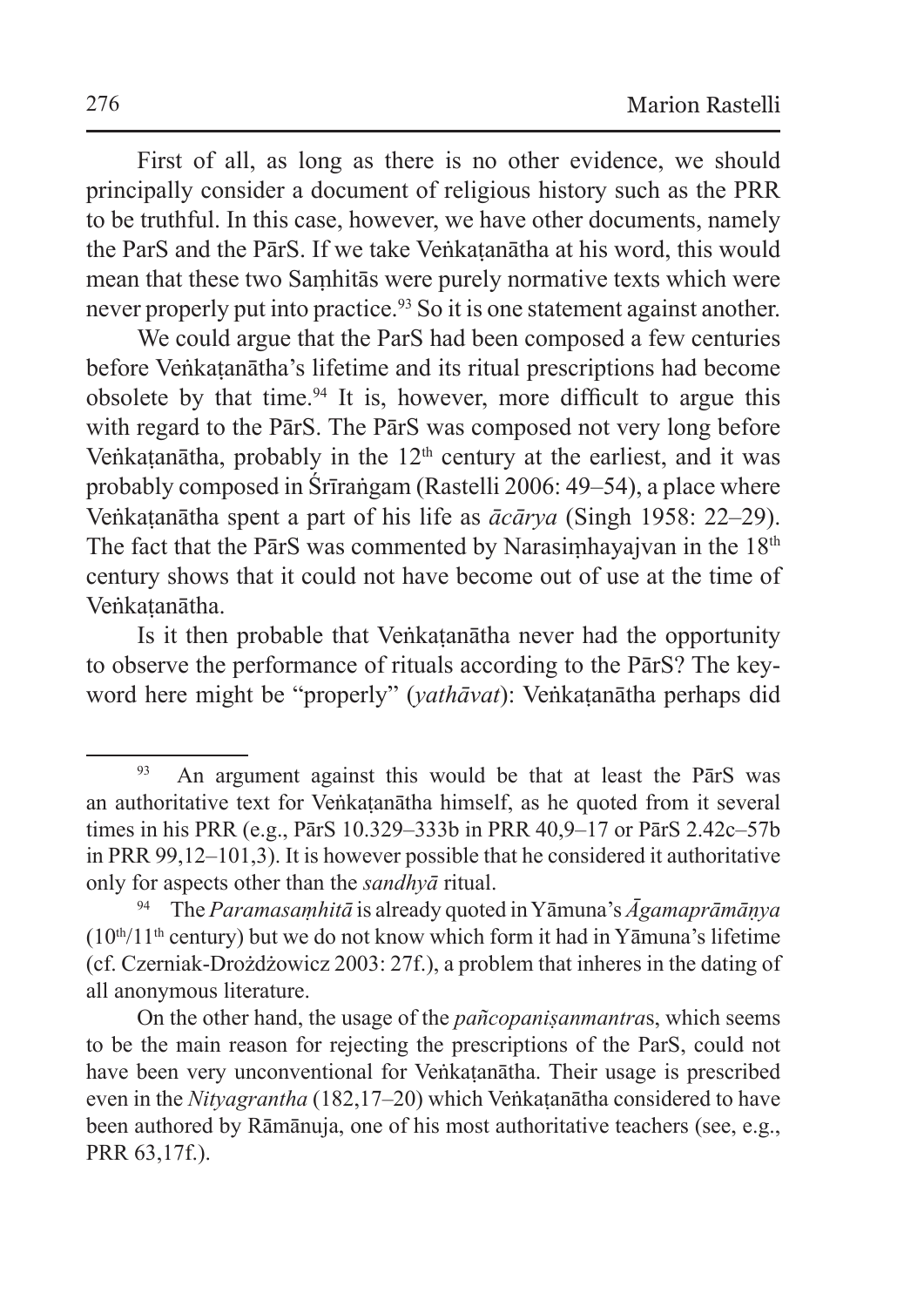First of all, as long as there is no other evidence, we should principally consider a document of religious history such as the PRR to be truthful. In this case, however, we have other documents, namely the ParS and the PārS. If we take Veṅkaṭanātha at his word, this would mean that these two Saṃhitās were purely normative texts which were never properly put into practice.[93] So it is one statement against another.

We could argue that the ParS had been composed a few centuries before Veṅkaṭanātha's lifetime and its ritual prescriptions had become obsolete by that time.[94] It is, however, more difficult to argue this with regard to the PārS. The PārS was composed not very long before Veṅkaṭanātha, probably in the 12th century at the earliest, and it was probably composed in Śrīraṅgam (Rastelli 2006: 49–54), a place where Veṅkaṭanātha spent a part of his life as *ācārya* (Singh 1958: 22–29). The fact that the PārS was commented by Narasiṃhayajvan in the 18th century shows that it could not have become out of use at the time of Veṅkaṭanātha.

Is it then probable that Veṅkaṭanātha never had the opportunity to observe the performance of rituals according to the PārS? The keyword here might be "properly" (*yathāvat*): Veṅkaṭanātha perhaps did

---

[93] An argument against this would be that at least the PārS was an authoritative text for Veṅkaṭanātha himself, as he quoted from it several times in his PRR (e.g., PārS 10.329–333b in PRR 40,9–17 or PārS 2.42c–57b in PRR 99,12–101,3). It is however possible that he considered it authoritative only for aspects other than the *sandhyā* ritual.

[94] The *Paramasaṃhitā* is already quoted in Yāmuna's *Āgamaprāmāṇya* (10th/11th century) but we do not know which form it had in Yāmuna's lifetime (cf. Czerniak-Drożdżowicz 2003: 27f.), a problem that inheres in the dating of all anonymous literature.

On the other hand, the usage of the *pañcopaniṣanmantra*s, which seems to be the main reason for rejecting the prescriptions of the ParS, could not have been very unconventional for Veṅkaṭanātha. Their usage is prescribed even in the *Nityagrantha* (182,17–20) which Veṅkaṭanātha considered to have been authored by Rāmānuja, one of his most authoritative teachers (see, e.g., PRR 63,17f.).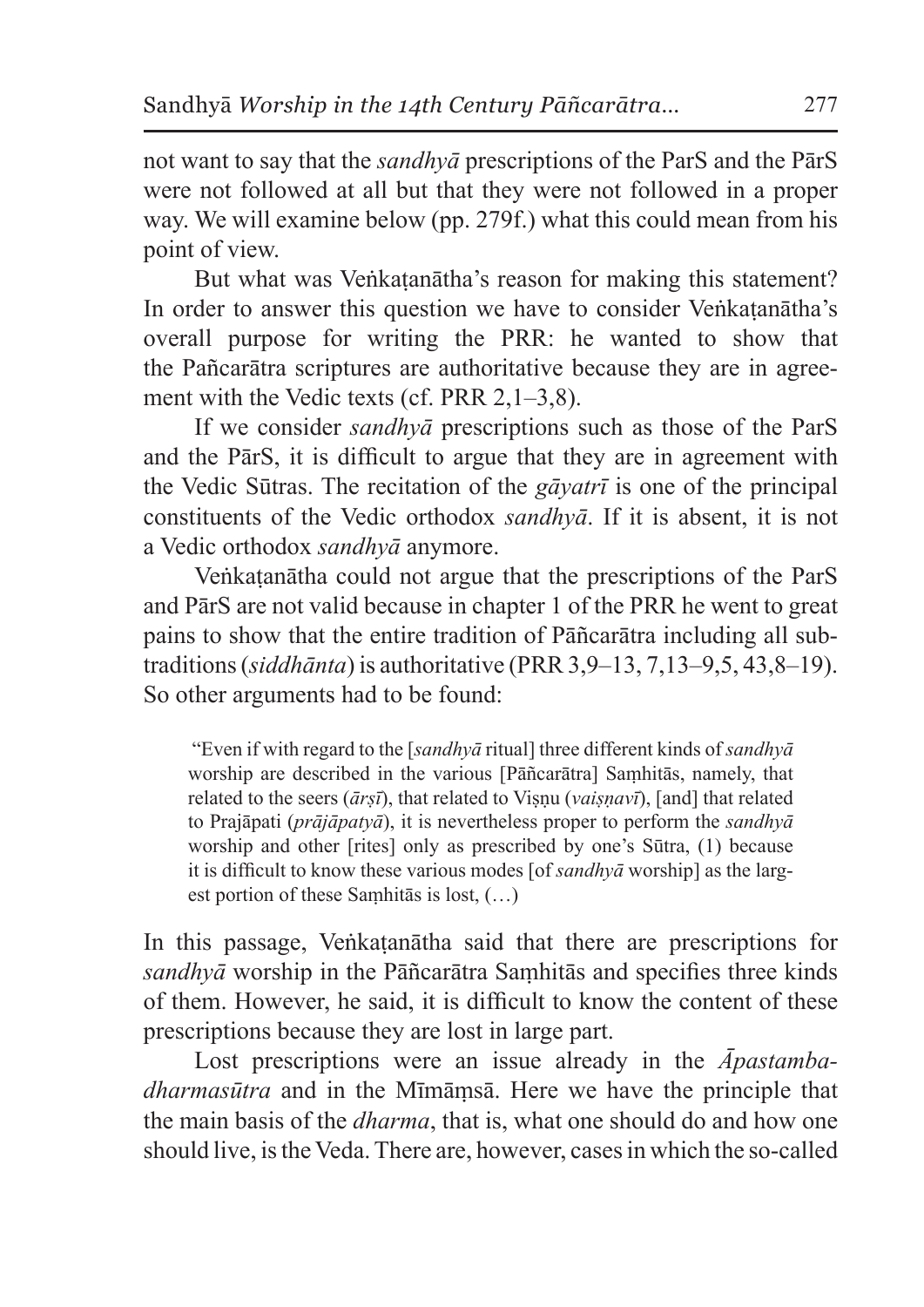not want to say that the *sandhyā* prescriptions of the ParS and the PārS were not followed at all but that they were not followed in a proper way. We will examine below (pp. 279f.) what this could mean from his point of view.

But what was Veṅkaṭanātha's reason for making this statement? In order to answer this question we have to consider Veṅkaṭanātha's overall purpose for writing the PRR: he wanted to show that the Pañcarātra scriptures are authoritative because they are in agreement with the Vedic texts (cf. PRR 2,1–3,8).

If we consider *sandhyā* prescriptions such as those of the ParS and the PārS, it is difficult to argue that they are in agreement with the Vedic Sūtras. The recitation of the *gāyatrī* is one of the principal constituents of the Vedic orthodox *sandhyā*. If it is absent, it is not a Vedic orthodox *sandhyā* anymore.

Veṅkaṭanātha could not argue that the prescriptions of the ParS and PārS are not valid because in chapter 1 of the PRR he went to great pains to show that the entire tradition of Pāñcarātra including all subtraditions (*siddhānta*) is authoritative (PRR 3,9–13, 7,13–9,5, 43,8–19). So other arguments had to be found:

> "Even if with regard to the [*sandhyā* ritual] three different kinds of *sandhyā* worship are described in the various [Pāñcarātra] Saṃhitās, namely, that related to the seers (*ārṣī*), that related to Viṣṇu (*vaiṣṇavī*), [and] that related to Prajāpati (*prājāpatyā*), it is nevertheless proper to perform the *sandhyā* worship and other [rites] only as prescribed by one's Sūtra, (1) because it is difficult to know these various modes [of *sandhyā* worship] as the largest portion of these Saṃhitās is lost, (…)

In this passage, Veṅkaṭanātha said that there are prescriptions for *sandhyā* worship in the Pāñcarātra Saṃhitās and specifies three kinds of them. However, he said, it is difficult to know the content of these prescriptions because they are lost in large part.

Lost prescriptions were an issue already in the *Āpastambadharmasūtra* and in the Mīmāṃsā. Here we have the principle that the main basis of the *dharma*, that is, what one should do and how one should live, is the Veda. There are, however, cases in which the so-called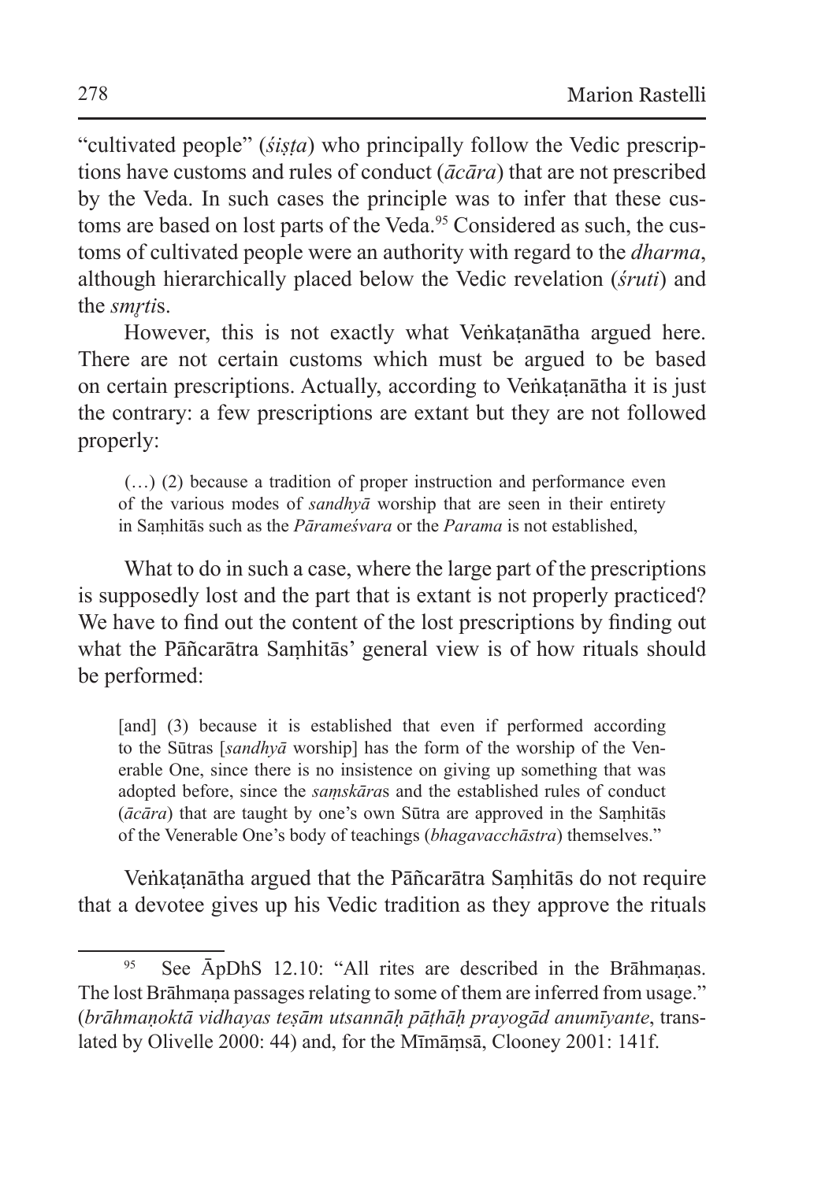"cultivated people" (*śiṣṭa*) who principally follow the Vedic prescriptions have customs and rules of conduct (*ācāra*) that are not prescribed by the Veda. In such cases the principle was to infer that these customs are based on lost parts of the Veda.[95] Considered as such, the customs of cultivated people were an authority with regard to the *dharma*, although hierarchically placed below the Vedic revelation (*śruti*) and the *smṛti*s.

However, this is not exactly what Veṅkaṭanātha argued here. There are not certain customs which must be argued to be based on certain prescriptions. Actually, according to Veṅkaṭanātha it is just the contrary: a few prescriptions are extant but they are not followed properly:

> (…) (2) because a tradition of proper instruction and performance even of the various modes of *sandhyā* worship that are seen in their entirety in Saṃhitās such as the *Pārameśvara* or the *Parama* is not established,

What to do in such a case, where the large part of the prescriptions is supposedly lost and the part that is extant is not properly practiced? We have to find out the content of the lost prescriptions by finding out what the Pāñcarātra Saṃhitās' general view is of how rituals should be performed:

> [and] (3) because it is established that even if performed according to the Sūtras [*sandhyā* worship] has the form of the worship of the Venerable One, since there is no insistence on giving up something that was adopted before, since the *saṃskāra*s and the established rules of conduct (*ācāra*) that are taught by one's own Sūtra are approved in the Saṃhitās of the Venerable One's body of teachings (*bhagavacchāstra*) themselves."

Veṅkaṭanātha argued that the Pāñcarātra Saṃhitās do not require that a devotee gives up his Vedic tradition as they approve the rituals

---

[95] See ĀpDhS 12.10: "All rites are described in the Brāhmaṇas. The lost Brāhmaṇa passages relating to some of them are inferred from usage." (*brāhmaṇoktā vidhayas teṣām utsannāḥ pāṭhāḥ prayogād anumīyante*, translated by Olivelle 2000: 44) and, for the Mīmāṃsā, Clooney 2001: 141f.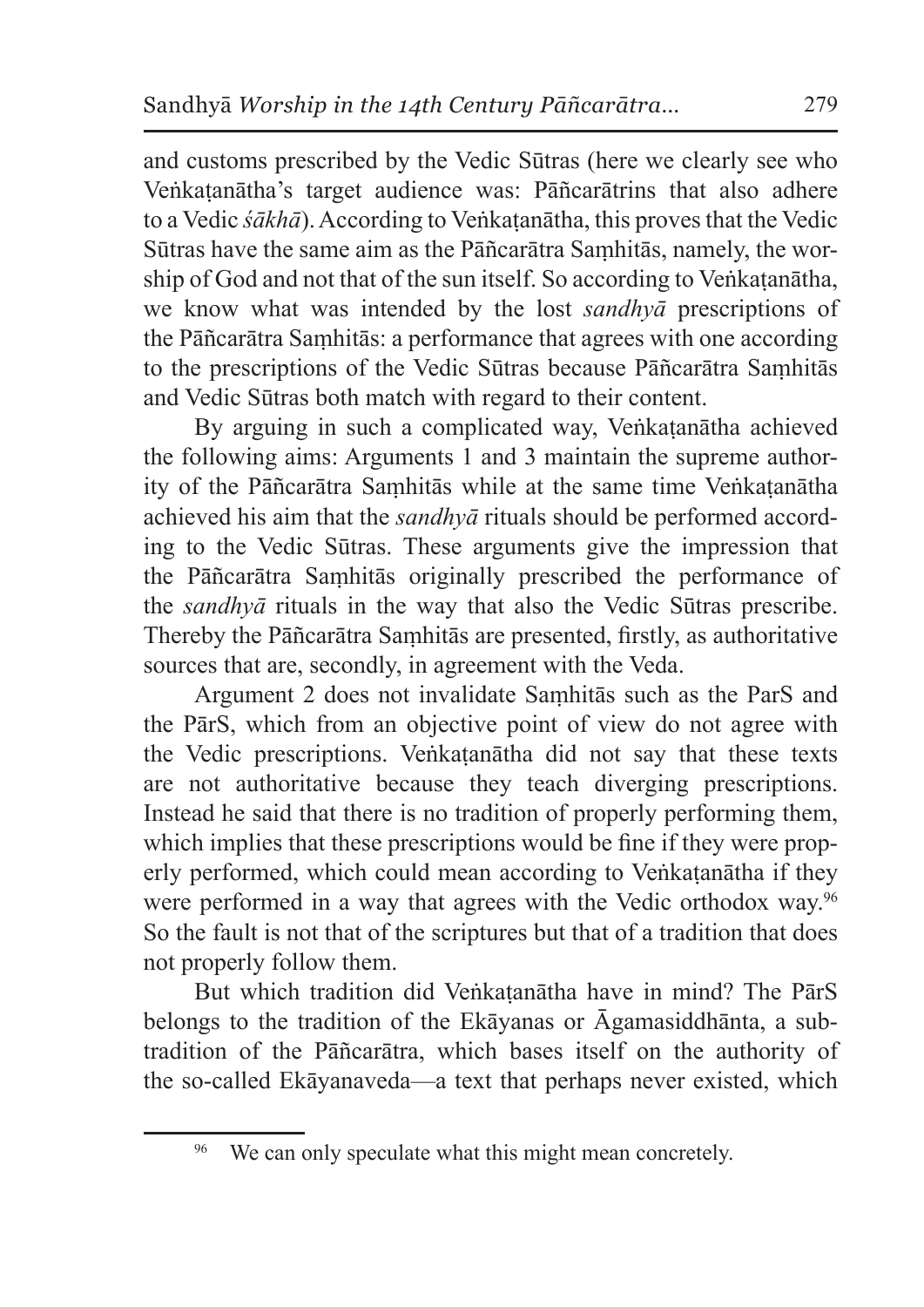and customs prescribed by the Vedic Sūtras (here we clearly see who Veṅkaṭanātha's target audience was: Pāñcarātrins that also adhere to a Vedic *śākhā*). According to Veṅkaṭanātha, this proves that the Vedic Sūtras have the same aim as the Pāñcarātra Saṃhitās, namely, the worship of God and not that of the sun itself. So according to Veṅkaṭanātha, we know what was intended by the lost *sandhyā* prescriptions of the Pāñcarātra Saṃhitās: a performance that agrees with one according to the prescriptions of the Vedic Sūtras because Pāñcarātra Saṃhitās and Vedic Sūtras both match with regard to their content.

By arguing in such a complicated way, Veṅkaṭanātha achieved the following aims: Arguments 1 and 3 maintain the supreme authority of the Pāñcarātra Saṃhitās while at the same time Veṅkaṭanātha achieved his aim that the *sandhyā* rituals should be performed according to the Vedic Sūtras. These arguments give the impression that the Pāñcarātra Saṃhitās originally prescribed the performance of the *sandhyā* rituals in the way that also the Vedic Sūtras prescribe. Thereby the Pāñcarātra Saṃhitās are presented, firstly, as authoritative sources that are, secondly, in agreement with the Veda.

Argument 2 does not invalidate Saṃhitās such as the ParS and the PārS, which from an objective point of view do not agree with the Vedic prescriptions. Veṅkaṭanātha did not say that these texts are not authoritative because they teach diverging prescriptions. Instead he said that there is no tradition of properly performing them, which implies that these prescriptions would be fine if they were properly performed, which could mean according to Veṅkaṭanātha if they were performed in a way that agrees with the Vedic orthodox way.[96] So the fault is not that of the scriptures but that of a tradition that does not properly follow them.

But which tradition did Veṅkaṭanātha have in mind? The PārS belongs to the tradition of the Ekāyanas or Āgamasiddhānta, a subtradition of the Pāñcarātra, which bases itself on the authority of the so-called Ekāyanaveda—a text that perhaps never existed, which

---

[96] We can only speculate what this might mean concretely.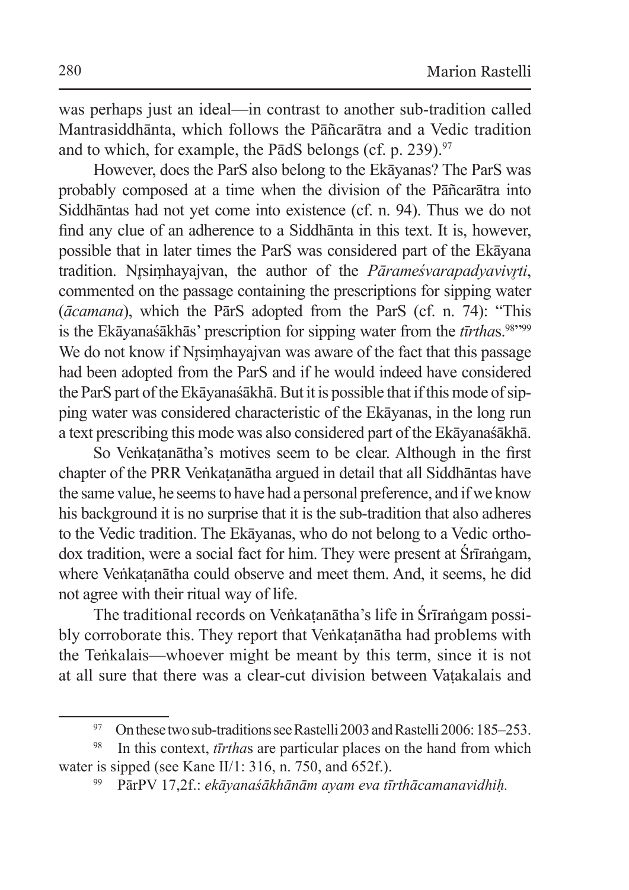was perhaps just an ideal—in contrast to another sub-tradition called Mantrasiddhānta, which follows the Pāñcarātra and a Vedic tradition and to which, for example, the PādS belongs (cf. p. 239).[97]

However, does the ParS also belong to the Ekāyanas? The ParS was probably composed at a time when the division of the Pāñcarātra into Siddhāntas had not yet come into existence (cf. n. 94). Thus we do not find any clue of an adherence to a Siddhānta in this text. It is, however, possible that in later times the ParS was considered part of the Ekāyana tradition. Nṛsiṃhayajvan, the author of the *Pārameśvarapadyavivṛti*, commented on the passage containing the prescriptions for sipping water (*ācamana*), which the PārS adopted from the ParS (cf. n. 74): "This is the Ekāyanaśākhās' prescription for sipping water from the *tīrtha*s.[98]"[99] We do not know if Nṛsiṃhayajvan was aware of the fact that this passage had been adopted from the ParS and if he would indeed have considered the ParS part of the Ekāyanaśākhā. But it is possible that if this mode of sipping water was considered characteristic of the Ekāyanas, in the long run a text prescribing this mode was also considered part of the Ekāyanaśākhā.

So Veṅkaṭanātha's motives seem to be clear. Although in the first chapter of the PRR Veṅkaṭanātha argued in detail that all Siddhāntas have the same value, he seems to have had a personal preference, and if we know his background it is no surprise that it is the sub-tradition that also adheres to the Vedic tradition. The Ekāyanas, who do not belong to a Vedic orthodox tradition, were a social fact for him. They were present at Śrīraṅgam, where Veṅkaṭanātha could observe and meet them. And, it seems, he did not agree with their ritual way of life.

The traditional records on Veṅkaṭanātha's life in Śrīraṅgam possibly corroborate this. They report that Veṅkaṭanātha had problems with the Teṅkalais—whoever might be meant by this term, since it is not at all sure that there was a clear-cut division between Vaṭakalais and

---

[97] On these two sub-traditions see Rastelli 2003 and Rastelli 2006: 185–253.

[98] In this context, *tīrtha*s are particular places on the hand from which water is sipped (see Kane II/1: 316, n. 750, and 652f.).

[99] PārPV 17,2f.: *ekāyanaśākhānām ayam eva tīrthācamanavidhiḥ.*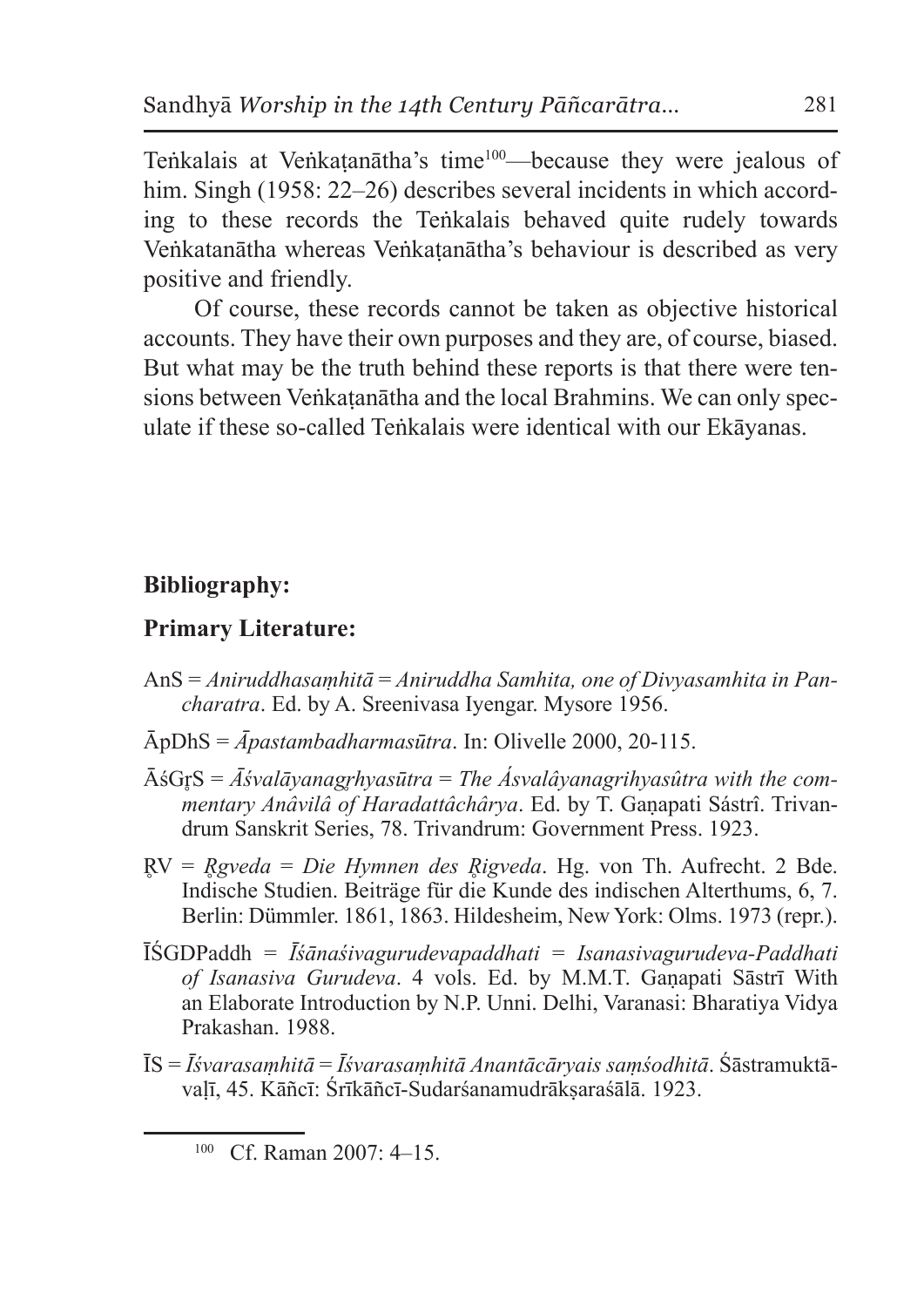Teṅkalais at Veṅkaṭanātha's time[100]—because they were jealous of him. Singh (1958: 22–26) describes several incidents in which according to these records the Teṅkalais behaved quite rudely towards Veṅkatanātha whereas Veṅkaṭanātha's behaviour is described as very positive and friendly.

Of course, these records cannot be taken as objective historical accounts. They have their own purposes and they are, of course, biased. But what may be the truth behind these reports is that there were tensions between Veṅkaṭanātha and the local Brahmins. We can only speculate if these so-called Teṅkalais were identical with our Ekāyanas.

## Bibliography:

### Primary Literature:

AnS = *Aniruddhasaṃhitā* = *Aniruddha Samhita, one of Divyasamhita in Pancharatra*. Ed. by A. Sreenivasa Iyengar. Mysore 1956.

ĀpDhS = *Āpastambadharmasūtra*. In: Olivelle 2000, 20-115.

ĀśGṛS = *Āśvalāyanagṛhyasūtra* = *The Ásvalâyanagrihyasûtra with the commentary Anâvilâ of Haradattâchârya*. Ed. by T. Gaṇapati Sástrî. Trivandrum Sanskrit Series, 78. Trivandrum: Government Press. 1923.

ṚV = *Ṛgveda* = *Die Hymnen des Ṛigveda*. Hg. von Th. Aufrecht. 2 Bde. Indische Studien. Beiträge für die Kunde des indischen Alterthums, 6, 7. Berlin: Dümmler. 1861, 1863. Hildesheim, New York: Olms. 1973 (repr.).

ĪŚGDPaddh = *Īśānaśivagurudevapaddhati* = *Isanasivagurudeva-Paddhati of Isanasiva Gurudeva*. 4 vols. Ed. by M.M.T. Gaṇapati Sāstrī With an Elaborate Introduction by N.P. Unni. Delhi, Varanasi: Bharatiya Vidya Prakashan. 1988.

ĪS = *Īśvarasaṃhitā* = *Īśvarasaṃhitā Anantācāryais saṃśodhitā*. Śāstramuktāvaḷī, 45. Kāñcī: Śrīkāñcī-Sudarśanamudrākṣaraśālā. 1923.

---

[100] Cf. Raman 2007: 4–15.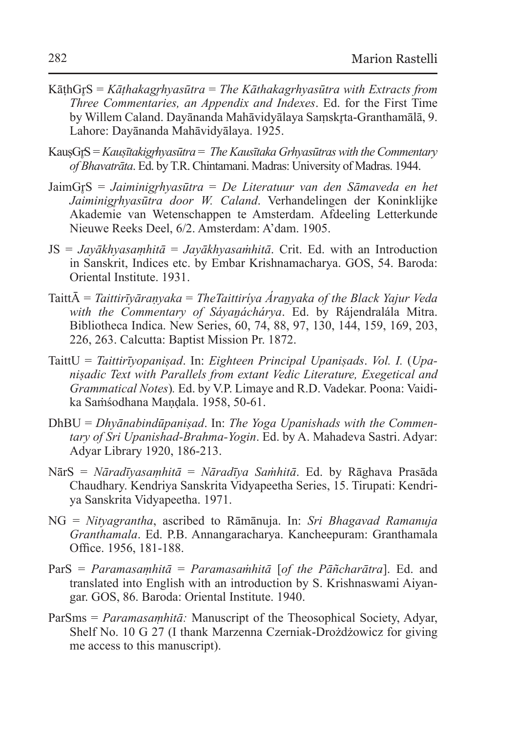KāṭhGṛS = *Kāṭhakagṛhyasūtra* = *The Kāthakagrhyasūtra with Extracts from Three Commentaries, an Appendix and Indexes*. Ed. for the First Time by Willem Caland. Dayānanda Mahāvidyālaya Saṃskṛta-Granthamālā, 9. Lahore: Dayānanda Mahāvidyālaya. 1925.

KauṣGṛS = *Kauṣītakigṛhyasūtra* = *The Kausītaka Grhyasūtras with the Commentary of Bhavatrāta*. Ed. by T.R. Chintamani. Madras: University of Madras. 1944.

JaimGṛS = *Jaiminigṛhyasūtra* = *De Literatuur van den Sāmaveda en het Jaiminigṛhyasūtra door W. Caland*. Verhandelingen der Koninklijke Akademie van Wetenschappen te Amsterdam. Afdeeling Letterkunde Nieuwe Reeks Deel, 6/2. Amsterdam: A'dam. 1905.

JS = *Jayākhyasaṃhitā* = *Jayākhyasaṁhitā*. Crit. Ed. with an Introduction in Sanskrit, Indices etc. by Embar Krishnamacharya. GOS, 54. Baroda: Oriental Institute. 1931.

TaittĀ = *Taittirīyāraṇyaka* = *TheTaittiríya Áraṉyaka of the Black Yajur Veda with the Commentary of Sáyaṉáchárya*. Ed. by Rájendralála Mitra. Bibliotheca Indica. New Series, 60, 74, 88, 97, 130, 144, 159, 169, 203, 226, 263. Calcutta: Baptist Mission Pr. 1872.

TaittU = *Taittirīyopaniṣad*. In: *Eighteen Principal Upaniṣads*. *Vol. I.* (*Upaniṣadic Text with Parallels from extant Vedic Literature, Exegetical and Grammatical Notes*)*.* Ed. by V.P. Limaye and R.D. Vadekar. Poona: Vaidika Saṁśodhana Maṇḍala. 1958, 50-61.

DhBU = *Dhyānabindūpaniṣad*. In: *The Yoga Upanishads with the Commentary of Sri Upanishad-Brahma-Yogin*. Ed. by A. Mahadeva Sastri. Adyar: Adyar Library 1920, 186-213.

NārS = *Nāradīyasaṃhitā* = *Nāradīya Saṁhitā*. Ed. by Rāghava Prasāda Chaudhary. Kendriya Sanskrita Vidyapeetha Series, 15. Tirupati: Kendriya Sanskrita Vidyapeetha. 1971.

NG = *Nityagrantha*, ascribed to Rāmānuja. In: *Sri Bhagavad Ramanuja Granthamala*. Ed. P.B. Annangaracharya. Kancheepuram: Granthamala Office. 1956, 181-188.

ParS = *Paramasaṃhitā* = *Paramasaṁhitā* [*of the Pāñcharātra*]. Ed. and translated into English with an introduction by S. Krishnaswami Aiyangar. GOS, 86. Baroda: Oriental Institute. 1940.

ParSms = *Paramasaṃhitā:* Manuscript of the Theosophical Society, Adyar, Shelf No. 10 G 27 (I thank Marzenna Czerniak-Drożdżowicz for giving me access to this manuscript).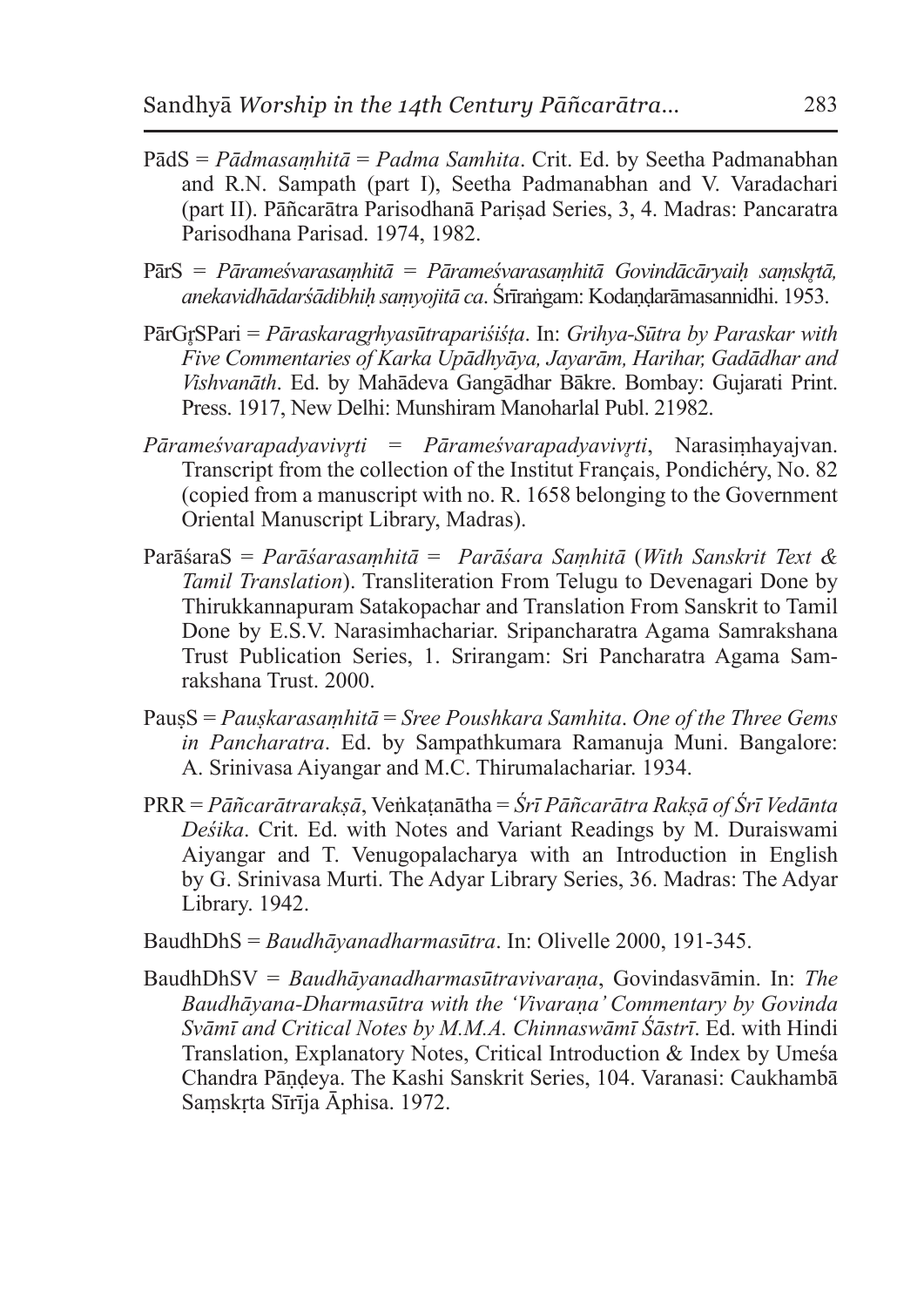PādS = *Pādmasaṃhitā* = *Padma Samhita*. Crit. Ed. by Seetha Padmanabhan and R.N. Sampath (part I), Seetha Padmanabhan and V. Varadachari (part II). Pāñcarātra Parisodhanā Pariṣad Series, 3, 4. Madras: Pancaratra Parisodhana Parisad. 1974, 1982.

PārS = *Pārameśvarasaṃhitā* = *Pārameśvarasaṃhitā Govindācāryaiḥ saṃskṛtā, anekavidhādarśādibhiḥ saṃyojitā ca*. Śrīraṅgam: Kodaṇḍarāmasannidhi. 1953.

PārGṛSPari = *Pāraskaragṛhyasūtrapariśiṣṭa*. In: *Grihya-Sūtra by Paraskar with Five Commentaries of Karka Upādhyāya, Jayarām, Harihar, Gadādhar and Vishvanāth*. Ed. by Mahādeva Gangādhar Bākre. Bombay: Gujarati Print. Press. 1917, New Delhi: Munshiram Manoharlal Publ. 21982.

*Pārameśvarapadyavivṛti* = *Pārameśvarapadyavivṛti*, Narasiṃhayajvan. Transcript from the collection of the Institut Français, Pondichéry, No. 82 (copied from a manuscript with no. R. 1658 belonging to the Government Oriental Manuscript Library, Madras).

ParāśaraS = *Parāśarasaṃhitā* = *Parāśara Saṃhitā* (*With Sanskrit Text & Tamil Translation*). Transliteration From Telugu to Devenagari Done by Thirukkannapuram Satakopachar and Translation From Sanskrit to Tamil Done by E.S.V. Narasimhachariar. Sripancharatra Agama Samrakshana Trust Publication Series, 1. Srirangam: Sri Pancharatra Agama Samrakshana Trust. 2000.

PauṣS = *Pauṣkarasaṃhitā* = *Sree Poushkara Samhita*. *One of the Three Gems in Pancharatra*. Ed. by Sampathkumara Ramanuja Muni. Bangalore: A. Srinivasa Aiyangar and M.C. Thirumalachariar. 1934.

PRR = *Pāñcarātrarakṣā*, Veṅkaṭanātha = *Śrī Pāñcarātra Rakṣā of Śrī Vedānta Deśika*. Crit. Ed. with Notes and Variant Readings by M. Duraiswami Aiyangar and T. Venugopalacharya with an Introduction in English by G. Srinivasa Murti. The Adyar Library Series, 36. Madras: The Adyar Library. 1942.

BaudhDhS = *Baudhāyanadharmasūtra*. In: Olivelle 2000, 191-345.

BaudhDhSV = *Baudhāyanadharmasūtravivaraṇa*, Govindasvāmin. In: *The Baudhāyana-Dharmasūtra with the 'Vivaraṇa' Commentary by Govinda Svāmī and Critical Notes by M.M.A. Chinnaswāmī Śāstrī*. Ed. with Hindi Translation, Explanatory Notes, Critical Introduction & Index by Umeśa Chandra Pāṇḍeya. The Kashi Sanskrit Series, 104. Varanasi: Caukhambā Saṃskṛta Sīrīja Āphisa. 1972.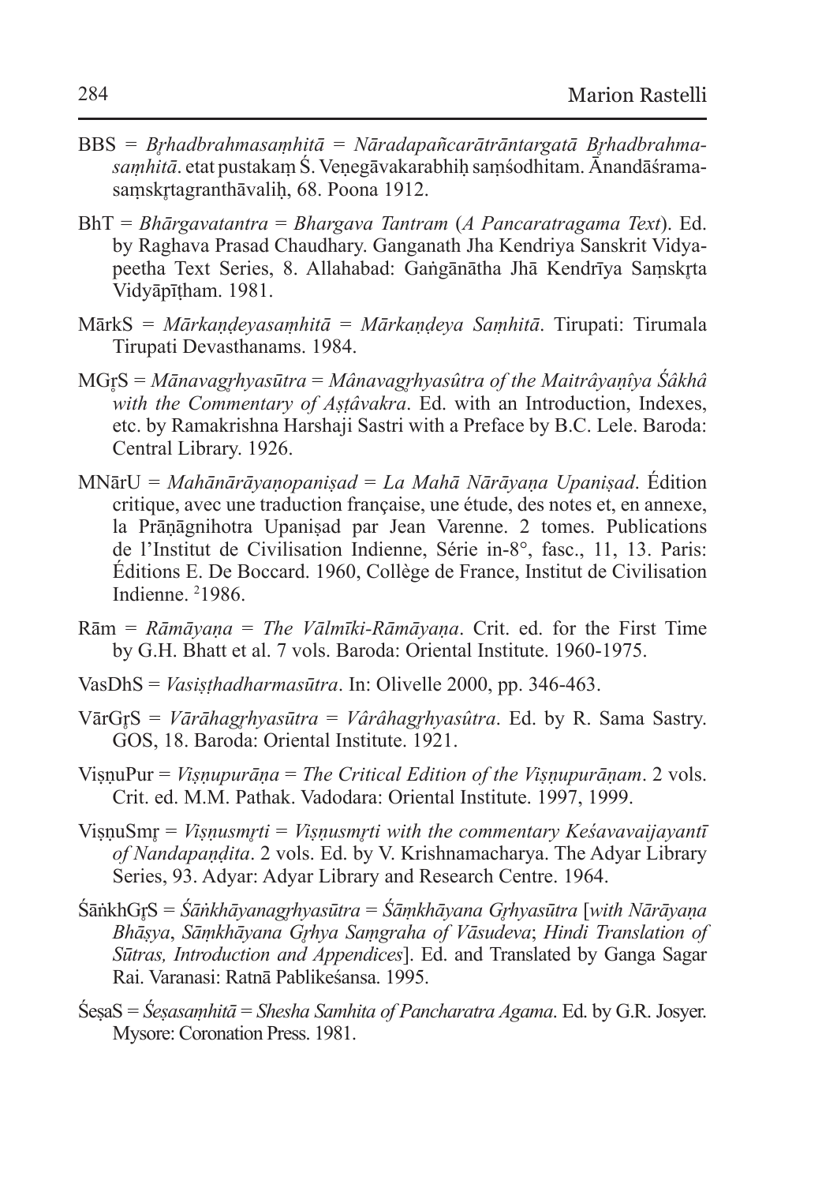BBS = *Bṛhadbrahmasaṃhitā* = *Nāradapañcarātrāntargatā Bṛhadbrahmasaṃhitā*. etat pustakaṃ Ś. Veṇegāvakarabhiḥ saṃśodhitam. Ānandāśramasaṃskṛtagranthāvaliḥ, 68. Poona 1912.

BhT = *Bhārgavatantra* = *Bhargava Tantram* (*A Pancaratragama Text*). Ed. by Raghava Prasad Chaudhary. Ganganath Jha Kendriya Sanskrit Vidyapeetha Text Series, 8. Allahabad: Gaṅgānātha Jhā Kendrīya Saṃskṛta Vidyāpīṭham. 1981.

MārkS = *Mārkaṇḍeyasaṃhitā* = *Mārkaṇḍeya Saṃhitā*. Tirupati: Tirumala Tirupati Devasthanams. 1984.

MGṛS = *Mānavagṛhyasūtra* = *Mânavagṛhyasûtra of the Maitrâyaṇîya Śákhâ with the Commentary of Aṣṭâvakra*. Ed. with an Introduction, Indexes, etc. by Ramakrishna Harshaji Sastri with a Preface by B.C. Lele. Baroda: Central Library. 1926.

MNārU = *Mahānārāyaṇopaniṣad* = *La Mahā Nārāyaṇa Upaniṣad*. Édition critique, avec une traduction française, une étude, des notes et, en annexe, la Prāṇāgnihotra Upaniṣad par Jean Varenne. 2 tomes. Publications de l'Institut de Civilisation Indienne, Série in-8°, fasc., 11, 13. Paris: Éditions E. De Boccard. 1960, Collège de France, Institut de Civilisation Indienne. [2]1986.

Rām = *Rāmāyaṇa* = *The Vālmīki-Rāmāyaṇa*. Crit. ed. for the First Time by G.H. Bhatt et al. 7 vols. Baroda: Oriental Institute. 1960-1975.

VasDhS = *Vasiṣṭhadharmasūtra*. In: Olivelle 2000, pp. 346-463.

VārGṛS = *Vārāhagṛhyasūtra* = *Vârâhagṛhyasûtra*. Ed. by R. Sama Sastry. GOS, 18. Baroda: Oriental Institute. 1921.

ViṣṇuPur = *Viṣṇupurāṇa* = *The Critical Edition of the Viṣṇupurāṇam*. 2 vols. Crit. ed. M.M. Pathak. Vadodara: Oriental Institute. 1997, 1999.

ViṣṇuSmṛ = *Viṣṇusmṛti* = *Viṣṇusmṛti with the commentary Keśavavaijayantī of Nandapaṇḍita*. 2 vols. Ed. by V. Krishnamacharya. The Adyar Library Series, 93. Adyar: Adyar Library and Research Centre. 1964.

ŚāṅkhGṛS = *Śāṅkhāyanagṛhyasūtra* = *Śāṃkhāyana Gṛhyasūtra* [*with Nārāyaṇa Bhāṣya*, *Sāṃkhāyana Gṛhya Saṃgraha of Vāsudeva*; *Hindi Translation of Sūtras, Introduction and Appendices*]. Ed. and Translated by Ganga Sagar Rai. Varanasi: Ratnā Pablikeśansa. 1995.

ŚeṣaS = *Śeṣasaṃhitā* = *Shesha Samhita of Pancharatra Agama*. Ed. by G.R. Josyer. Mysore: Coronation Press. 1981.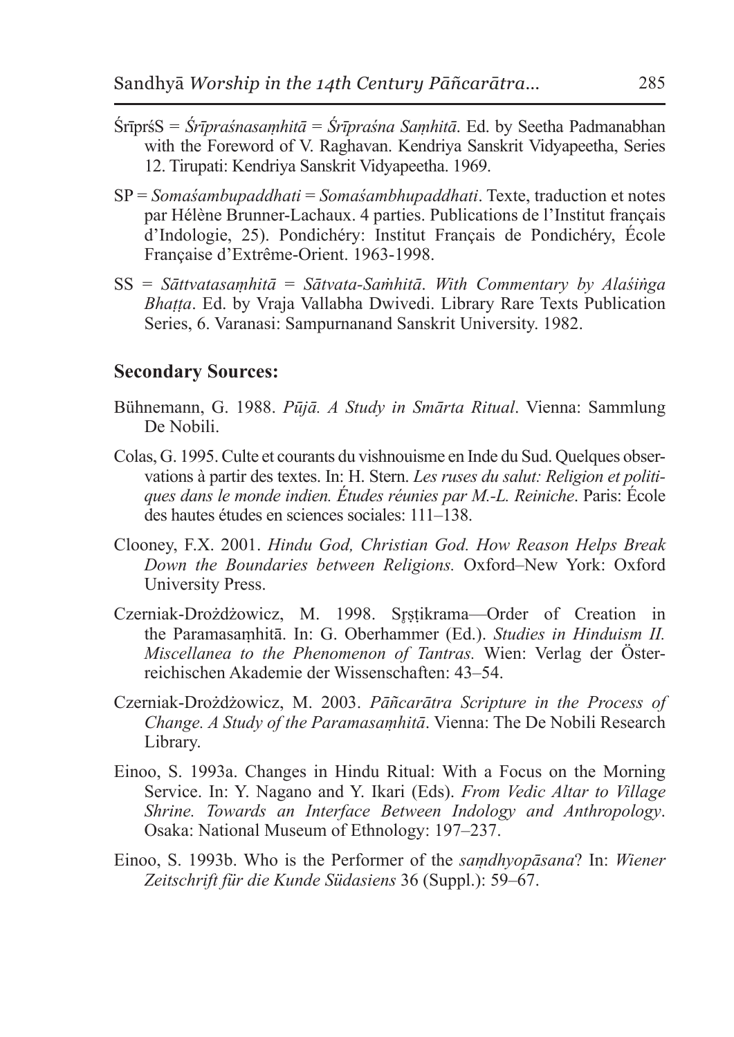ŚrīprśS = *Śrīpraśnasaṃhitā* = *Śrīpraśna Saṃhitā*. Ed. by Seetha Padmanabhan with the Foreword of V. Raghavan. Kendriya Sanskrit Vidyapeetha, Series 12. Tirupati: Kendriya Sanskrit Vidyapeetha. 1969.

SP = *Somaśambupaddhati* = *Somaśambhupaddhati*. Texte, traduction et notes par Hélène Brunner-Lachaux. 4 parties. Publications de l'Institut français d'Indologie, 25). Pondichéry: Institut Français de Pondichéry, École Française d'Extrême-Orient. 1963-1998.

SS = *Sāttvatasaṃhitā* = *Sātvata-Saṁhitā*. *With Commentary by Alaśiṅga Bhaṭṭa*. Ed. by Vraja Vallabha Dwivedi. Library Rare Texts Publication Series, 6. Varanasi: Sampurnanand Sanskrit University. 1982.

## Secondary Sources:

Bühnemann, G. 1988. *Pūjā. A Study in Smārta Ritual*. Vienna: Sammlung De Nobili.

Colas, G. 1995. Culte et courants du vishnouisme en Inde du Sud. Quelques observations à partir des textes. In: H. Stern. *Les ruses du salut: Religion et politiques dans le monde indien. Études réunies par M.-L. Reiniche*. Paris: École des hautes études en sciences sociales: 111–138.

Clooney, F.X. 2001. *Hindu God, Christian God. How Reason Helps Break Down the Boundaries between Religions.* Oxford–New York: Oxford University Press.

Czerniak-Drożdżowicz, M. 1998. Sṛṣṭikrama—Order of Creation in the Paramasaṃhitā. In: G. Oberhammer (Ed.). *Studies in Hinduism II. Miscellanea to the Phenomenon of Tantras.* Wien: Verlag der Österreichischen Akademie der Wissenschaften: 43–54.

Czerniak-Drożdżowicz, M. 2003. *Pāñcarātra Scripture in the Process of Change. A Study of the Paramasaṃhitā*. Vienna: The De Nobili Research Library.

Einoo, S. 1993a. Changes in Hindu Ritual: With a Focus on the Morning Service. In: Y. Nagano and Y. Ikari (Eds). *From Vedic Altar to Village Shrine. Towards an Interface Between Indology and Anthropology*. Osaka: National Museum of Ethnology: 197–237.

Einoo, S. 1993b. Who is the Performer of the *saṃdhyopāsana*? In: *Wiener Zeitschrift für die Kunde Südasiens* 36 (Suppl.): 59–67.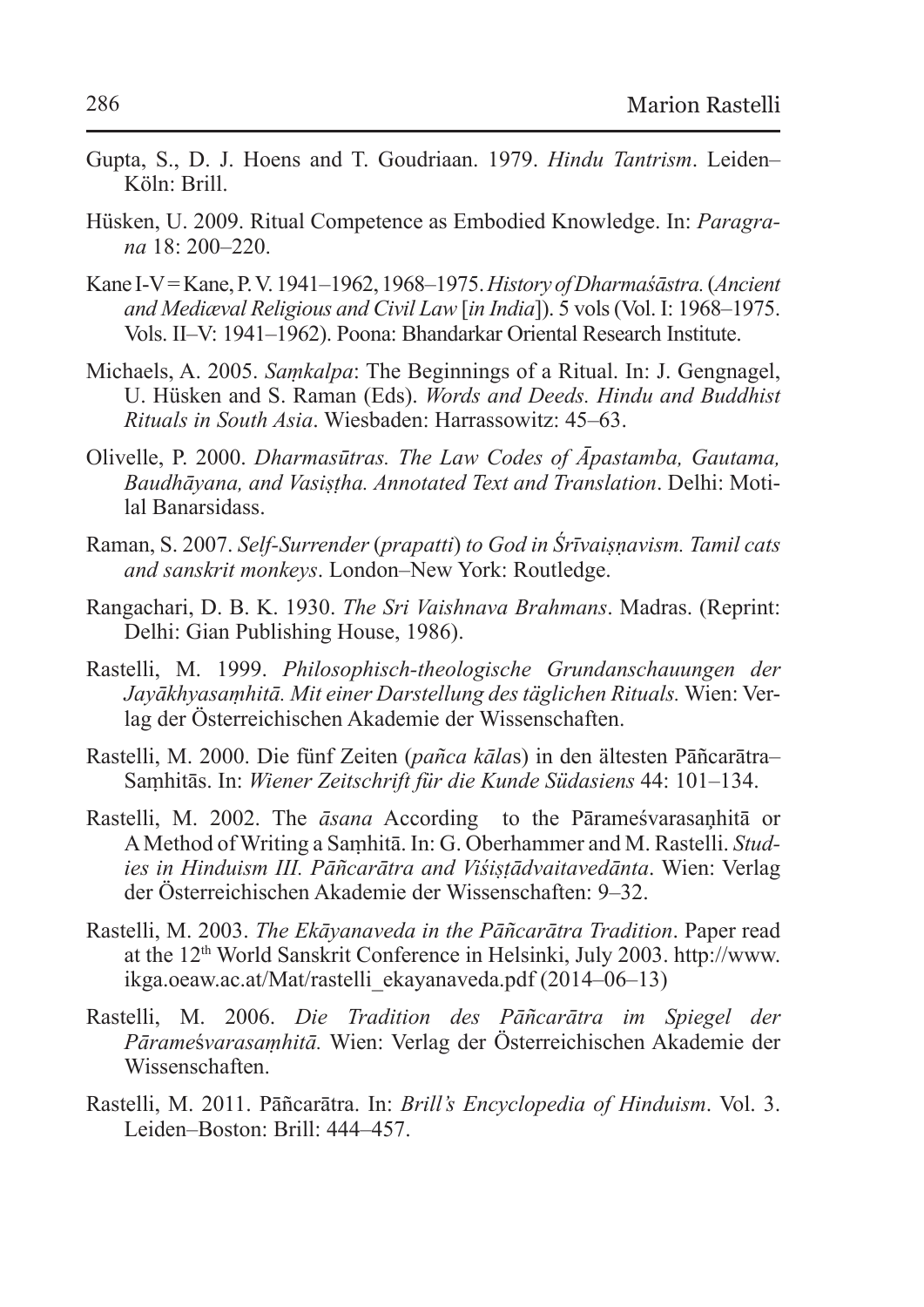Gupta, S., D. J. Hoens and T. Goudriaan. 1979. *Hindu Tantrism*. Leiden–Köln: Brill.

Hüsken, U. 2009. Ritual Competence as Embodied Knowledge. In: *Paragrana* 18: 200–220.

Kane I-V = Kane, P. V. 1941–1962, 1968–1975. *History of Dharmaśāstra.* (*Ancient and Mediæval Religious and Civil Law* [*in India*]). 5 vols (Vol. I: 1968–1975. Vols. II–V: 1941–1962). Poona: Bhandarkar Oriental Research Institute.

Michaels, A. 2005. *Saṃkalpa*: The Beginnings of a Ritual. In: J. Gengnagel, U. Hüsken and S. Raman (Eds). *Words and Deeds. Hindu and Buddhist Rituals in South Asia*. Wiesbaden: Harrassowitz: 45–63.

Olivelle, P. 2000. *Dharmasūtras. The Law Codes of Āpastamba, Gautama, Baudhāyana, and Vasiṣṭha. Annotated Text and Translation*. Delhi: Motilal Banarsidass.

Raman, S. 2007. *Self-Surrender* (*prapatti*) *to God in Śrīvaiṣṇavism. Tamil cats and sanskrit monkeys*. London–New York: Routledge.

Rangachari, D. B. K. 1930. *The Sri Vaishnava Brahmans*. Madras. (Reprint: Delhi: Gian Publishing House, 1986).

Rastelli, M. 1999. *Philosophisch-theologische Grundanschauungen der Jayākhyasaṃhitā. Mit einer Darstellung des täglichen Rituals.* Wien: Verlag der Österreichischen Akademie der Wissenschaften.

Rastelli, M. 2000. Die fünf Zeiten (*pañca kāla*s) in den ältesten Pāñcarātra–Saṃhitās. In: *Wiener Zeitschrift für die Kunde Südasiens* 44: 101–134.

Rastelli, M. 2002. The *āsana* According to the Pārameśvarasaṇhitā or A Method of Writing a Saṃhitā. In: G. Oberhammer and M. Rastelli. *Studies in Hinduism III. Pāñcarātra and Viśiṣṭādvaitavedānta*. Wien: Verlag der Österreichischen Akademie der Wissenschaften: 9–32.

Rastelli, M. 2003. *The Ekāyanaveda in the Pāñcarātra Tradition*. Paper read at the 12th World Sanskrit Conference in Helsinki, July 2003. http://www.ikga.oeaw.ac.at/Mat/rastelli_ekayanaveda.pdf (2014–06–13)

Rastelli, M. 2006. *Die Tradition des Pāñcarātra im Spiegel der Pārameśvarasaṃhitā.* Wien: Verlag der Österreichischen Akademie der Wissenschaften.

Rastelli, M. 2011. Pāñcarātra. In: *Brill's Encyclopedia of Hinduism*. Vol. 3. Leiden–Boston: Brill: 444–457.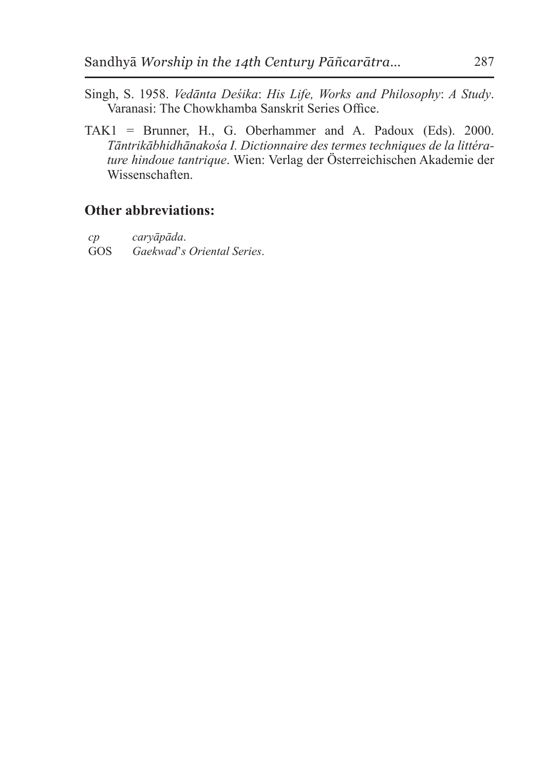Singh, S. 1958. *Vedānta Deśika*: *His Life, Works and Philosophy*: *A Study*. Varanasi: The Chowkhamba Sanskrit Series Office.

TAK1 = Brunner, H., G. Oberhammer and A. Padoux (Eds). 2000. *Tāntrikābhidhānakośa I. Dictionnaire des termes techniques de la littérature hindoue tantrique*. Wien: Verlag der Österreichischen Akademie der Wissenschaften.

## Other abbreviations:

*cp* *caryāpāda*.

GOS *Gaekwad*'*s Oriental Series*.